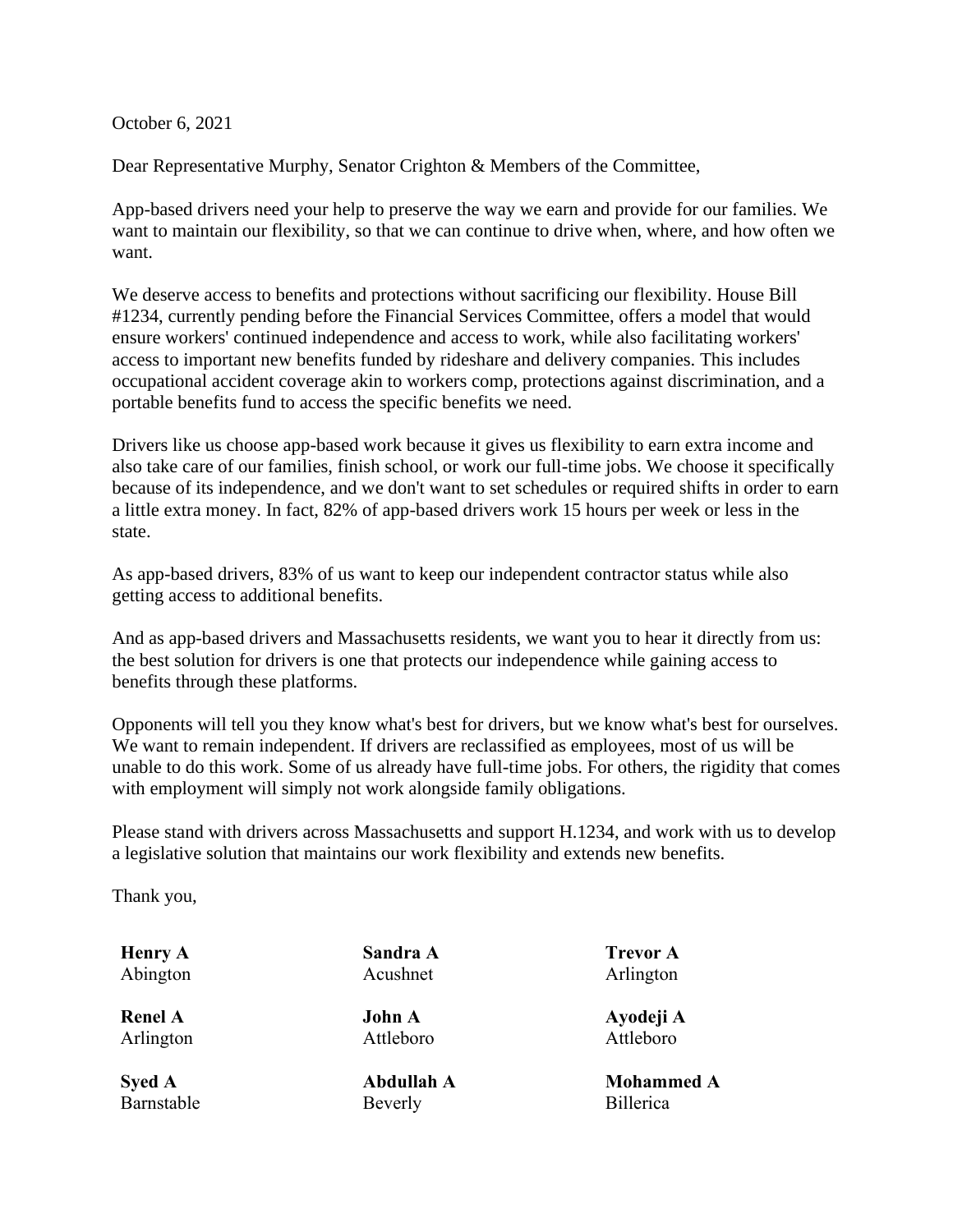October 6, 2021

Dear Representative Murphy, Senator Crighton & Members of the Committee,

App-based drivers need your help to preserve the way we earn and provide for our families. We want to maintain our flexibility, so that we can continue to drive when, where, and how often we want.

We deserve access to benefits and protections without sacrificing our flexibility. House Bill #1234, currently pending before the Financial Services Committee, offers a model that would ensure workers' continued independence and access to work, while also facilitating workers' access to important new benefits funded by rideshare and delivery companies. This includes occupational accident coverage akin to workers comp, protections against discrimination, and a portable benefits fund to access the specific benefits we need.

Drivers like us choose app-based work because it gives us flexibility to earn extra income and also take care of our families, finish school, or work our full-time jobs. We choose it specifically because of its independence, and we don't want to set schedules or required shifts in order to earn a little extra money. In fact, 82% of app-based drivers work 15 hours per week or less in the state.

As app-based drivers, 83% of us want to keep our independent contractor status while also getting access to additional benefits.

And as app-based drivers and Massachusetts residents, we want you to hear it directly from us: the best solution for drivers is one that protects our independence while gaining access to benefits through these platforms.

Opponents will tell you they know what's best for drivers, but we know what's best for ourselves. We want to remain independent. If drivers are reclassified as employees, most of us will be unable to do this work. Some of us already have full-time jobs. For others, the rigidity that comes with employment will simply not work alongside family obligations.

Please stand with drivers across Massachusetts and support H.1234, and work with us to develop a legislative solution that maintains our work flexibility and extends new benefits.

Thank you,

**Henry A**
Abington

**Sandra A**
Acushnet

**Trevor A**
Arlington

**Renel A**
Arlington

**John A**
Attleboro

**Ayodeji A**
Attleboro

**Syed A**
Barnstable

**Abdullah A**
Beverly

**Mohammed A**
Billerica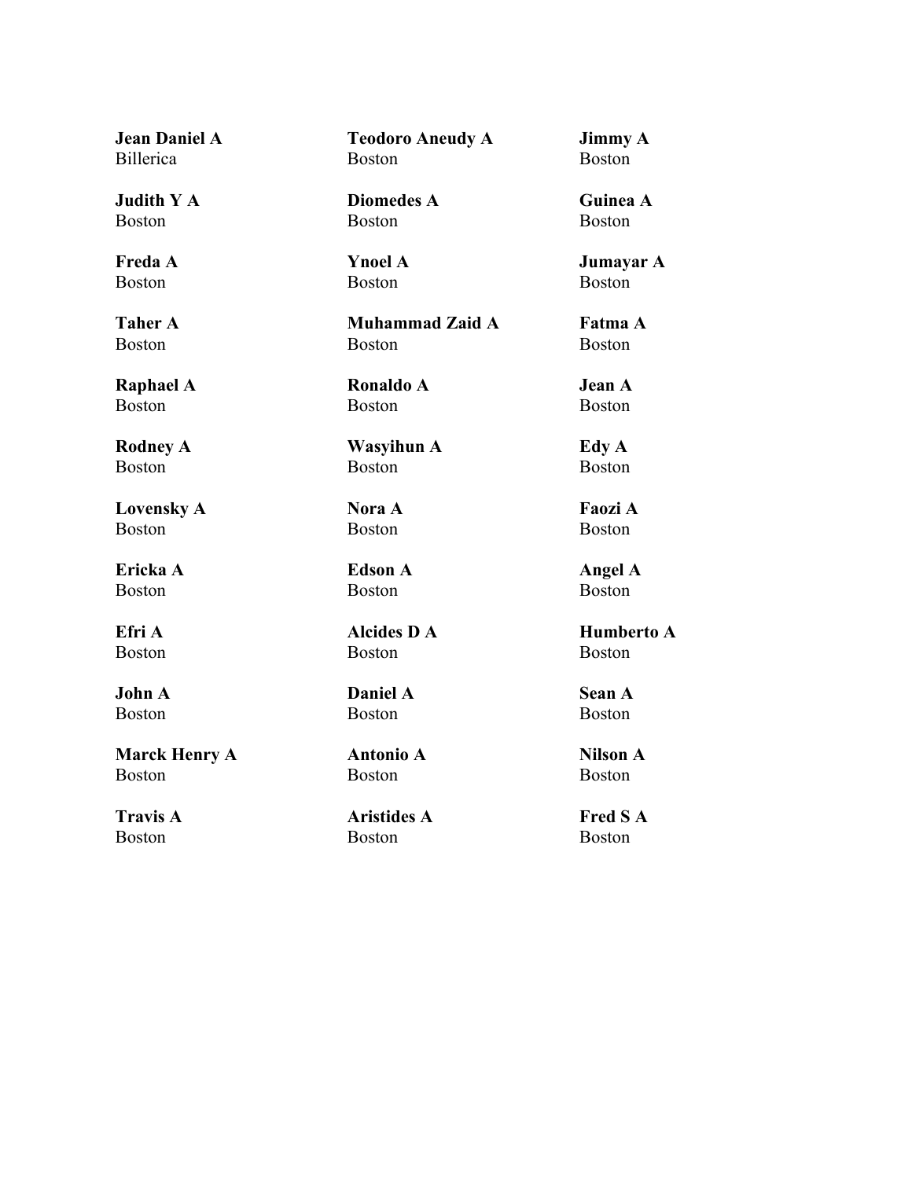**Jean Daniel A**
Billerica

**Teodoro Aneudy A**
Boston

**Jimmy A**
Boston

**Judith Y A**
Boston

**Diomedes A**
Boston

**Guinea A**
Boston

**Freda A**
Boston

**Ynoel A**
Boston

**Jumayar A**
Boston

**Taher A**
Boston

**Muhammad Zaid A**
Boston

**Fatma A**
Boston

**Raphael A**
Boston

**Ronaldo A**
Boston

**Jean A**
Boston

**Rodney A**
Boston

**Wasyihun A**
Boston

**Edy A**
Boston

**Lovensky A**
Boston

**Nora A**
Boston

**Faozi A**
Boston

**Ericka A**
Boston

**Edson A**
Boston

**Angel A**
Boston

**Efri A**
Boston

**Alcides D A**
Boston

**Humberto A**
Boston

**John A**
Boston

**Daniel A**
Boston

**Sean A**
Boston

**Marck Henry A**
Boston

**Antonio A**
Boston

**Nilson A**
Boston

**Travis A**
Boston

**Aristides A**
Boston

**Fred S A**
Boston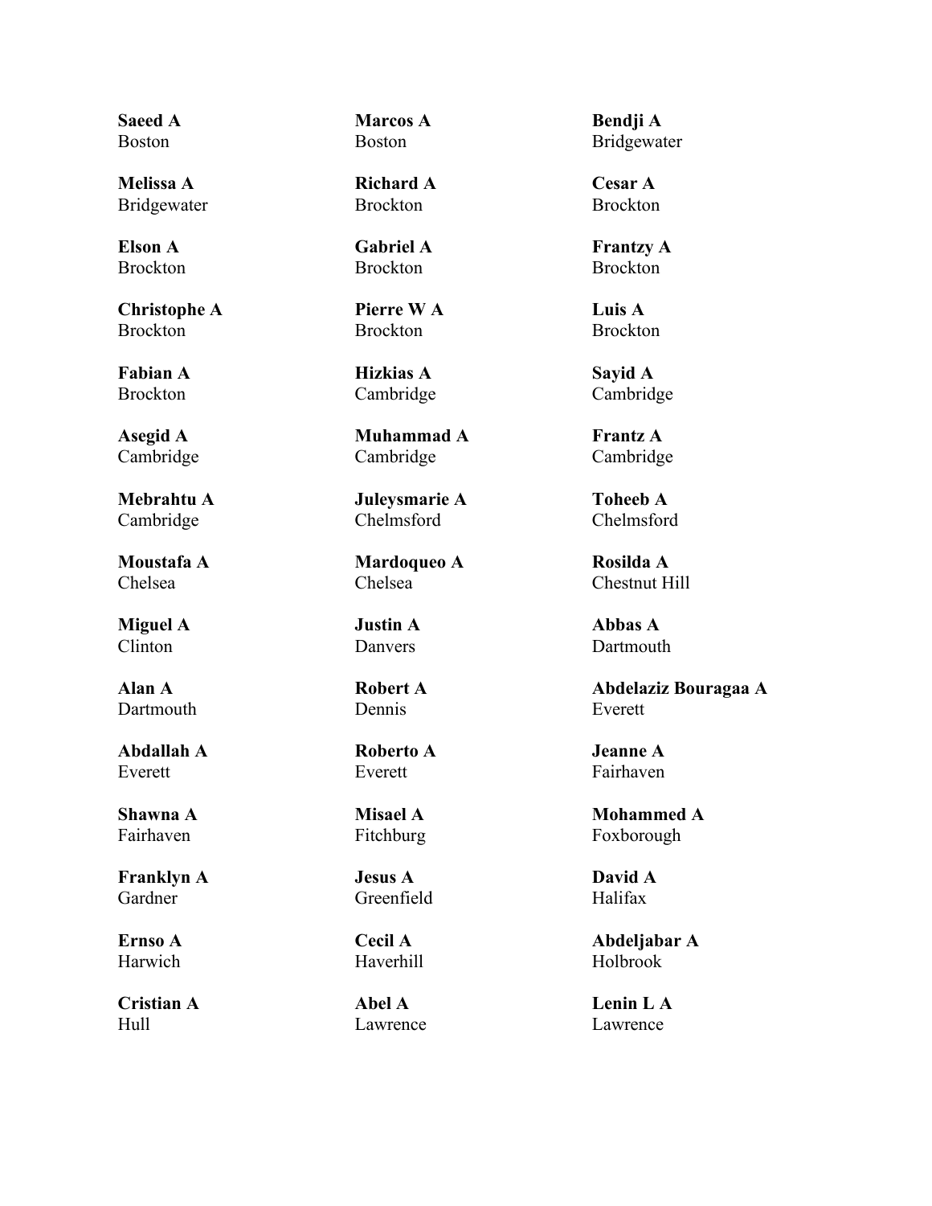**Saeed A**
Boston

**Marcos A**
Boston

**Bendji A**
Bridgewater

**Melissa A**
Bridgewater

**Richard A**
Brockton

**Cesar A**
Brockton

**Elson A**
Brockton

**Gabriel A**
Brockton

**Frantzy A**
Brockton

**Christophe A**
Brockton

**Pierre W A**
Brockton

**Luis A**
Brockton

**Fabian A**
Brockton

**Hizkias A**
Cambridge

**Sayid A**
Cambridge

**Asegid A**
Cambridge

**Muhammad A**
Cambridge

**Frantz A**
Cambridge

**Mebrahtu A**
Cambridge

**Juleysmarie A**
Chelmsford

**Toheeb A**
Chelmsford

**Moustafa A**
Chelsea

**Mardoqueo A**
Chelsea

**Rosilda A**
Chestnut Hill

**Miguel A**
Clinton

**Justin A**
Danvers

**Abbas A**
Dartmouth

**Alan A**
Dartmouth

**Robert A**
Dennis

**Abdelaziz Bouragaa A**
Everett

**Abdallah A**
Everett

**Roberto A**
Everett

**Jeanne A**
Fairhaven

**Shawna A**
Fairhaven

**Misael A**
Fitchburg

**Mohammed A**
Foxborough

**Franklyn A**
Gardner

**Jesus A**
Greenfield

**David A**
Halifax

**Ernso A**
Harwich

**Cecil A**
Haverhill

**Abdeljabar A**
Holbrook

**Cristian A**
Hull

**Abel A**
Lawrence

**Lenin L A**
Lawrence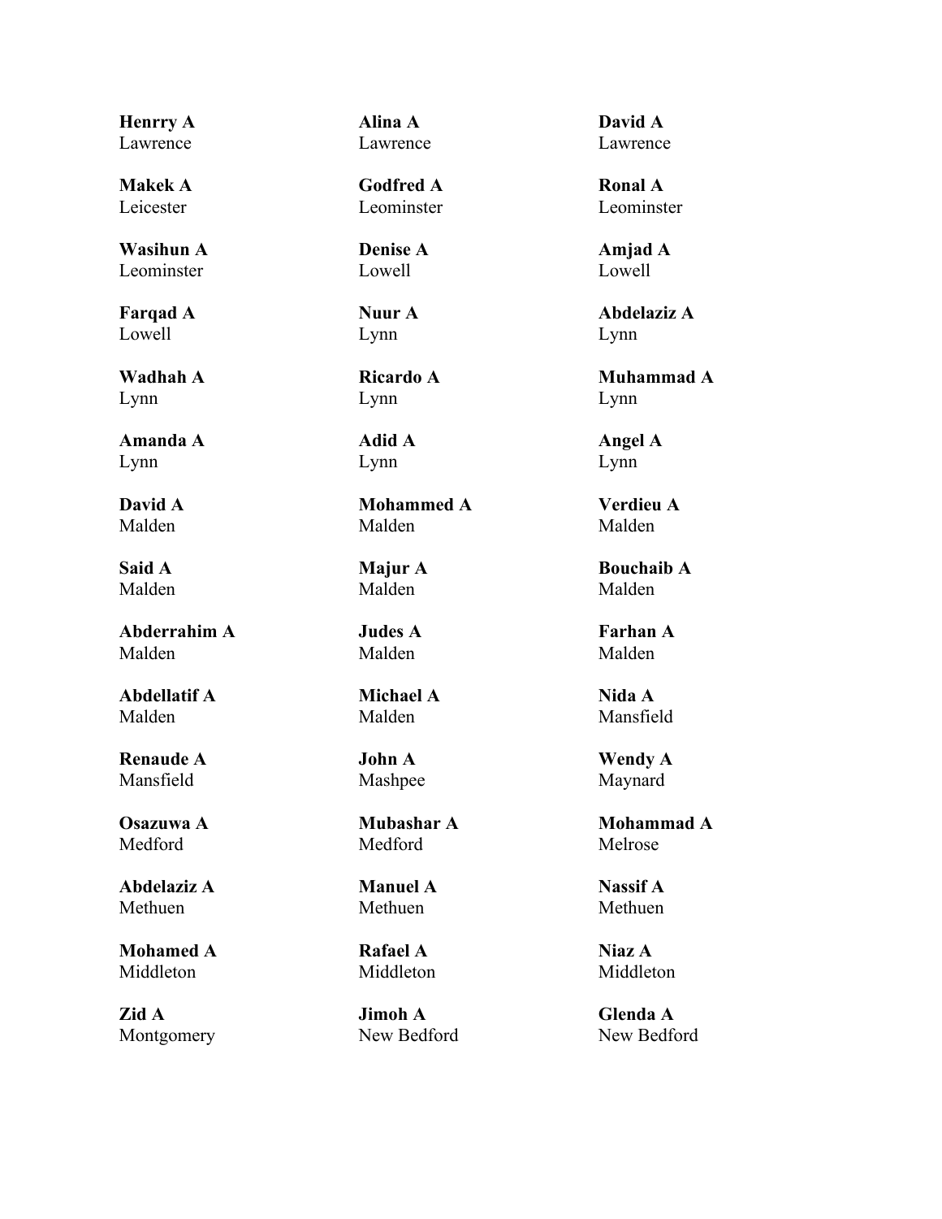**Henrry A**
Lawrence

**Alina A**
Lawrence

**David A**
Lawrence

**Makek A**
Leicester

**Godfred A**
Leominster

**Ronal A**
Leominster

**Wasihun A**
Leominster

**Denise A**
Lowell

**Amjad A**
Lowell

**Farqad A**
Lowell

**Nuur A**
Lynn

**Abdelaziz A**
Lynn

**Wadhah A**
Lynn

**Ricardo A**
Lynn

**Muhammad A**
Lynn

**Amanda A**
Lynn

**Adid A**
Lynn

**Angel A**
Lynn

**David A**
Malden

**Mohammed A**
Malden

**Verdieu A**
Malden

**Said A**
Malden

**Majur A**
Malden

**Bouchaib A**
Malden

**Abderrahim A**
Malden

**Judes A**
Malden

**Farhan A**
Malden

**Abdellatif A**
Malden

**Michael A**
Malden

**Nida A**
Mansfield

**Renaude A**
Mansfield

**John A**
Mashpee

**Wendy A**
Maynard

**Osazuwa A**
Medford

**Mubashar A**
Medford

**Mohammad A**
Melrose

**Abdelaziz A**
Methuen

**Manuel A**
Methuen

**Nassif A**
Methuen

**Mohamed A**
Middleton

**Rafael A**
Middleton

**Niaz A**
Middleton

**Zid A**
Montgomery

**Jimoh A**
New Bedford

**Glenda A**
New Bedford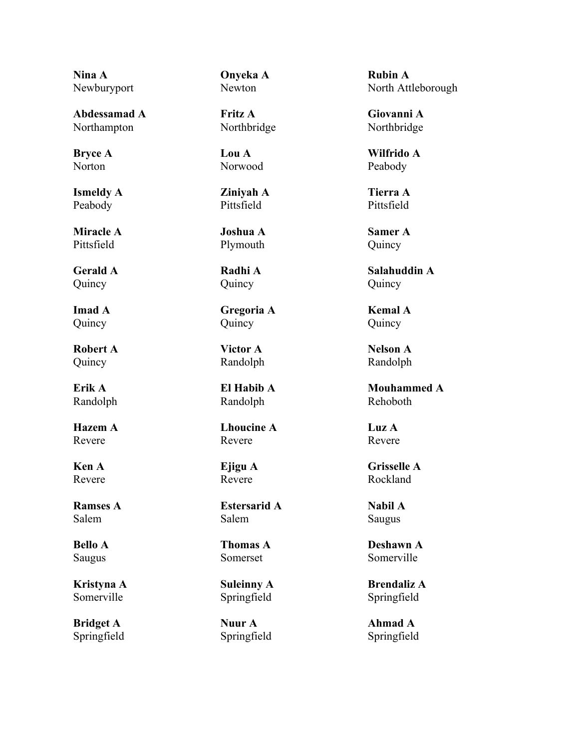**Nina A**
Newburyport

**Onyeka A**
Newton

**Rubin A**
North Attleborough

**Abdessamad A**
Northampton

**Fritz A**
Northbridge

**Giovanni A**
Northbridge

**Bryce A**
Norton

**Lou A**
Norwood

**Wilfrido A**
Peabody

**Ismeldy A**
Peabody

**Ziniyah A**
Pittsfield

**Tierra A**
Pittsfield

**Miracle A**
Pittsfield

**Joshua A**
Plymouth

**Samer A**
Quincy

**Gerald A**
Quincy

**Radhi A**
Quincy

**Salahuddin A**
Quincy

**Imad A**
Quincy

**Gregoria A**
Quincy

**Kemal A**
Quincy

**Robert A**
Quincy

**Victor A**
Randolph

**Nelson A**
Randolph

**Erik A**
Randolph

**El Habib A**
Randolph

**Mouhammed A**
Rehoboth

**Hazem A**
Revere

**Lhoucine A**
Revere

**Luz A**
Revere

**Ken A**
Revere

**Ejigu A**
Revere

**Grisselle A**
Rockland

**Ramses A**
Salem

**Estersarid A**
Salem

**Nabil A**
Saugus

**Bello A**
Saugus

**Thomas A**
Somerset

**Deshawn A**
Somerville

**Kristyna A**
Somerville

**Suleinny A**
Springfield

**Brendaliz A**
Springfield

**Bridget A**
Springfield

**Nuur A**
Springfield

**Ahmad A**
Springfield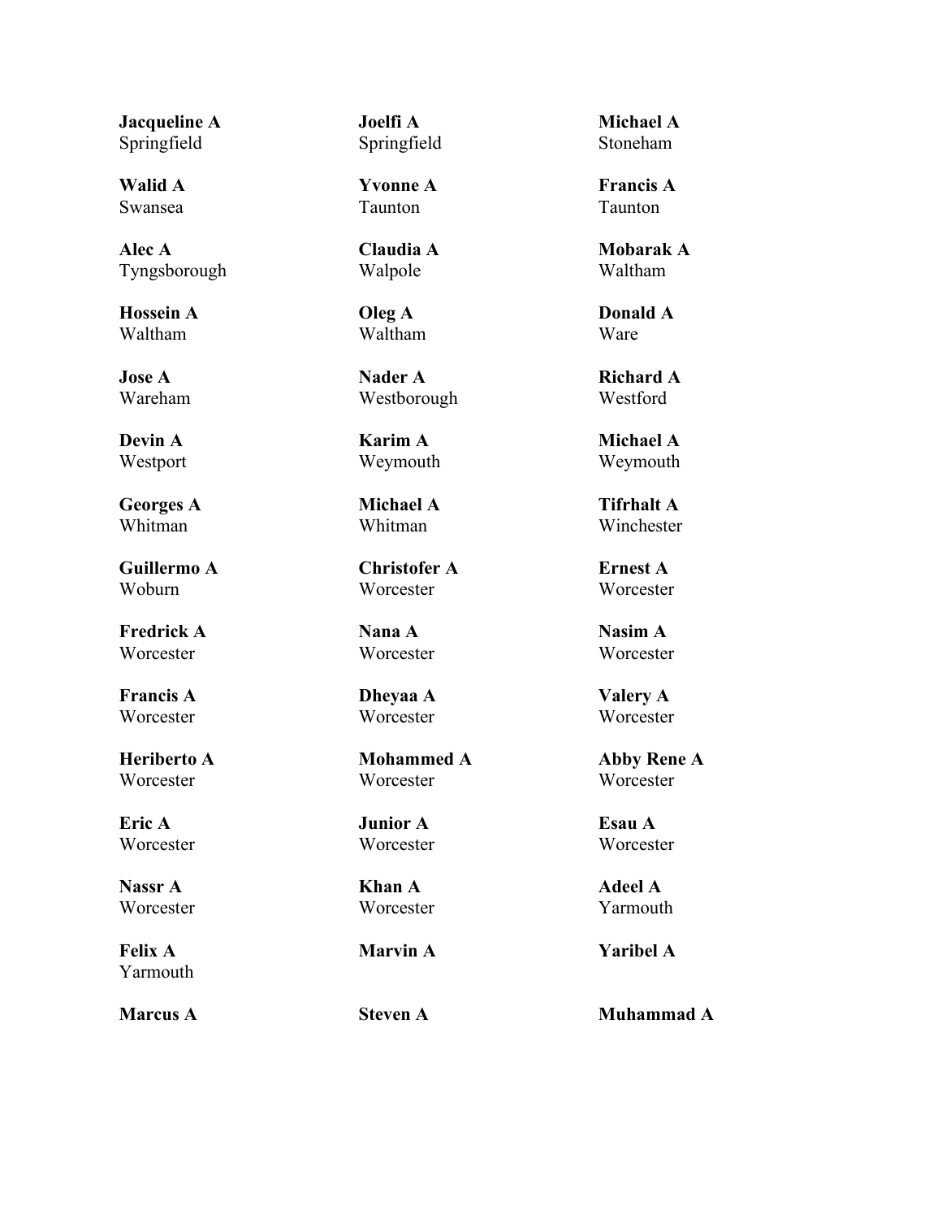**Jacqueline A**
Springfield

**Joelfi A**
Springfield

**Michael A**
Stoneham

**Walid A**
Swansea

**Yvonne A**
Taunton

**Francis A**
Taunton

**Alec A**
Tyngsborough

**Claudia A**
Walpole

**Mobarak A**
Waltham

**Hossein A**
Waltham

**Oleg A**
Waltham

**Donald A**
Ware

**Jose A**
Wareham

**Nader A**
Westborough

**Richard A**
Westford

**Devin A**
Westport

**Karim A**
Weymouth

**Michael A**
Weymouth

**Georges A**
Whitman

**Michael A**
Whitman

**Tifrhalt A**
Winchester

**Guillermo A**
Woburn

**Christofer A**
Worcester

**Ernest A**
Worcester

**Fredrick A**
Worcester

**Nana A**
Worcester

**Nasim A**
Worcester

**Francis A**
Worcester

**Dheyaa A**
Worcester

**Valery A**
Worcester

**Heriberto A**
Worcester

**Mohammed A**
Worcester

**Abby Rene A**
Worcester

**Eric A**
Worcester

**Junior A**
Worcester

**Esau A**
Worcester

**Nassr A**
Worcester

**Khan A**
Worcester

**Adeel A**
Yarmouth

**Felix A**
Yarmouth

**Marvin A**

**Yaribel A**

**Marcus A**

**Steven A**

**Muhammad A**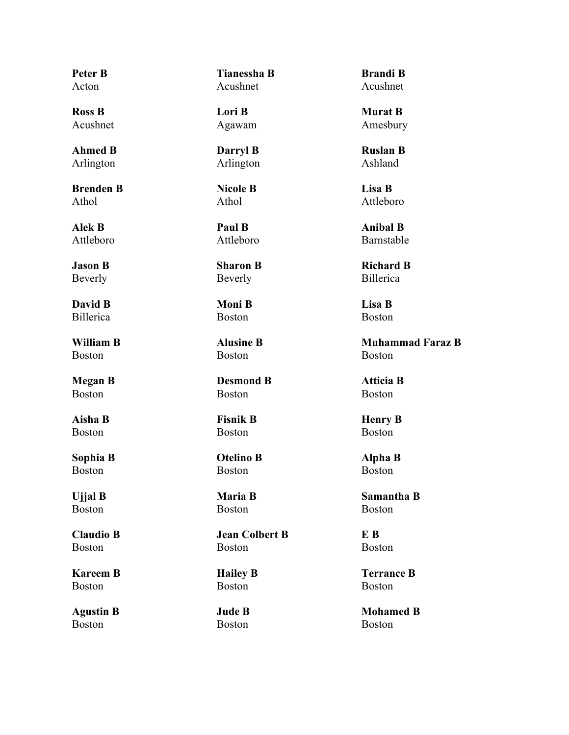**Peter B**
Acton

**Tianessha B**
Acushnet

**Brandi B**
Acushnet

**Ross B**
Acushnet

**Lori B**
Agawam

**Murat B**
Amesbury

**Ahmed B**
Arlington

**Darryl B**
Arlington

**Ruslan B**
Ashland

**Brenden B**
Athol

**Nicole B**
Athol

**Lisa B**
Attleboro

**Alek B**
Attleboro

**Paul B**
Attleboro

**Anibal B**
Barnstable

**Jason B**
Beverly

**Sharon B**
Beverly

**Richard B**
Billerica

**David B**
Billerica

**Moni B**
Boston

**Lisa B**
Boston

**William B**
Boston

**Alusine B**
Boston

**Muhammad Faraz B**
Boston

**Megan B**
Boston

**Desmond B**
Boston

**Atticia B**
Boston

**Aisha B**
Boston

**Fisnik B**
Boston

**Henry B**
Boston

**Sophia B**
Boston

**Otelino B**
Boston

**Alpha B**
Boston

**Ujjal B**
Boston

**Maria B**
Boston

**Samantha B**
Boston

**Claudio B**
Boston

**Jean Colbert B**
Boston

**E B**
Boston

**Kareem B**
Boston

**Hailey B**
Boston

**Terrance B**
Boston

**Agustin B**
Boston

**Jude B**
Boston

**Mohamed B**
Boston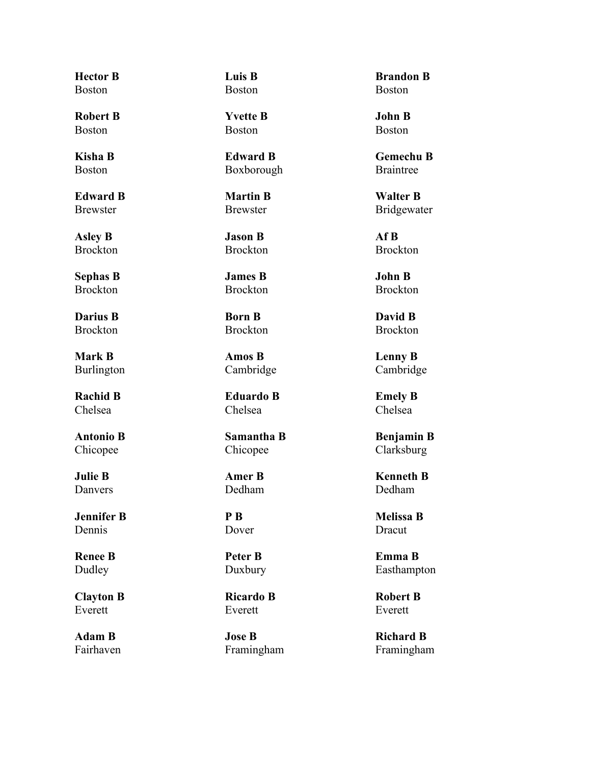**Hector B**
Boston

**Luis B**
Boston

**Brandon B**
Boston

**Robert B**
Boston

**Yvette B**
Boston

**John B**
Boston

**Kisha B**
Boston

**Edward B**
Boxborough

**Gemechu B**
Braintree

**Edward B**
Brewster

**Martin B**
Brewster

**Walter B**
Bridgewater

**Asley B**
Brockton

**Jason B**
Brockton

**Af B**
Brockton

**Sephas B**
Brockton

**James B**
Brockton

**John B**
Brockton

**Darius B**
Brockton

**Born B**
Brockton

**David B**
Brockton

**Mark B**
Burlington

**Amos B**
Cambridge

**Lenny B**
Cambridge

**Rachid B**
Chelsea

**Eduardo B**
Chelsea

**Emely B**
Chelsea

**Antonio B**
Chicopee

**Samantha B**
Chicopee

**Benjamin B**
Clarksburg

**Julie B**
Danvers

**Amer B**
Dedham

**Kenneth B**
Dedham

**Jennifer B**
Dennis

**P B**
Dover

**Melissa B**
Dracut

**Renee B**
Dudley

**Peter B**
Duxbury

**Emma B**
Easthampton

**Clayton B**
Everett

**Ricardo B**
Everett

**Robert B**
Everett

**Adam B**
Fairhaven

**Jose B**
Framingham

**Richard B**
Framingham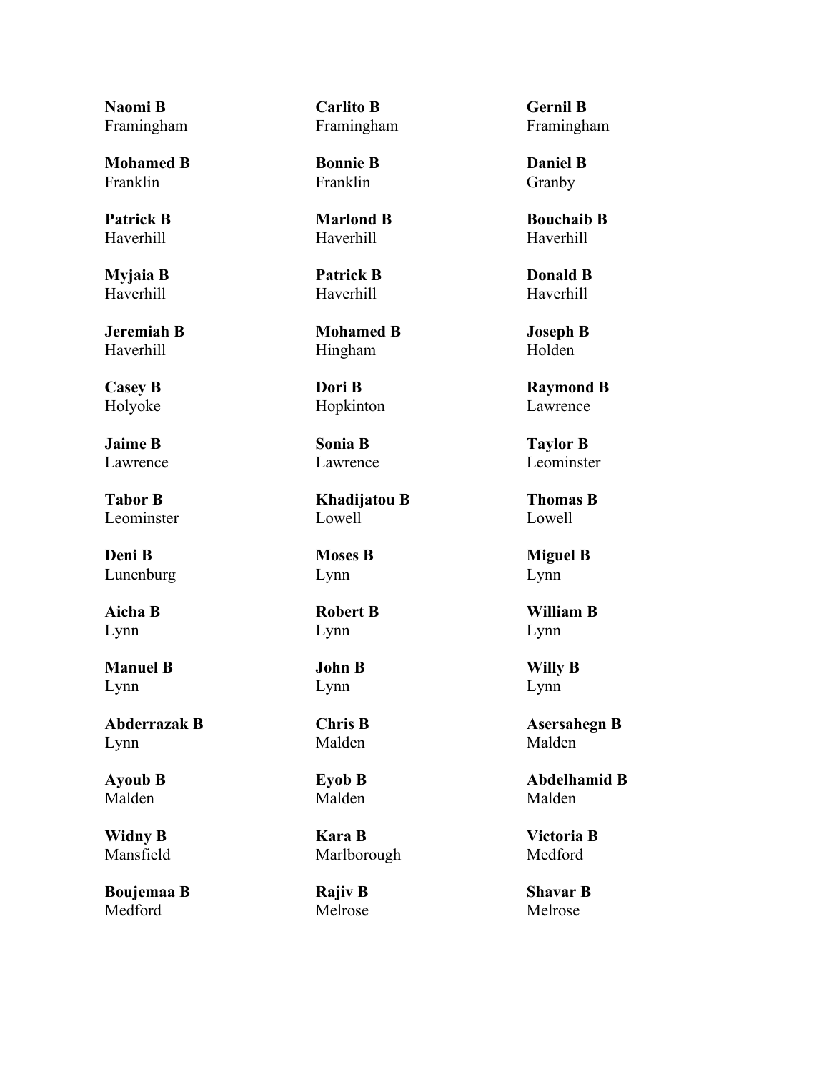**Naomi B**
Framingham

**Carlito B**
Framingham

**Gernil B**
Framingham

**Mohamed B**
Franklin

**Bonnie B**
Franklin

**Daniel B**
Granby

**Patrick B**
Haverhill

**Marlond B**
Haverhill

**Bouchaib B**
Haverhill

**Myjaia B**
Haverhill

**Patrick B**
Haverhill

**Donald B**
Haverhill

**Jeremiah B**
Haverhill

**Mohamed B**
Hingham

**Joseph B**
Holden

**Casey B**
Holyoke

**Dori B**
Hopkinton

**Raymond B**
Lawrence

**Jaime B**
Lawrence

**Sonia B**
Lawrence

**Taylor B**
Leominster

**Tabor B**
Leominster

**Khadijatou B**
Lowell

**Thomas B**
Lowell

**Deni B**
Lunenburg

**Moses B**
Lynn

**Miguel B**
Lynn

**Aicha B**
Lynn

**Robert B**
Lynn

**William B**
Lynn

**Manuel B**
Lynn

**John B**
Lynn

**Willy B**
Lynn

**Abderrazak B**
Lynn

**Chris B**
Malden

**Asersahegn B**
Malden

**Ayoub B**
Malden

**Eyob B**
Malden

**Abdelhamid B**
Malden

**Widny B**
Mansfield

**Kara B**
Marlborough

**Victoria B**
Medford

**Boujemaa B**
Medford

**Rajiv B**
Melrose

**Shavar B**
Melrose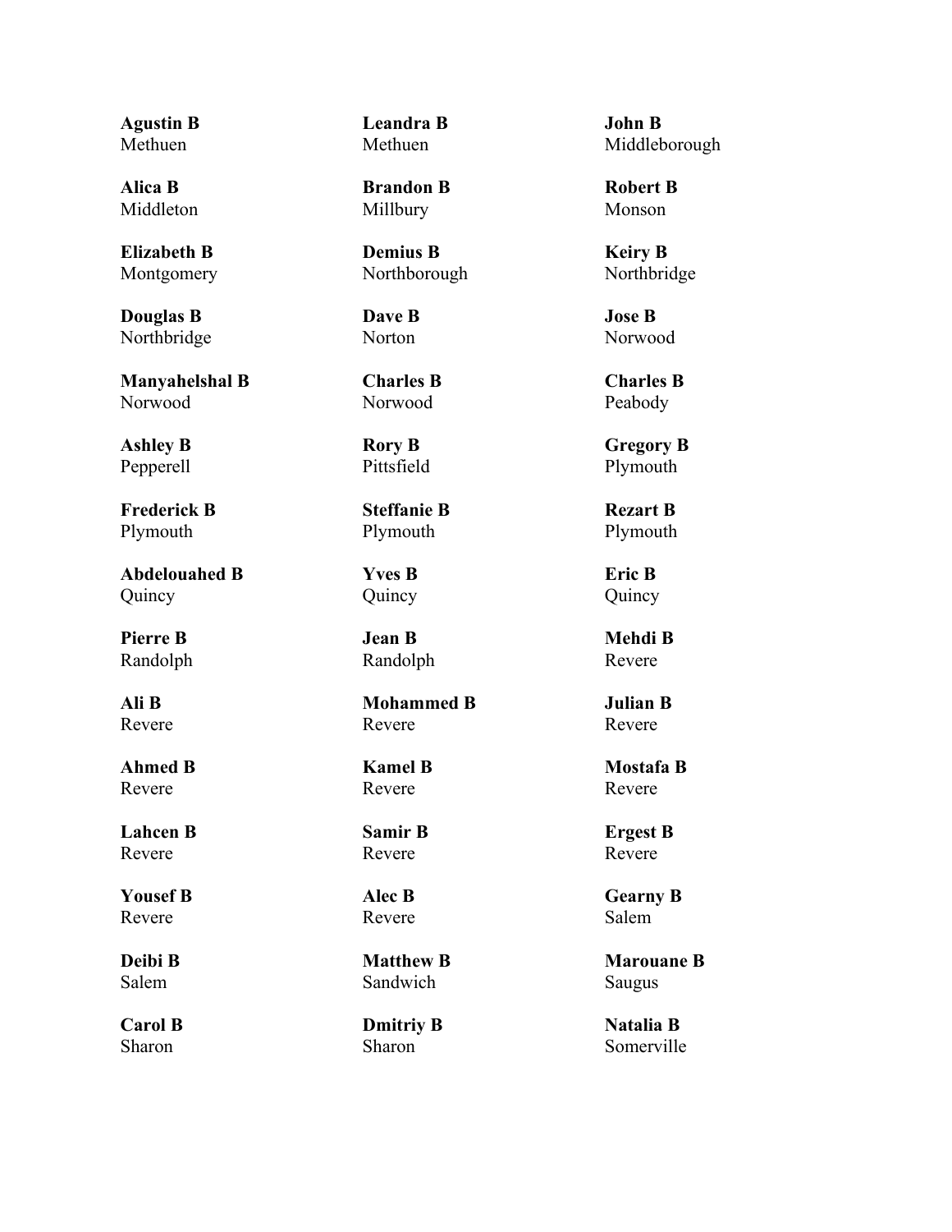**Agustin B**
Methuen

**Leandra B**
Methuen

**John B**
Middleborough

**Alica B**
Middleton

**Brandon B**
Millbury

**Robert B**
Monson

**Elizabeth B**
Montgomery

**Demius B**
Northborough

**Keiry B**
Northbridge

**Douglas B**
Northbridge

**Dave B**
Norton

**Jose B**
Norwood

**Manyahelshal B**
Norwood

**Charles B**
Norwood

**Charles B**
Peabody

**Ashley B**
Pepperell

**Rory B**
Pittsfield

**Gregory B**
Plymouth

**Frederick B**
Plymouth

**Steffanie B**
Plymouth

**Rezart B**
Plymouth

**Abdelouahed B**
Quincy

**Yves B**
Quincy

**Eric B**
Quincy

**Pierre B**
Randolph

**Jean B**
Randolph

**Mehdi B**
Revere

**Ali B**
Revere

**Mohammed B**
Revere

**Julian B**
Revere

**Ahmed B**
Revere

**Kamel B**
Revere

**Mostafa B**
Revere

**Lahcen B**
Revere

**Samir B**
Revere

**Ergest B**
Revere

**Yousef B**
Revere

**Alec B**
Revere

**Gearny B**
Salem

**Deibi B**
Salem

**Matthew B**
Sandwich

**Marouane B**
Saugus

**Carol B**
Sharon

**Dmitriy B**
Sharon

**Natalia B**
Somerville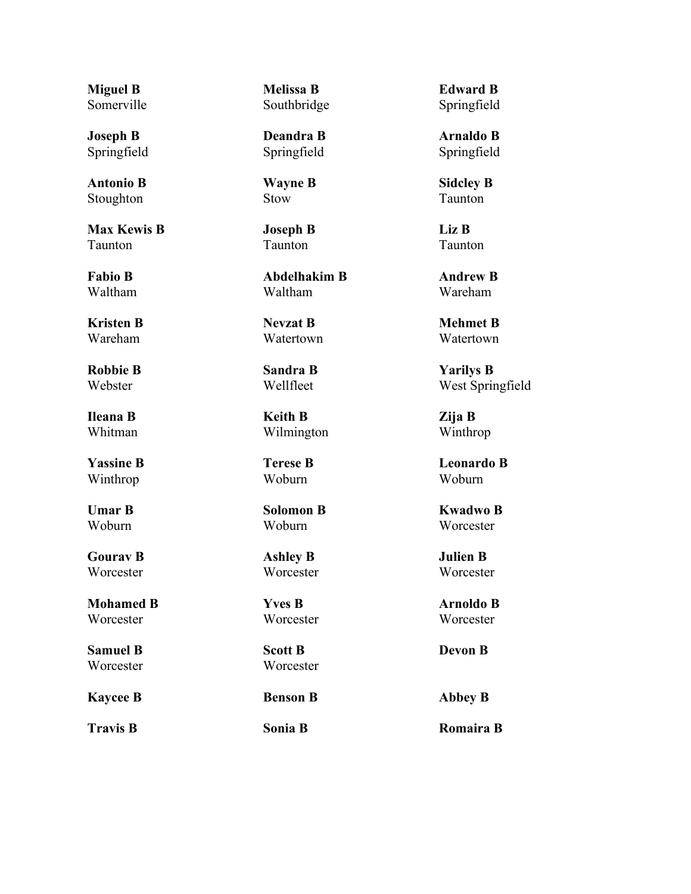**Miguel B**
Somerville

**Melissa B**
Southbridge

**Edward B**
Springfield

**Joseph B**
Springfield

**Deandra B**
Springfield

**Arnaldo B**
Springfield

**Antonio B**
Stoughton

**Wayne B**
Stow

**Sidcley B**
Taunton

**Max Kewis B**
Taunton

**Joseph B**
Taunton

**Liz B**
Taunton

**Fabio B**
Waltham

**Abdelhakim B**
Waltham

**Andrew B**
Wareham

**Kristen B**
Wareham

**Nevzat B**
Watertown

**Mehmet B**
Watertown

**Robbie B**
Webster

**Sandra B**
Wellfleet

**Yarilys B**
West Springfield

**Ileana B**
Whitman

**Keith B**
Wilmington

**Zija B**
Winthrop

**Yassine B**
Winthrop

**Terese B**
Woburn

**Leonardo B**
Woburn

**Umar B**
Woburn

**Solomon B**
Woburn

**Kwadwo B**
Worcester

**Gourav B**
Worcester

**Ashley B**
Worcester

**Julien B**
Worcester

**Mohamed B**
Worcester

**Yves B**
Worcester

**Arnoldo B**
Worcester

**Samuel B**
Worcester

**Scott B**
Worcester

**Devon B**

**Kaycee B**

**Benson B**

**Abbey B**

**Travis B**

**Sonia B**

**Romaira B**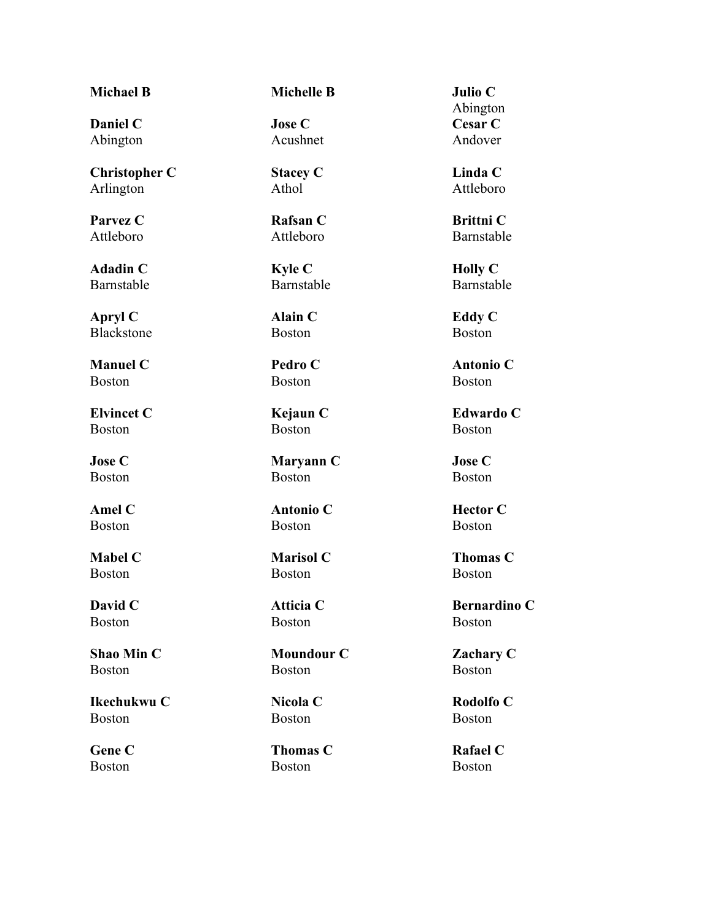**Michael B**

**Michelle B**

**Julio C**
Abington

**Daniel C**
Abington

**Jose C**
Acushnet

**Cesar C**
Andover

**Christopher C**
Arlington

**Stacey C**
Athol

**Linda C**
Attleboro

**Parvez C**
Attleboro

**Rafsan C**
Attleboro

**Brittni C**
Barnstable

**Adadin C**
Barnstable

**Kyle C**
Barnstable

**Holly C**
Barnstable

**Apryl C**
Blackstone

**Alain C**
Boston

**Eddy C**
Boston

**Manuel C**
Boston

**Pedro C**
Boston

**Antonio C**
Boston

**Elvincet C**
Boston

**Kejaun C**
Boston

**Edwardo C**
Boston

**Jose C**
Boston

**Maryann C**
Boston

**Jose C**
Boston

**Amel C**
Boston

**Antonio C**
Boston

**Hector C**
Boston

**Mabel C**
Boston

**Marisol C**
Boston

**Thomas C**
Boston

**David C**
Boston

**Atticia C**
Boston

**Bernardino C**
Boston

**Shao Min C**
Boston

**Moundour C**
Boston

**Zachary C**
Boston

**Ikechukwu C**
Boston

**Nicola C**
Boston

**Rodolfo C**
Boston

**Gene C**
Boston

**Thomas C**
Boston

**Rafael C**
Boston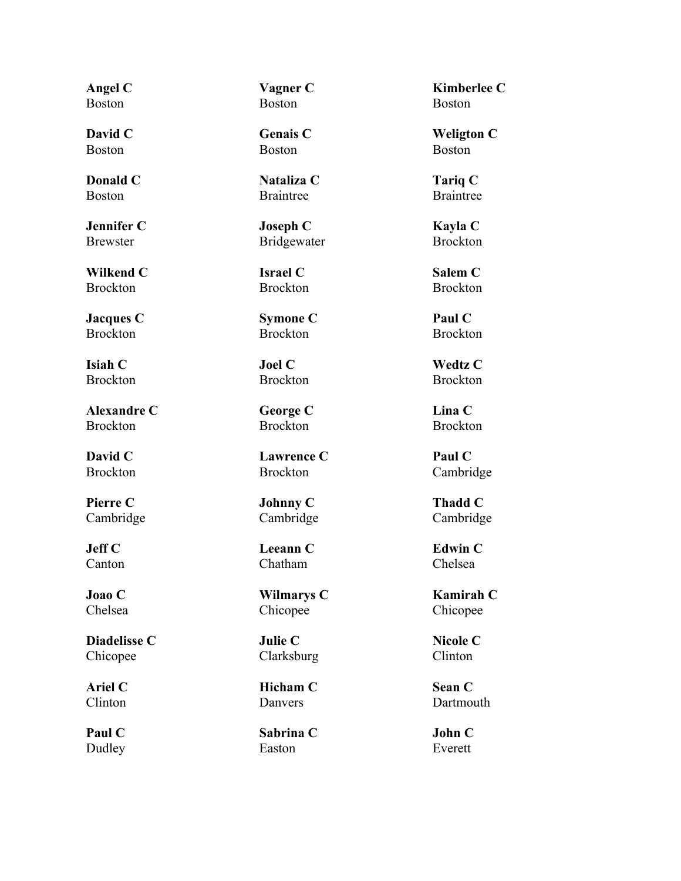**Angel C**
Boston

**Vagner C**
Boston

**Kimberlee C**
Boston

**David C**
Boston

**Genais C**
Boston

**Weligton C**
Boston

**Donald C**
Boston

**Nataliza C**
Braintree

**Tariq C**
Braintree

**Jennifer C**
Brewster

**Joseph C**
Bridgewater

**Kayla C**
Brockton

**Wilkend C**
Brockton

**Israel C**
Brockton

**Salem C**
Brockton

**Jacques C**
Brockton

**Symone C**
Brockton

**Paul C**
Brockton

**Isiah C**
Brockton

**Joel C**
Brockton

**Wedtz C**
Brockton

**Alexandre C**
Brockton

**George C**
Brockton

**Lina C**
Brockton

**David C**
Brockton

**Lawrence C**
Brockton

**Paul C**
Cambridge

**Pierre C**
Cambridge

**Johnny C**
Cambridge

**Thadd C**
Cambridge

**Jeff C**
Canton

**Leeann C**
Chatham

**Edwin C**
Chelsea

**Joao C**
Chelsea

**Wilmarys C**
Chicopee

**Kamirah C**
Chicopee

**Diadelisse C**
Chicopee

**Julie C**
Clarksburg

**Nicole C**
Clinton

**Ariel C**
Clinton

**Hicham C**
Danvers

**Sean C**
Dartmouth

**Paul C**
Dudley

**Sabrina C**
Easton

**John C**
Everett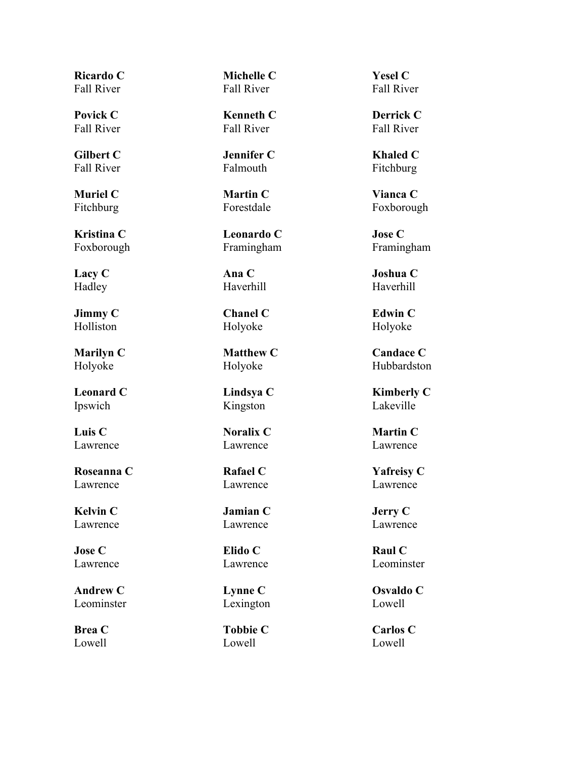**Ricardo C**
Fall River

**Michelle C**
Fall River

**Yesel C**
Fall River

**Povick C**
Fall River

**Kenneth C**
Fall River

**Derrick C**
Fall River

**Gilbert C**
Fall River

**Jennifer C**
Falmouth

**Khaled C**
Fitchburg

**Muriel C**
Fitchburg

**Martin C**
Forestdale

**Vianca C**
Foxborough

**Kristina C**
Foxborough

**Leonardo C**
Framingham

**Jose C**
Framingham

**Lacy C**
Hadley

**Ana C**
Haverhill

**Joshua C**
Haverhill

**Jimmy C**
Holliston

**Chanel C**
Holyoke

**Edwin C**
Holyoke

**Marilyn C**
Holyoke

**Matthew C**
Holyoke

**Candace C**
Hubbardston

**Leonard C**
Ipswich

**Lindsya C**
Kingston

**Kimberly C**
Lakeville

**Luis C**
Lawrence

**Noralix C**
Lawrence

**Martin C**
Lawrence

**Roseanna C**
Lawrence

**Rafael C**
Lawrence

**Yafreisy C**
Lawrence

**Kelvin C**
Lawrence

**Jamian C**
Lawrence

**Jerry C**
Lawrence

**Jose C**
Lawrence

**Elido C**
Lawrence

**Raul C**
Leominster

**Andrew C**
Leominster

**Lynne C**
Lexington

**Osvaldo C**
Lowell

**Brea C**
Lowell

**Tobbie C**
Lowell

**Carlos C**
Lowell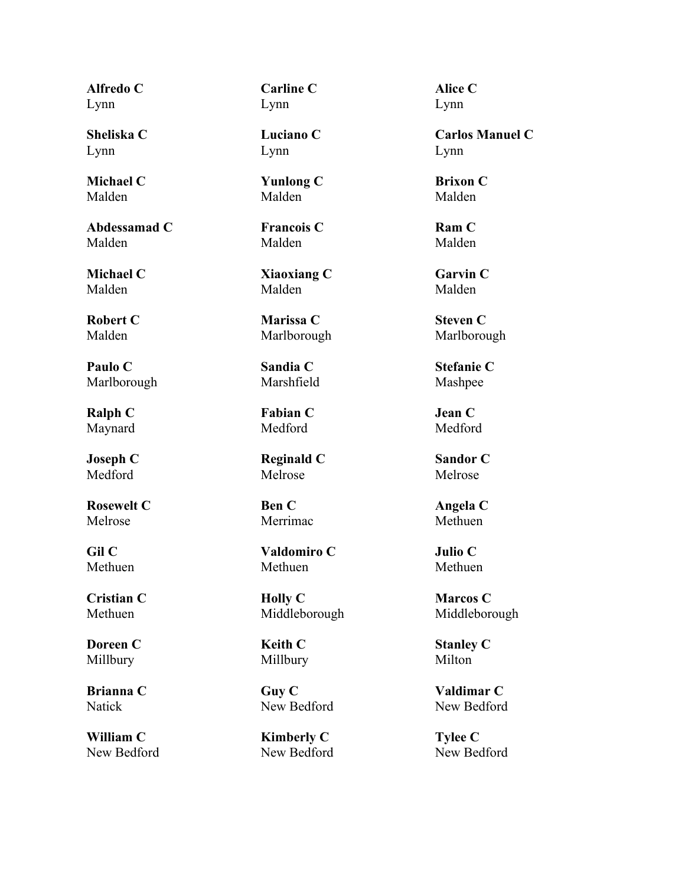**Alfredo C**
Lynn

**Carline C**
Lynn

**Alice C**
Lynn

**Sheliska C**
Lynn

**Luciano C**
Lynn

**Carlos Manuel C**
Lynn

**Michael C**
Malden

**Yunlong C**
Malden

**Brixon C**
Malden

**Abdessamad C**
Malden

**Francois C**
Malden

**Ram C**
Malden

**Michael C**
Malden

**Xiaoxiang C**
Malden

**Garvin C**
Malden

**Robert C**
Malden

**Marissa C**
Marlborough

**Steven C**
Marlborough

**Paulo C**
Marlborough

**Sandia C**
Marshfield

**Stefanie C**
Mashpee

**Ralph C**
Maynard

**Fabian C**
Medford

**Jean C**
Medford

**Joseph C**
Medford

**Reginald C**
Melrose

**Sandor C**
Melrose

**Rosewelt C**
Melrose

**Ben C**
Merrimac

**Angela C**
Methuen

**Gil C**
Methuen

**Valdomiro C**
Methuen

**Julio C**
Methuen

**Cristian C**
Methuen

**Holly C**
Middleborough

**Marcos C**
Middleborough

**Doreen C**
Millbury

**Keith C**
Millbury

**Stanley C**
Milton

**Brianna C**
Natick

**Guy C**
New Bedford

**Valdimar C**
New Bedford

**William C**
New Bedford

**Kimberly C**
New Bedford

**Tylee C**
New Bedford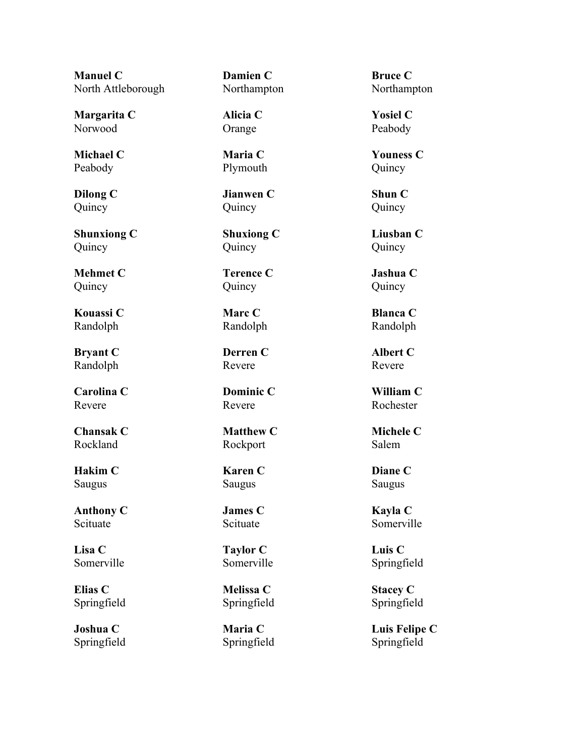**Manuel C**
North Attleborough

**Damien C**
Northampton

**Bruce C**
Northampton

**Margarita C**
Norwood

**Alicia C**
Orange

**Yosiel C**
Peabody

**Michael C**
Peabody

**Maria C**
Plymouth

**Youness C**
Quincy

**Dilong C**
Quincy

**Jianwen C**
Quincy

**Shun C**
Quincy

**Shunxiong C**
Quincy

**Shuxiong C**
Quincy

**Liusban C**
Quincy

**Mehmet C**
Quincy

**Terence C**
Quincy

**Jashua C**
Quincy

**Kouassi C**
Randolph

**Marc C**
Randolph

**Blanca C**
Randolph

**Bryant C**
Randolph

**Derren C**
Revere

**Albert C**
Revere

**Carolina C**
Revere

**Dominic C**
Revere

**William C**
Rochester

**Chansak C**
Rockland

**Matthew C**
Rockport

**Michele C**
Salem

**Hakim C**
Saugus

**Karen C**
Saugus

**Diane C**
Saugus

**Anthony C**
Scituate

**James C**
Scituate

**Kayla C**
Somerville

**Lisa C**
Somerville

**Taylor C**
Somerville

**Luis C**
Springfield

**Elias C**
Springfield

**Melissa C**
Springfield

**Stacey C**
Springfield

**Joshua C**
Springfield

**Maria C**
Springfield

**Luis Felipe C**
Springfield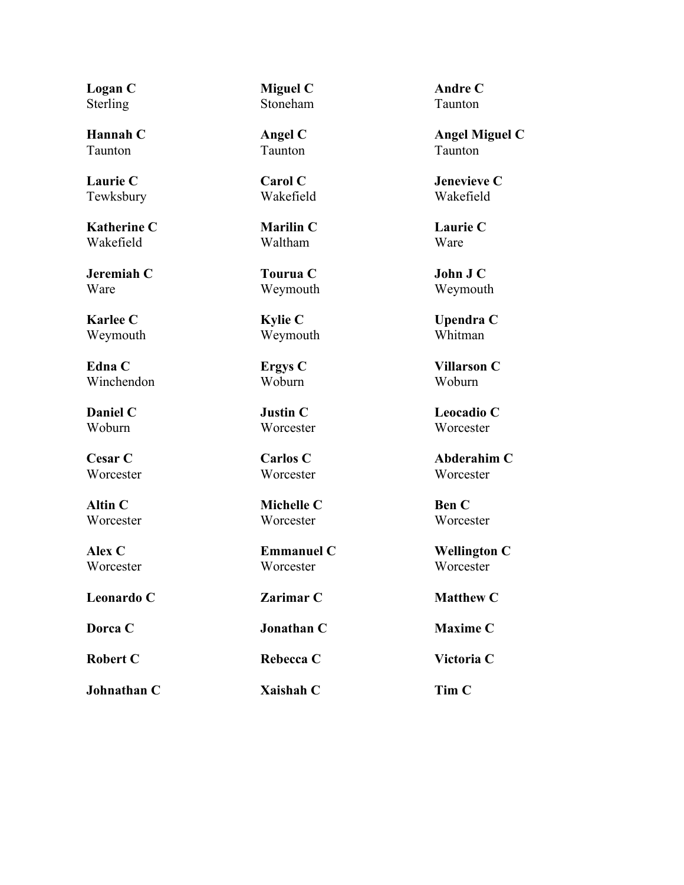**Logan C**
Sterling

**Miguel C**
Stoneham

**Andre C**
Taunton

**Hannah C**
Taunton

**Angel C**
Taunton

**Angel Miguel C**
Taunton

**Laurie C**
Tewksbury

**Carol C**
Wakefield

**Jenevieve C**
Wakefield

**Katherine C**
Wakefield

**Marilin C**
Waltham

**Laurie C**
Ware

**Jeremiah C**
Ware

**Tourua C**
Weymouth

**John J C**
Weymouth

**Karlee C**
Weymouth

**Kylie C**
Weymouth

**Upendra C**
Whitman

**Edna C**
Winchendon

**Ergys C**
Woburn

**Villarson C**
Woburn

**Daniel C**
Woburn

**Justin C**
Worcester

**Leocadio C**
Worcester

**Cesar C**
Worcester

**Carlos C**
Worcester

**Abderahim C**
Worcester

**Altin C**
Worcester

**Michelle C**
Worcester

**Ben C**
Worcester

**Alex C**
Worcester

**Emmanuel C**
Worcester

**Wellington C**
Worcester

**Leonardo C**

**Zarimar C**

**Matthew C**

**Dorca C**

**Jonathan C**

**Maxime C**

**Robert C**

**Rebecca C**

**Victoria C**

**Johnathan C**

**Xaishah C**

**Tim C**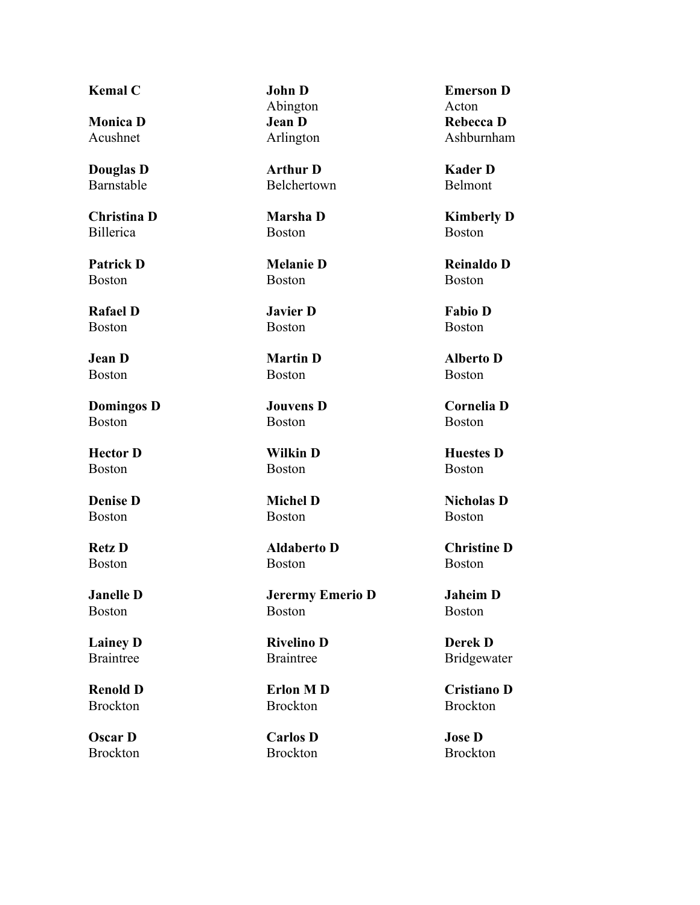**Kemal C**

**John D**
Abington

**Emerson D**
Acton

**Monica D**
Acushnet

**Jean D**
Arlington

**Rebecca D**
Ashburnham

**Douglas D**
Barnstable

**Arthur D**
Belchertown

**Kader D**
Belmont

**Christina D**
Billerica

**Marsha D**
Boston

**Kimberly D**
Boston

**Patrick D**
Boston

**Melanie D**
Boston

**Reinaldo D**
Boston

**Rafael D**
Boston

**Javier D**
Boston

**Fabio D**
Boston

**Jean D**
Boston

**Martin D**
Boston

**Alberto D**
Boston

**Domingos D**
Boston

**Jouvens D**
Boston

**Cornelia D**
Boston

**Hector D**
Boston

**Wilkin D**
Boston

**Huestes D**
Boston

**Denise D**
Boston

**Michel D**
Boston

**Nicholas D**
Boston

**Retz D**
Boston

**Aldaberto D**
Boston

**Christine D**
Boston

**Janelle D**
Boston

**Jerermy Emerio D**
Boston

**Jaheim D**
Boston

**Lainey D**
Braintree

**Rivelino D**
Braintree

**Derek D**
Bridgewater

**Renold D**
Brockton

**Erlon M D**
Brockton

**Cristiano D**
Brockton

**Oscar D**
Brockton

**Carlos D**
Brockton

**Jose D**
Brockton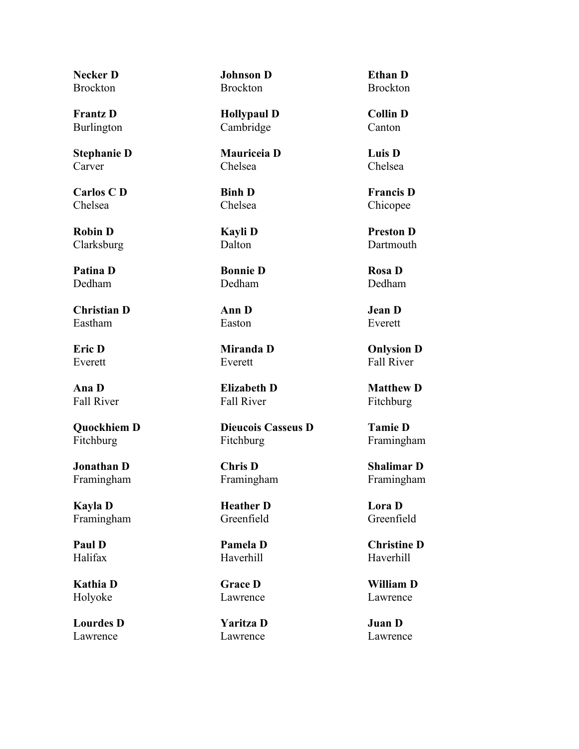**Necker D**
Brockton

**Johnson D**
Brockton

**Ethan D**
Brockton

**Frantz D**
Burlington

**Hollypaul D**
Cambridge

**Collin D**
Canton

**Stephanie D**
Carver

**Mauriceia D**
Chelsea

**Luis D**
Chelsea

**Carlos C D**
Chelsea

**Binh D**
Chelsea

**Francis D**
Chicopee

**Robin D**
Clarksburg

**Kayli D**
Dalton

**Preston D**
Dartmouth

**Patina D**
Dedham

**Bonnie D**
Dedham

**Rosa D**
Dedham

**Christian D**
Eastham

**Ann D**
Easton

**Jean D**
Everett

**Eric D**
Everett

**Miranda D**
Everett

**Onlysion D**
Fall River

**Ana D**
Fall River

**Elizabeth D**
Fall River

**Matthew D**
Fitchburg

**Quockhiem D**
Fitchburg

**Dieucois Casseus D**
Fitchburg

**Tamie D**
Framingham

**Jonathan D**
Framingham

**Chris D**
Framingham

**Shalimar D**
Framingham

**Kayla D**
Framingham

**Heather D**
Greenfield

**Lora D**
Greenfield

**Paul D**
Halifax

**Pamela D**
Haverhill

**Christine D**
Haverhill

**Kathia D**
Holyoke

**Grace D**
Lawrence

**William D**
Lawrence

**Lourdes D**
Lawrence

**Yaritza D**
Lawrence

**Juan D**
Lawrence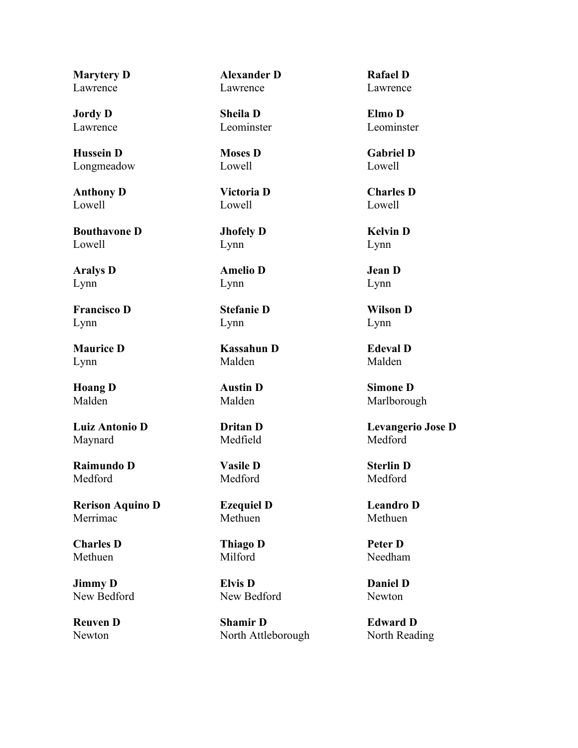**Marytery D**
Lawrence

**Alexander D**
Lawrence

**Rafael D**
Lawrence

**Jordy D**
Lawrence

**Sheila D**
Leominster

**Elmo D**
Leominster

**Hussein D**
Longmeadow

**Moses D**
Lowell

**Gabriel D**
Lowell

**Anthony D**
Lowell

**Victoria D**
Lowell

**Charles D**
Lowell

**Bouthavone D**
Lowell

**Jhofely D**
Lynn

**Kelvin D**
Lynn

**Aralys D**
Lynn

**Amelio D**
Lynn

**Jean D**
Lynn

**Francisco D**
Lynn

**Stefanie D**
Lynn

**Wilson D**
Lynn

**Maurice D**
Lynn

**Kassahun D**
Malden

**Edeval D**
Malden

**Hoang D**
Malden

**Austin D**
Malden

**Simone D**
Marlborough

**Luiz Antonio D**
Maynard

**Dritan D**
Medfield

**Levangerio Jose D**
Medford

**Raimundo D**
Medford

**Vasile D**
Medford

**Sterlin D**
Medford

**Rerison Aquino D**
Merrimac

**Ezequiel D**
Methuen

**Leandro D**
Methuen

**Charles D**
Methuen

**Thiago D**
Milford

**Peter D**
Needham

**Jimmy D**
New Bedford

**Elvis D**
New Bedford

**Daniel D**
Newton

**Reuven D**
Newton

**Shamir D**
North Attleborough

**Edward D**
North Reading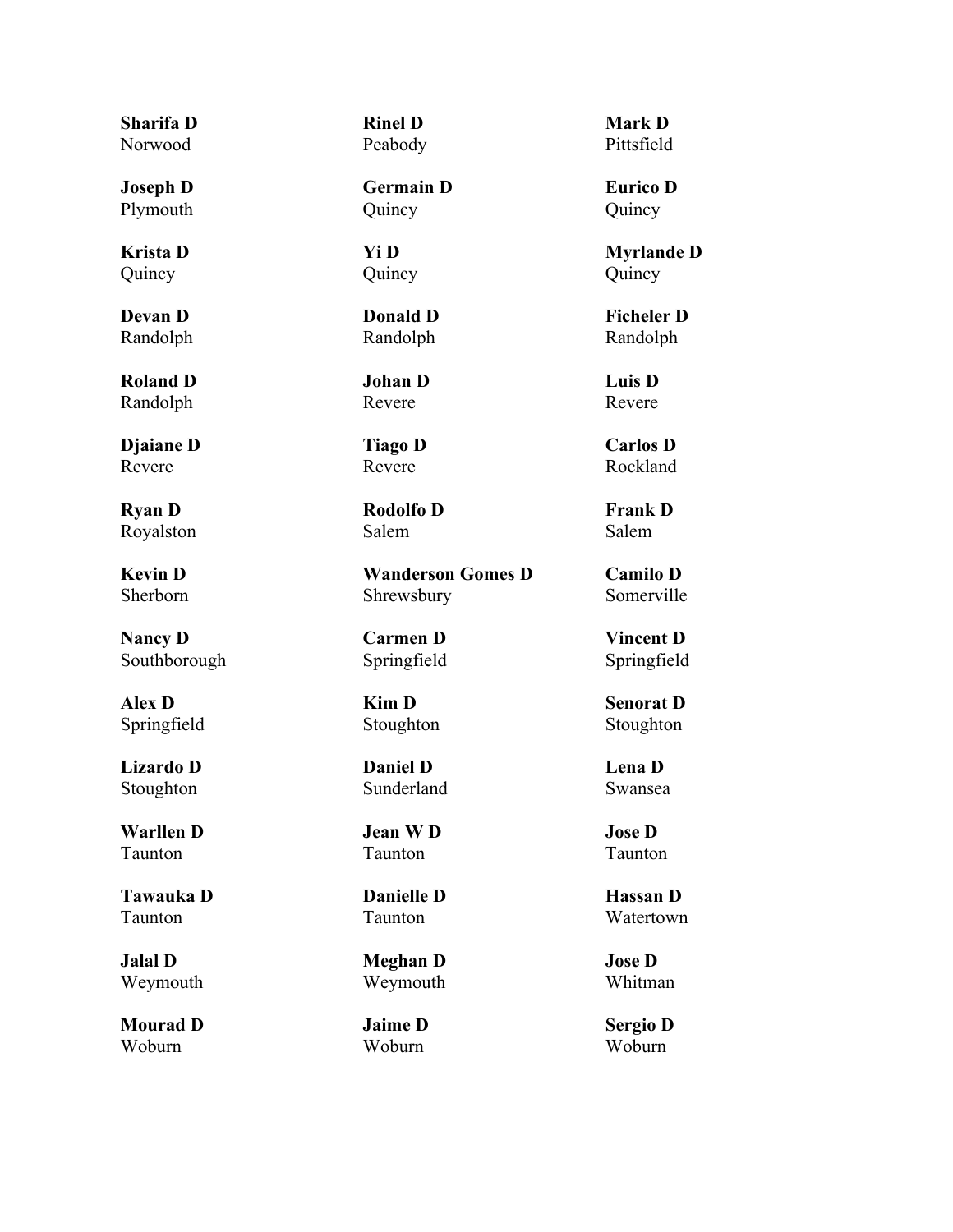**Sharifa D**
Norwood

**Rinel D**
Peabody

**Mark D**
Pittsfield

**Joseph D**
Plymouth

**Germain D**
Quincy

**Eurico D**
Quincy

**Krista D**
Quincy

**Yi D**
Quincy

**Myrlande D**
Quincy

**Devan D**
Randolph

**Donald D**
Randolph

**Ficheler D**
Randolph

**Roland D**
Randolph

**Johan D**
Revere

**Luis D**
Revere

**Djaiane D**
Revere

**Tiago D**
Revere

**Carlos D**
Rockland

**Ryan D**
Royalston

**Rodolfo D**
Salem

**Frank D**
Salem

**Kevin D**
Sherborn

**Wanderson Gomes D**
Shrewsbury

**Camilo D**
Somerville

**Nancy D**
Southborough

**Carmen D**
Springfield

**Vincent D**
Springfield

**Alex D**
Springfield

**Kim D**
Stoughton

**Senorat D**
Stoughton

**Lizardo D**
Stoughton

**Daniel D**
Sunderland

**Lena D**
Swansea

**Warllen D**
Taunton

**Jean W D**
Taunton

**Jose D**
Taunton

**Tawauka D**
Taunton

**Danielle D**
Taunton

**Hassan D**
Watertown

**Jalal D**
Weymouth

**Meghan D**
Weymouth

**Jose D**
Whitman

**Mourad D**
Woburn

**Jaime D**
Woburn

**Sergio D**
Woburn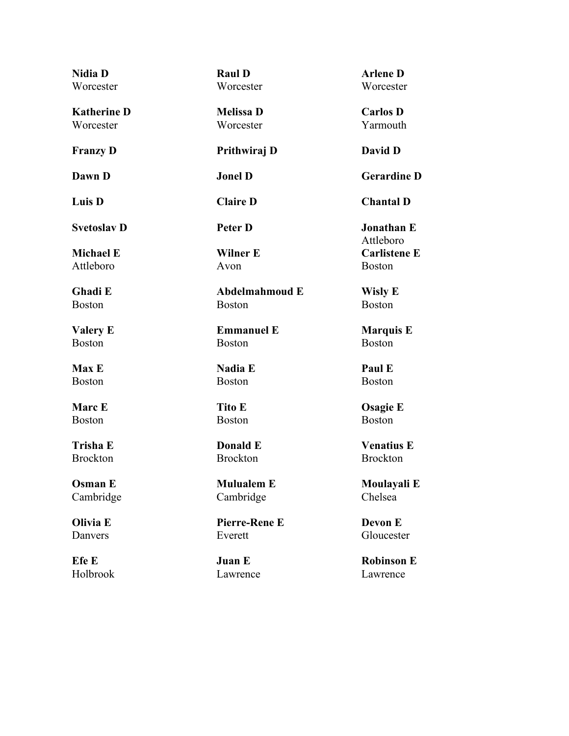**Nidia D**
Worcester

**Raul D**
Worcester

**Arlene D**
Worcester

**Katherine D**
Worcester

**Melissa D**
Worcester

**Carlos D**
Yarmouth

**Franzy D**

**Prithwiraj D**

**David D**

**Dawn D**

**Jonel D**

**Gerardine D**

**Luis D**

**Claire D**

**Chantal D**

**Svetoslav D**

**Peter D**

**Jonathan E**
Attleboro

**Michael E**
Attleboro

**Wilner E**
Avon

**Carlistene E**
Boston

**Ghadi E**
Boston

**Abdelmahmoud E**
Boston

**Wisly E**
Boston

**Valery E**
Boston

**Emmanuel E**
Boston

**Marquis E**
Boston

**Max E**
Boston

**Nadia E**
Boston

**Paul E**
Boston

**Marc E**
Boston

**Tito E**
Boston

**Osagie E**
Boston

**Trisha E**
Brockton

**Donald E**
Brockton

**Venatius E**
Brockton

**Osman E**
Cambridge

**Mulualem E**
Cambridge

**Moulayali E**
Chelsea

**Olivia E**
Danvers

**Pierre-Rene E**
Everett

**Devon E**
Gloucester

**Efe E**
Holbrook

**Juan E**
Lawrence

**Robinson E**
Lawrence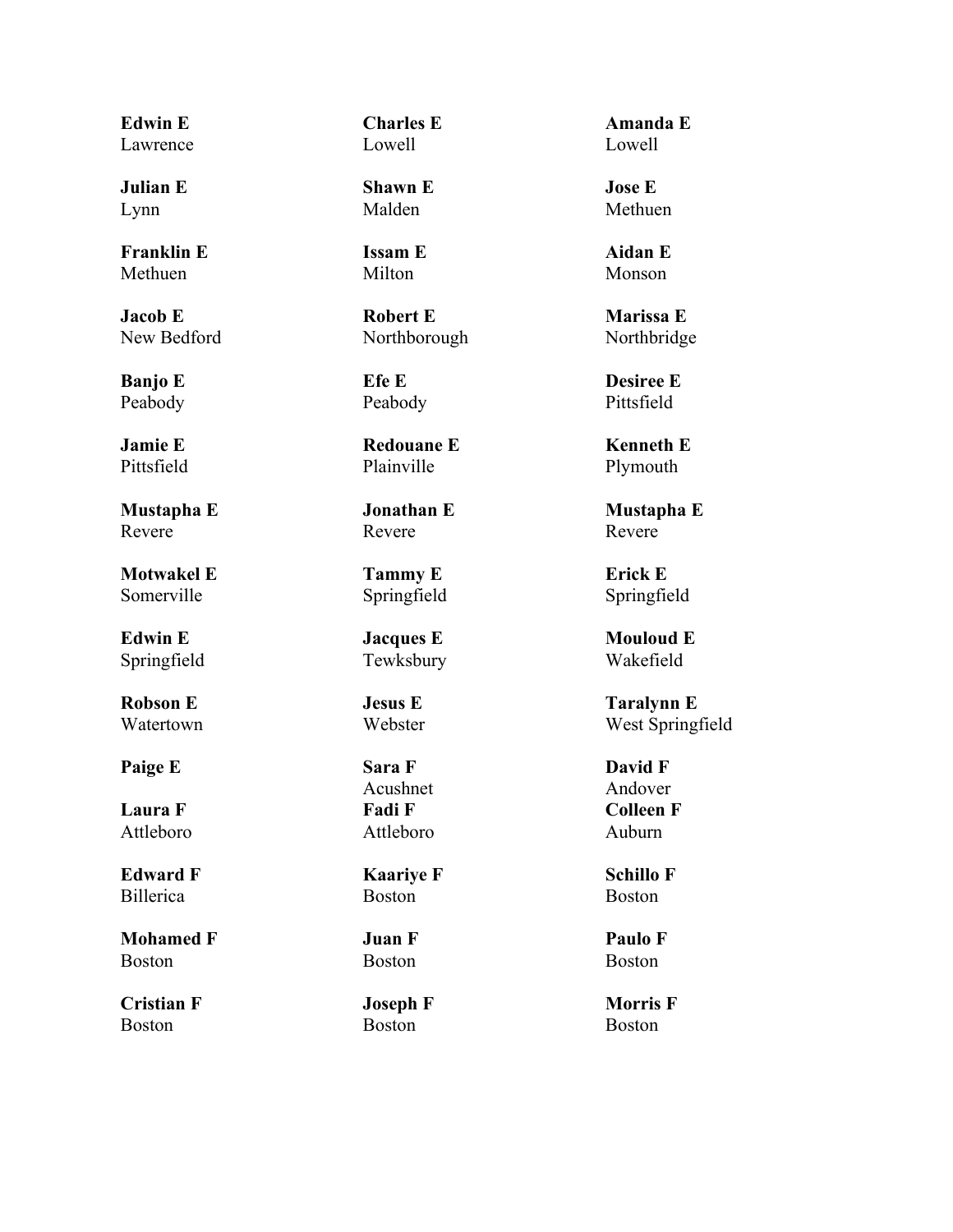**Edwin E**
Lawrence

**Charles E**
Lowell

**Amanda E**
Lowell

**Julian E**
Lynn

**Shawn E**
Malden

**Jose E**
Methuen

**Franklin E**
Methuen

**Issam E**
Milton

**Aidan E**
Monson

**Jacob E**
New Bedford

**Robert E**
Northborough

**Marissa E**
Northbridge

**Banjo E**
Peabody

**Efe E**
Peabody

**Desiree E**
Pittsfield

**Jamie E**
Pittsfield

**Redouane E**
Plainville

**Kenneth E**
Plymouth

**Mustapha E**
Revere

**Jonathan E**
Revere

**Mustapha E**
Revere

**Motwakel E**
Somerville

**Tammy E**
Springfield

**Erick E**
Springfield

**Edwin E**
Springfield

**Jacques E**
Tewksbury

**Mouloud E**
Wakefield

**Robson E**
Watertown

**Jesus E**
Webster

**Taralynn E**
West Springfield

**Paige E**

**Sara F**
Acushnet

**David F**
Andover

**Laura F**
Attleboro

**Fadi F**
Attleboro

**Colleen F**
Auburn

**Edward F**
Billerica

**Kaariye F**
Boston

**Schillo F**
Boston

**Mohamed F**
Boston

**Juan F**
Boston

**Paulo F**
Boston

**Cristian F**
Boston

**Joseph F**
Boston

**Morris F**
Boston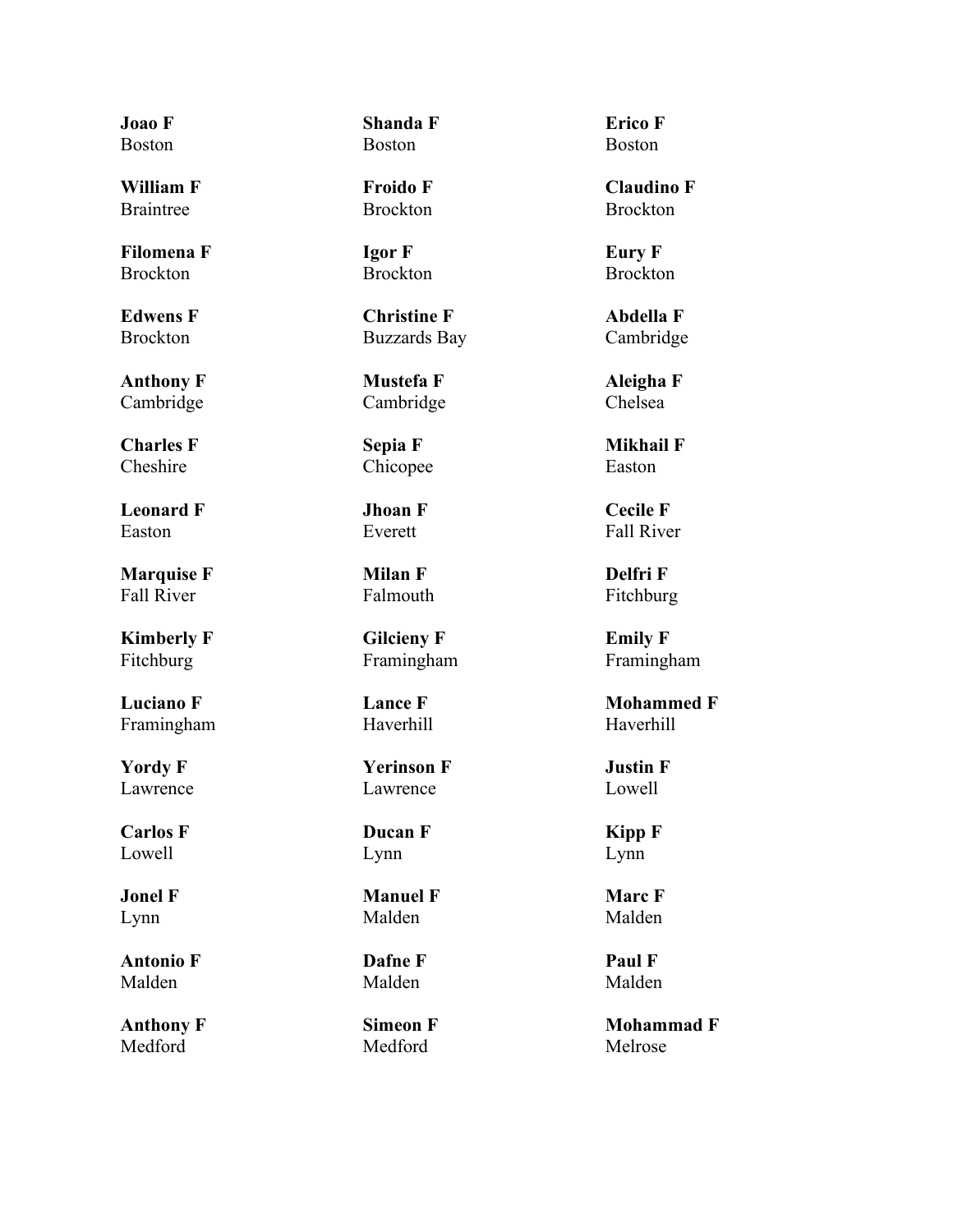**Joao F**
Boston

**Shanda F**
Boston

**Erico F**
Boston

**William F**
Braintree

**Froido F**
Brockton

**Claudino F**
Brockton

**Filomena F**
Brockton

**Igor F**
Brockton

**Eury F**
Brockton

**Edwens F**
Brockton

**Christine F**
Buzzards Bay

**Abdella F**
Cambridge

**Anthony F**
Cambridge

**Mustefa F**
Cambridge

**Aleigha F**
Chelsea

**Charles F**
Cheshire

**Sepia F**
Chicopee

**Mikhail F**
Easton

**Leonard F**
Easton

**Jhoan F**
Everett

**Cecile F**
Fall River

**Marquise F**
Fall River

**Milan F**
Falmouth

**Delfri F**
Fitchburg

**Kimberly F**
Fitchburg

**Gilcieny F**
Framingham

**Emily F**
Framingham

**Luciano F**
Framingham

**Lance F**
Haverhill

**Mohammed F**
Haverhill

**Yordy F**
Lawrence

**Yerinson F**
Lawrence

**Justin F**
Lowell

**Carlos F**
Lowell

**Ducan F**
Lynn

**Kipp F**
Lynn

**Jonel F**
Lynn

**Manuel F**
Malden

**Marc F**
Malden

**Antonio F**
Malden

**Dafne F**
Malden

**Paul F**
Malden

**Anthony F**
Medford

**Simeon F**
Medford

**Mohammad F**
Melrose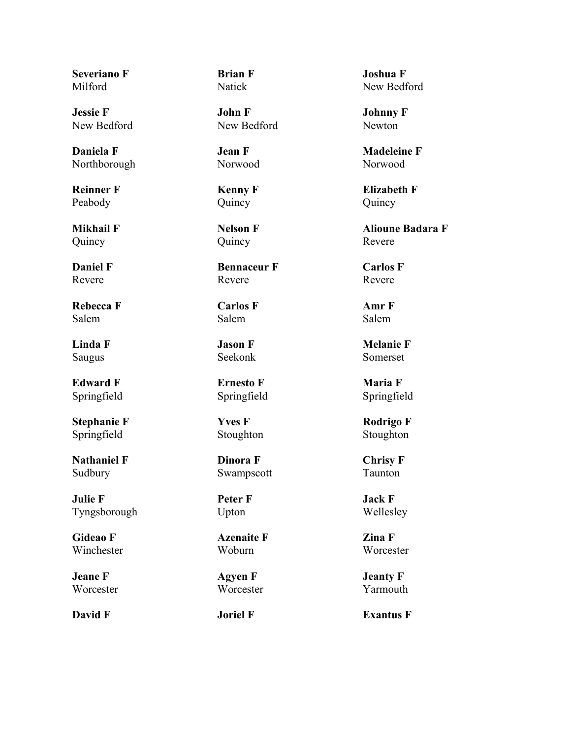**Severiano F**
Milford

**Brian F**
Natick

**Joshua F**
New Bedford

**Jessie F**
New Bedford

**John F**
New Bedford

**Johnny F**
Newton

**Daniela F**
Northborough

**Jean F**
Norwood

**Madeleine F**
Norwood

**Reinner F**
Peabody

**Kenny F**
Quincy

**Elizabeth F**
Quincy

**Mikhail F**
Quincy

**Nelson F**
Quincy

**Alioune Badara F**
Revere

**Daniel F**
Revere

**Bennaceur F**
Revere

**Carlos F**
Revere

**Rebecca F**
Salem

**Carlos F**
Salem

**Amr F**
Salem

**Linda F**
Saugus

**Jason F**
Seekonk

**Melanie F**
Somerset

**Edward F**
Springfield

**Ernesto F**
Springfield

**Maria F**
Springfield

**Stephanie F**
Springfield

**Yves F**
Stoughton

**Rodrigo F**
Stoughton

**Nathaniel F**
Sudbury

**Dinora F**
Swampscott

**Chrisy F**
Taunton

**Julie F**
Tyngsborough

**Peter F**
Upton

**Jack F**
Wellesley

**Gideao F**
Winchester

**Azenaite F**
Woburn

**Zina F**
Worcester

**Jeane F**
Worcester

**Agyen F**
Worcester

**Jeanty F**
Yarmouth

**David F**

**Joriel F**

**Exantus F**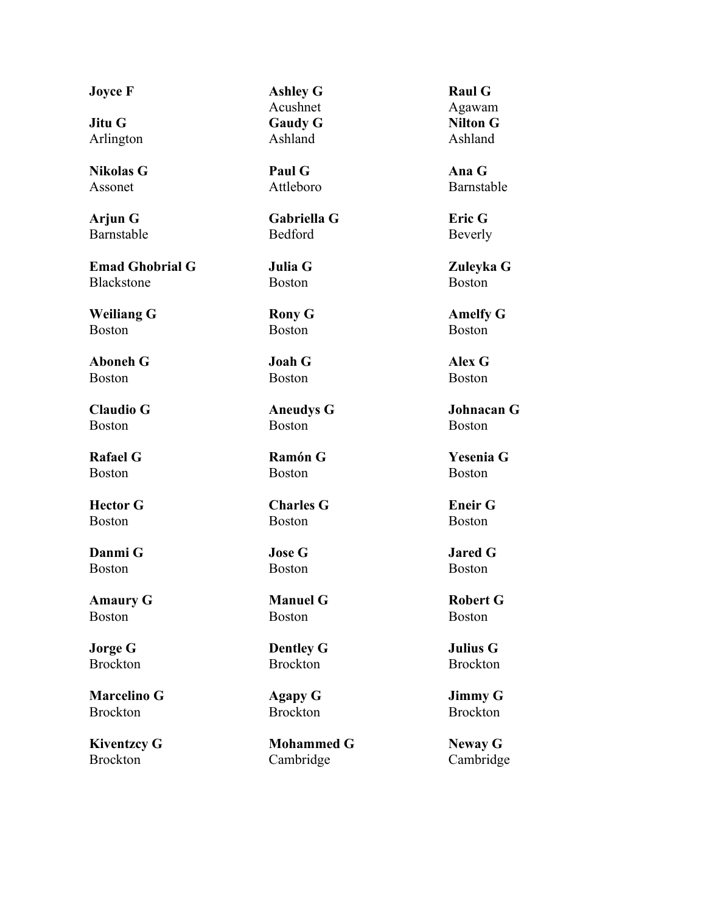**Joyce F**

**Ashley G**
Acushnet

**Raul G**
Agawam

**Jitu G**
Arlington

**Gaudy G**
Ashland

**Nilton G**
Ashland

**Nikolas G**
Assonet

**Paul G**
Attleboro

**Ana G**
Barnstable

**Arjun G**
Barnstable

**Gabriella G**
Bedford

**Eric G**
Beverly

**Emad Ghobrial G**
Blackstone

**Julia G**
Boston

**Zuleyka G**
Boston

**Weiliang G**
Boston

**Rony G**
Boston

**Amelfy G**
Boston

**Aboneh G**
Boston

**Joah G**
Boston

**Alex G**
Boston

**Claudio G**
Boston

**Aneudys G**
Boston

**Johnacan G**
Boston

**Rafael G**
Boston

**Ramón G**
Boston

**Yesenia G**
Boston

**Hector G**
Boston

**Charles G**
Boston

**Eneir G**
Boston

**Danmi G**
Boston

**Jose G**
Boston

**Jared G**
Boston

**Amaury G**
Boston

**Manuel G**
Boston

**Robert G**
Boston

**Jorge G**
Brockton

**Dentley G**
Brockton

**Julius G**
Brockton

**Marcelino G**
Brockton

**Agapy G**
Brockton

**Jimmy G**
Brockton

**Kiventzcy G**
Brockton

**Mohammed G**
Cambridge

**Neway G**
Cambridge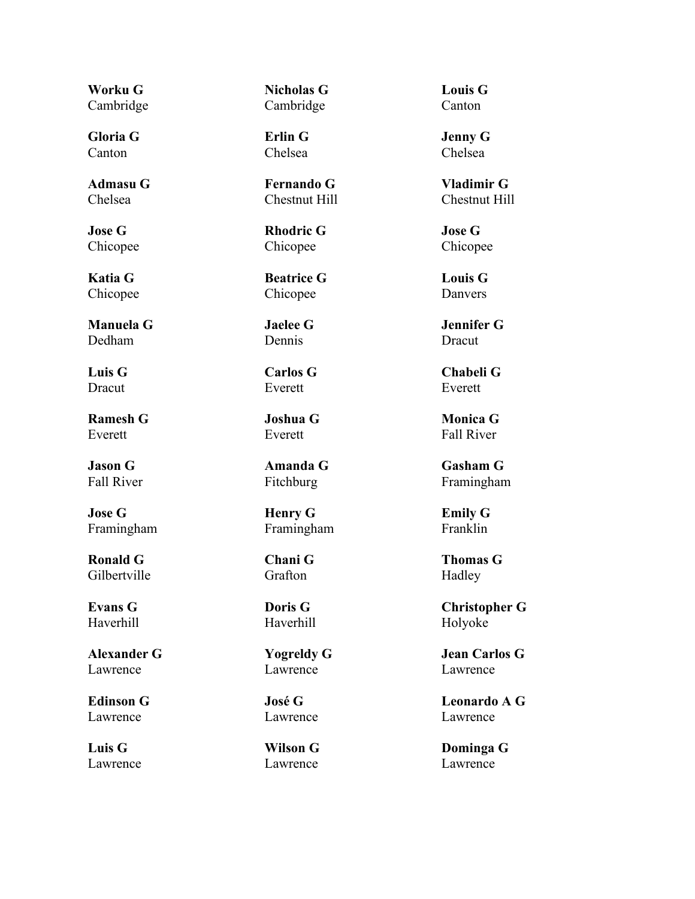**Worku G**
Cambridge

**Nicholas G**
Cambridge

**Louis G**
Canton

**Gloria G**
Canton

**Erlin G**
Chelsea

**Jenny G**
Chelsea

**Admasu G**
Chelsea

**Fernando G**
Chestnut Hill

**Vladimir G**
Chestnut Hill

**Jose G**
Chicopee

**Rhodric G**
Chicopee

**Jose G**
Chicopee

**Katia G**
Chicopee

**Beatrice G**
Chicopee

**Louis G**
Danvers

**Manuela G**
Dedham

**Jaelee G**
Dennis

**Jennifer G**
Dracut

**Luis G**
Dracut

**Carlos G**
Everett

**Chabeli G**
Everett

**Ramesh G**
Everett

**Joshua G**
Everett

**Monica G**
Fall River

**Jason G**
Fall River

**Amanda G**
Fitchburg

**Gasham G**
Framingham

**Jose G**
Framingham

**Henry G**
Framingham

**Emily G**
Franklin

**Ronald G**
Gilbertville

**Chani G**
Grafton

**Thomas G**
Hadley

**Evans G**
Haverhill

**Doris G**
Haverhill

**Christopher G**
Holyoke

**Alexander G**
Lawrence

**Yogreldy G**
Lawrence

**Jean Carlos G**
Lawrence

**Edinson G**
Lawrence

**José G**
Lawrence

**Leonardo A G**
Lawrence

**Luis G**
Lawrence

**Wilson G**
Lawrence

**Dominga G**
Lawrence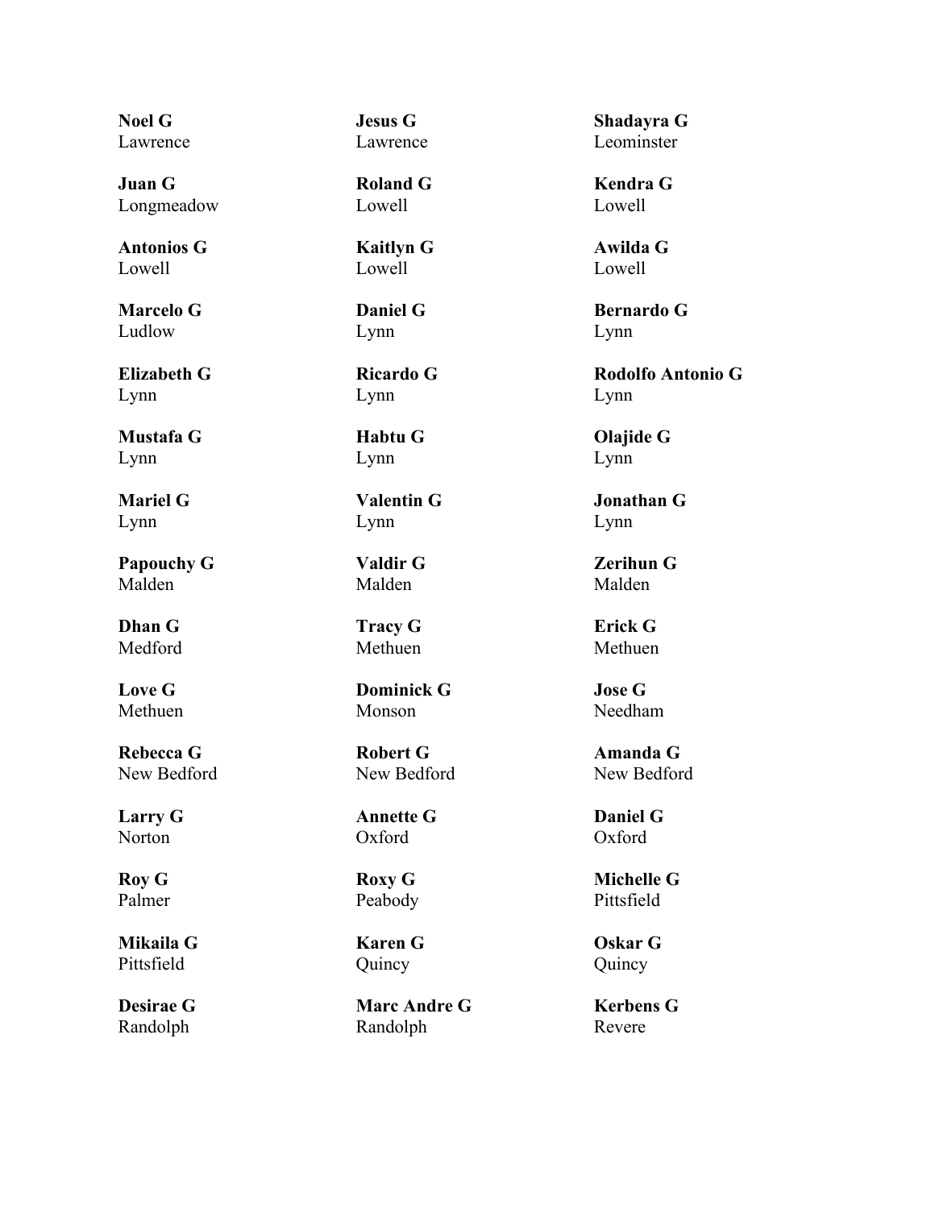**Noel G**
Lawrence

**Jesus G**
Lawrence

**Shadayra G**
Leominster

**Juan G**
Longmeadow

**Roland G**
Lowell

**Kendra G**
Lowell

**Antonios G**
Lowell

**Kaitlyn G**
Lowell

**Awilda G**
Lowell

**Marcelo G**
Ludlow

**Daniel G**
Lynn

**Bernardo G**
Lynn

**Elizabeth G**
Lynn

**Ricardo G**
Lynn

**Rodolfo Antonio G**
Lynn

**Mustafa G**
Lynn

**Habtu G**
Lynn

**Olajide G**
Lynn

**Mariel G**
Lynn

**Valentin G**
Lynn

**Jonathan G**
Lynn

**Papouchy G**
Malden

**Valdir G**
Malden

**Zerihun G**
Malden

**Dhan G**
Medford

**Tracy G**
Methuen

**Erick G**
Methuen

**Love G**
Methuen

**Dominick G**
Monson

**Jose G**
Needham

**Rebecca G**
New Bedford

**Robert G**
New Bedford

**Amanda G**
New Bedford

**Larry G**
Norton

**Annette G**
Oxford

**Daniel G**
Oxford

**Roy G**
Palmer

**Roxy G**
Peabody

**Michelle G**
Pittsfield

**Mikaila G**
Pittsfield

**Karen G**
Quincy

**Oskar G**
Quincy

**Desirae G**
Randolph

**Marc Andre G**
Randolph

**Kerbens G**
Revere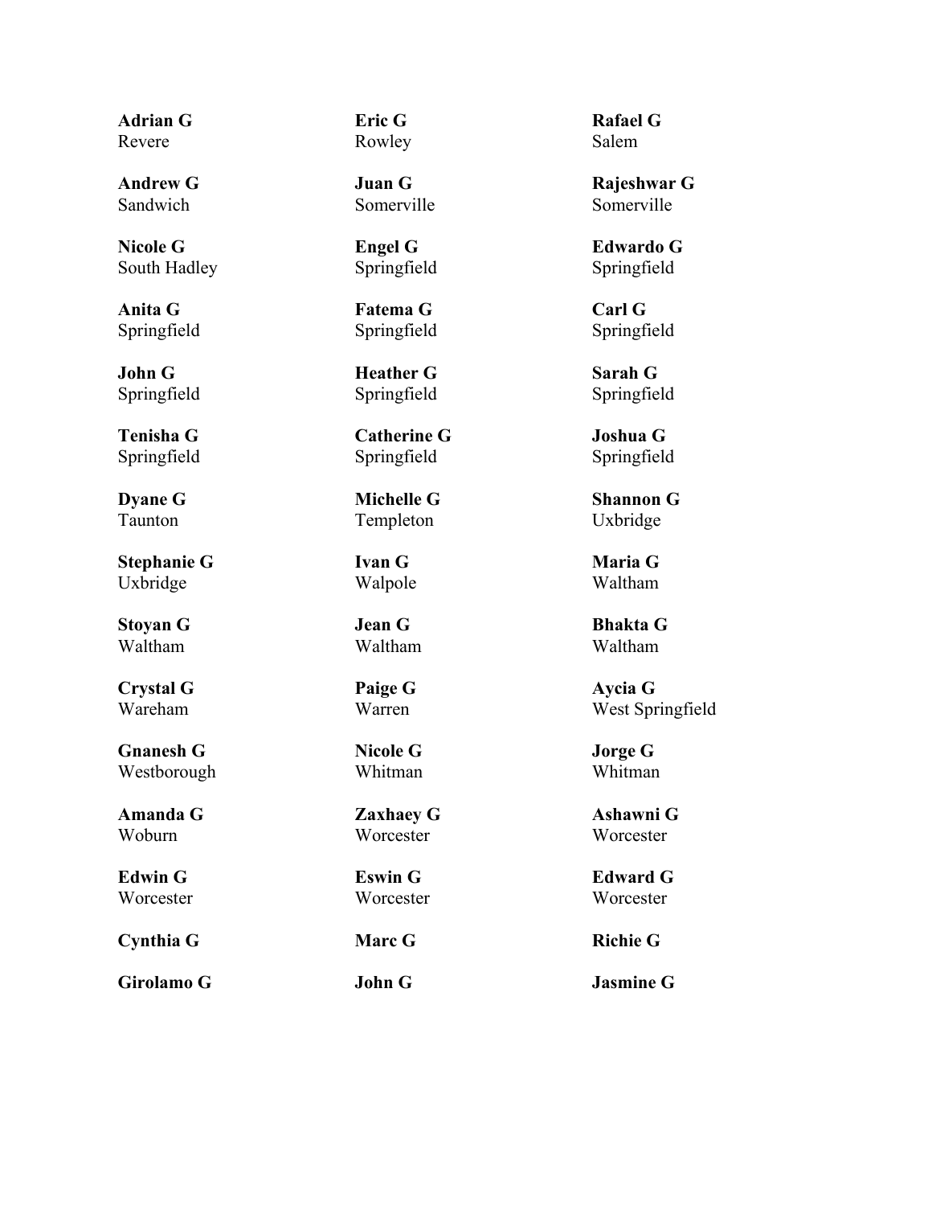**Adrian G**
Revere

**Eric G**
Rowley

**Rafael G**
Salem

**Andrew G**
Sandwich

**Juan G**
Somerville

**Rajeshwar G**
Somerville

**Nicole G**
South Hadley

**Engel G**
Springfield

**Edwardo G**
Springfield

**Anita G**
Springfield

**Fatema G**
Springfield

**Carl G**
Springfield

**John G**
Springfield

**Heather G**
Springfield

**Sarah G**
Springfield

**Tenisha G**
Springfield

**Catherine G**
Springfield

**Joshua G**
Springfield

**Dyane G**
Taunton

**Michelle G**
Templeton

**Shannon G**
Uxbridge

**Stephanie G**
Uxbridge

**Ivan G**
Walpole

**Maria G**
Waltham

**Stoyan G**
Waltham

**Jean G**
Waltham

**Bhakta G**
Waltham

**Crystal G**
Wareham

**Paige G**
Warren

**Aycia G**
West Springfield

**Gnanesh G**
Westborough

**Nicole G**
Whitman

**Jorge G**
Whitman

**Amanda G**
Woburn

**Zaxhaey G**
Worcester

**Ashawni G**
Worcester

**Edwin G**
Worcester

**Eswin G**
Worcester

**Edward G**
Worcester

**Cynthia G**

**Marc G**

**Richie G**

**Girolamo G**

**John G**

**Jasmine G**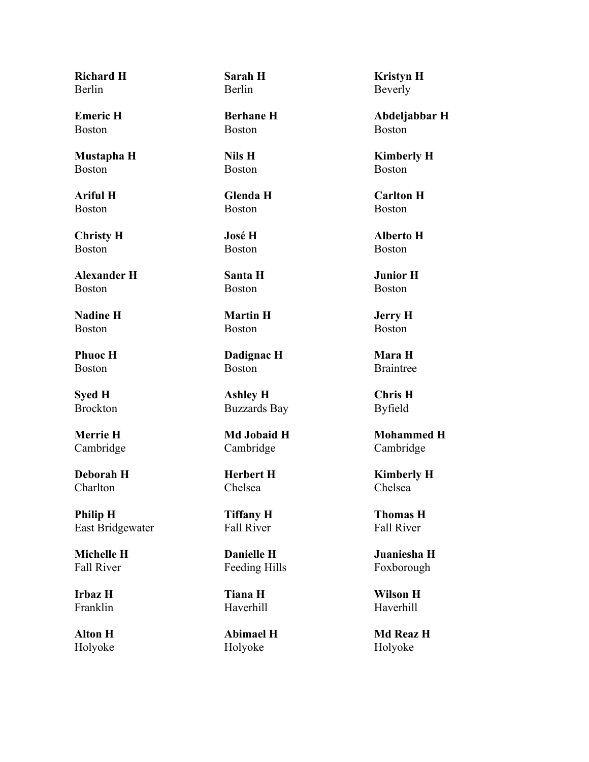**Richard H**
Berlin

**Sarah H**
Berlin

**Kristyn H**
Beverly

**Emeric H**
Boston

**Berhane H**
Boston

**Abdeljabbar H**
Boston

**Mustapha H**
Boston

**Nils H**
Boston

**Kimberly H**
Boston

**Ariful H**
Boston

**Glenda H**
Boston

**Carlton H**
Boston

**Christy H**
Boston

**José H**
Boston

**Alberto H**
Boston

**Alexander H**
Boston

**Santa H**
Boston

**Junior H**
Boston

**Nadine H**
Boston

**Martin H**
Boston

**Jerry H**
Boston

**Phuoc H**
Boston

**Dadignac H**
Boston

**Mara H**
Braintree

**Syed H**
Brockton

**Ashley H**
Buzzards Bay

**Chris H**
Byfield

**Merrie H**
Cambridge

**Md Jobaid H**
Cambridge

**Mohammed H**
Cambridge

**Deborah H**
Charlton

**Herbert H**
Chelsea

**Kimberly H**
Chelsea

**Philip H**
East Bridgewater

**Tiffany H**
Fall River

**Thomas H**
Fall River

**Michelle H**
Fall River

**Danielle H**
Feeding Hills

**Juaniesha H**
Foxborough

**Irbaz H**
Franklin

**Tiana H**
Haverhill

**Wilson H**
Haverhill

**Alton H**
Holyoke

**Abimael H**
Holyoke

**Md Reaz H**
Holyoke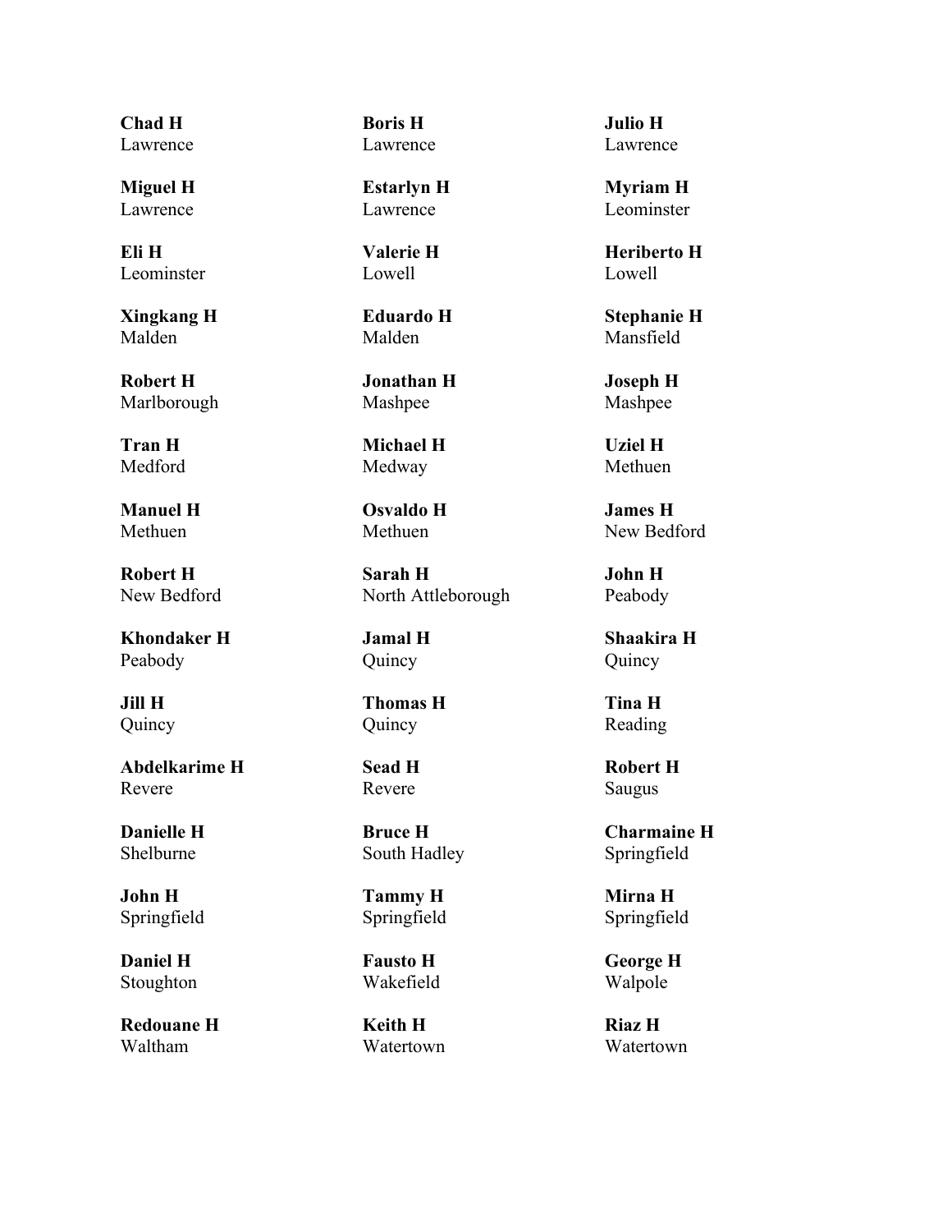**Chad H**
Lawrence

**Boris H**
Lawrence

**Julio H**
Lawrence

**Miguel H**
Lawrence

**Estarlyn H**
Lawrence

**Myriam H**
Leominster

**Eli H**
Leominster

**Valerie H**
Lowell

**Heriberto H**
Lowell

**Xingkang H**
Malden

**Eduardo H**
Malden

**Stephanie H**
Mansfield

**Robert H**
Marlborough

**Jonathan H**
Mashpee

**Joseph H**
Mashpee

**Tran H**
Medford

**Michael H**
Medway

**Uziel H**
Methuen

**Manuel H**
Methuen

**Osvaldo H**
Methuen

**James H**
New Bedford

**Robert H**
New Bedford

**Sarah H**
North Attleborough

**John H**
Peabody

**Khondaker H**
Peabody

**Jamal H**
Quincy

**Shaakira H**
Quincy

**Jill H**
Quincy

**Thomas H**
Quincy

**Tina H**
Reading

**Abdelkarime H**
Revere

**Sead H**
Revere

**Robert H**
Saugus

**Danielle H**
Shelburne

**Bruce H**
South Hadley

**Charmaine H**
Springfield

**John H**
Springfield

**Tammy H**
Springfield

**Mirna H**
Springfield

**Daniel H**
Stoughton

**Fausto H**
Wakefield

**George H**
Walpole

**Redouane H**
Waltham

**Keith H**
Watertown

**Riaz H**
Watertown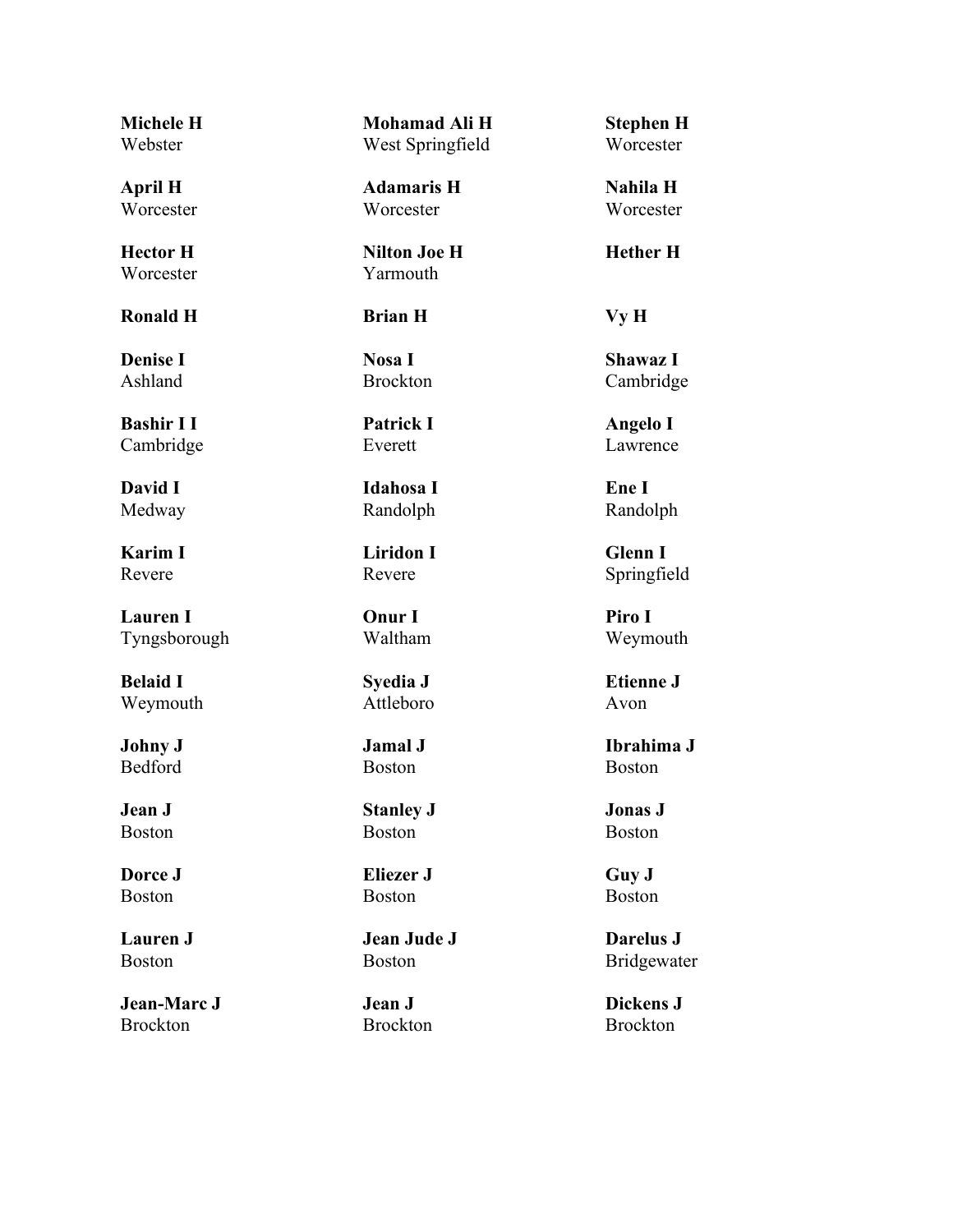**Michele H**
Webster

**Mohamad Ali H**
West Springfield

**Stephen H**
Worcester

**April H**
Worcester

**Adamaris H**
Worcester

**Nahila H**
Worcester

**Hector H**
Worcester

**Nilton Joe H**
Yarmouth

**Hether H**

**Ronald H**

**Brian H**

**Vy H**

**Denise I**
Ashland

**Nosa I**
Brockton

**Shawaz I**
Cambridge

**Bashir I I**
Cambridge

**Patrick I**
Everett

**Angelo I**
Lawrence

**David I**
Medway

**Idahosa I**
Randolph

**Ene I**
Randolph

**Karim I**
Revere

**Liridon I**
Revere

**Glenn I**
Springfield

**Lauren I**
Tyngsborough

**Onur I**
Waltham

**Piro I**
Weymouth

**Belaid I**
Weymouth

**Syedia J**
Attleboro

**Etienne J**
Avon

**Johny J**
Bedford

**Jamal J**
Boston

**Ibrahima J**
Boston

**Jean J**
Boston

**Stanley J**
Boston

**Jonas J**
Boston

**Dorce J**
Boston

**Eliezer J**
Boston

**Guy J**
Boston

**Lauren J**
Boston

**Jean Jude J**
Boston

**Darelus J**
Bridgewater

**Jean-Marc J**
Brockton

**Jean J**
Brockton

**Dickens J**
Brockton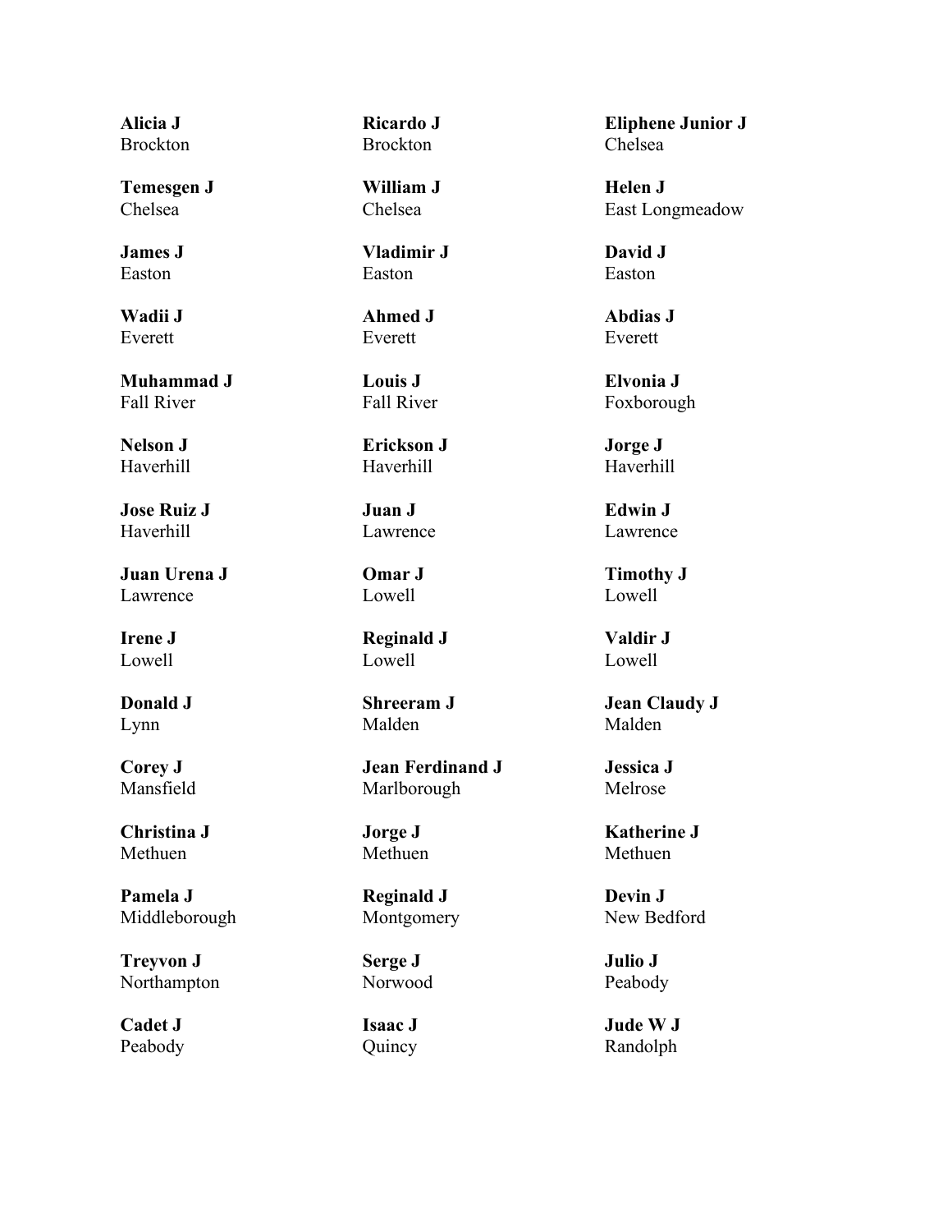**Alicia J**
Brockton

**Ricardo J**
Brockton

**Eliphene Junior J**
Chelsea

**Temesgen J**
Chelsea

**William J**
Chelsea

**Helen J**
East Longmeadow

**James J**
Easton

**Vladimir J**
Easton

**David J**
Easton

**Wadii J**
Everett

**Ahmed J**
Everett

**Abdias J**
Everett

**Muhammad J**
Fall River

**Louis J**
Fall River

**Elvonia J**
Foxborough

**Nelson J**
Haverhill

**Erickson J**
Haverhill

**Jorge J**
Haverhill

**Jose Ruiz J**
Haverhill

**Juan J**
Lawrence

**Edwin J**
Lawrence

**Juan Urena J**
Lawrence

**Omar J**
Lowell

**Timothy J**
Lowell

**Irene J**
Lowell

**Reginald J**
Lowell

**Valdir J**
Lowell

**Donald J**
Lynn

**Shreeram J**
Malden

**Jean Claudy J**
Malden

**Corey J**
Mansfield

**Jean Ferdinand J**
Marlborough

**Jessica J**
Melrose

**Christina J**
Methuen

**Jorge J**
Methuen

**Katherine J**
Methuen

**Pamela J**
Middleborough

**Reginald J**
Montgomery

**Devin J**
New Bedford

**Treyvon J**
Northampton

**Serge J**
Norwood

**Julio J**
Peabody

**Cadet J**
Peabody

**Isaac J**
Quincy

**Jude W J**
Randolph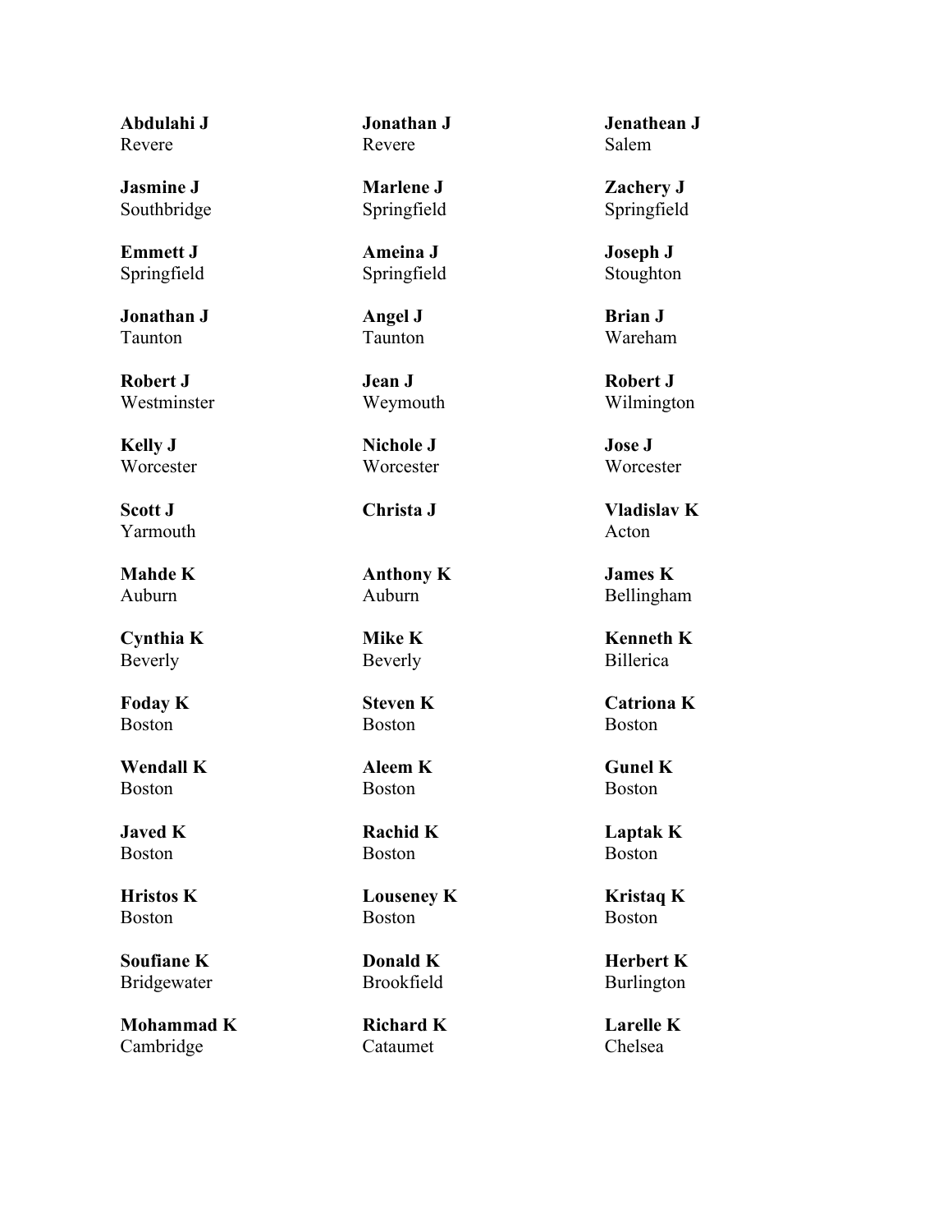**Abdulahi J**
Revere

**Jonathan J**
Revere

**Jenathean J**
Salem

**Jasmine J**
Southbridge

**Marlene J**
Springfield

**Zachery J**
Springfield

**Emmett J**
Springfield

**Ameina J**
Springfield

**Joseph J**
Stoughton

**Jonathan J**
Taunton

**Angel J**
Taunton

**Brian J**
Wareham

**Robert J**
Westminster

**Jean J**
Weymouth

**Robert J**
Wilmington

**Kelly J**
Worcester

**Nichole J**
Worcester

**Jose J**
Worcester

**Scott J**
Yarmouth

**Christa J**

**Vladislav K**
Acton

**Mahde K**
Auburn

**Anthony K**
Auburn

**James K**
Bellingham

**Cynthia K**
Beverly

**Mike K**
Beverly

**Kenneth K**
Billerica

**Foday K**
Boston

**Steven K**
Boston

**Catriona K**
Boston

**Wendall K**
Boston

**Aleem K**
Boston

**Gunel K**
Boston

**Javed K**
Boston

**Rachid K**
Boston

**Laptak K**
Boston

**Hristos K**
Boston

**Louseney K**
Boston

**Kristaq K**
Boston

**Soufiane K**
Bridgewater

**Donald K**
Brookfield

**Herbert K**
Burlington

**Mohammad K**
Cambridge

**Richard K**
Cataumet

**Larelle K**
Chelsea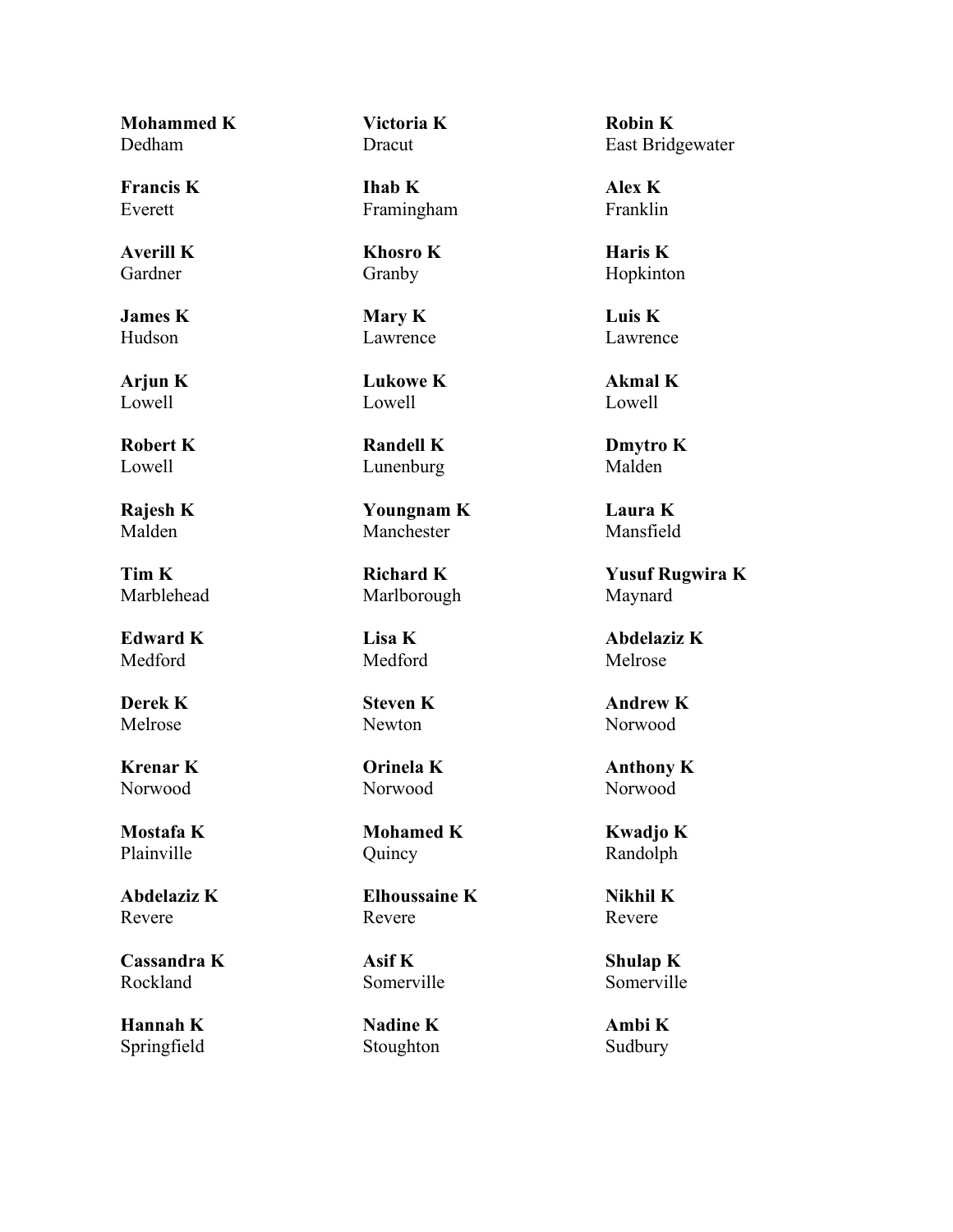**Mohammed K**
Dedham

**Victoria K**
Dracut

**Robin K**
East Bridgewater

**Francis K**
Everett

**Ihab K**
Framingham

**Alex K**
Franklin

**Averill K**
Gardner

**Khosro K**
Granby

**Haris K**
Hopkinton

**James K**
Hudson

**Mary K**
Lawrence

**Luis K**
Lawrence

**Arjun K**
Lowell

**Lukowe K**
Lowell

**Akmal K**
Lowell

**Robert K**
Lowell

**Randell K**
Lunenburg

**Dmytro K**
Malden

**Rajesh K**
Malden

**Youngnam K**
Manchester

**Laura K**
Mansfield

**Tim K**
Marblehead

**Richard K**
Marlborough

**Yusuf Rugwira K**
Maynard

**Edward K**
Medford

**Lisa K**
Medford

**Abdelaziz K**
Melrose

**Derek K**
Melrose

**Steven K**
Newton

**Andrew K**
Norwood

**Krenar K**
Norwood

**Orinela K**
Norwood

**Anthony K**
Norwood

**Mostafa K**
Plainville

**Mohamed K**
Quincy

**Kwadjo K**
Randolph

**Abdelaziz K**
Revere

**Elhoussaine K**
Revere

**Nikhil K**
Revere

**Cassandra K**
Rockland

**Asif K**
Somerville

**Shulap K**
Somerville

**Hannah K**
Springfield

**Nadine K**
Stoughton

**Ambi K**
Sudbury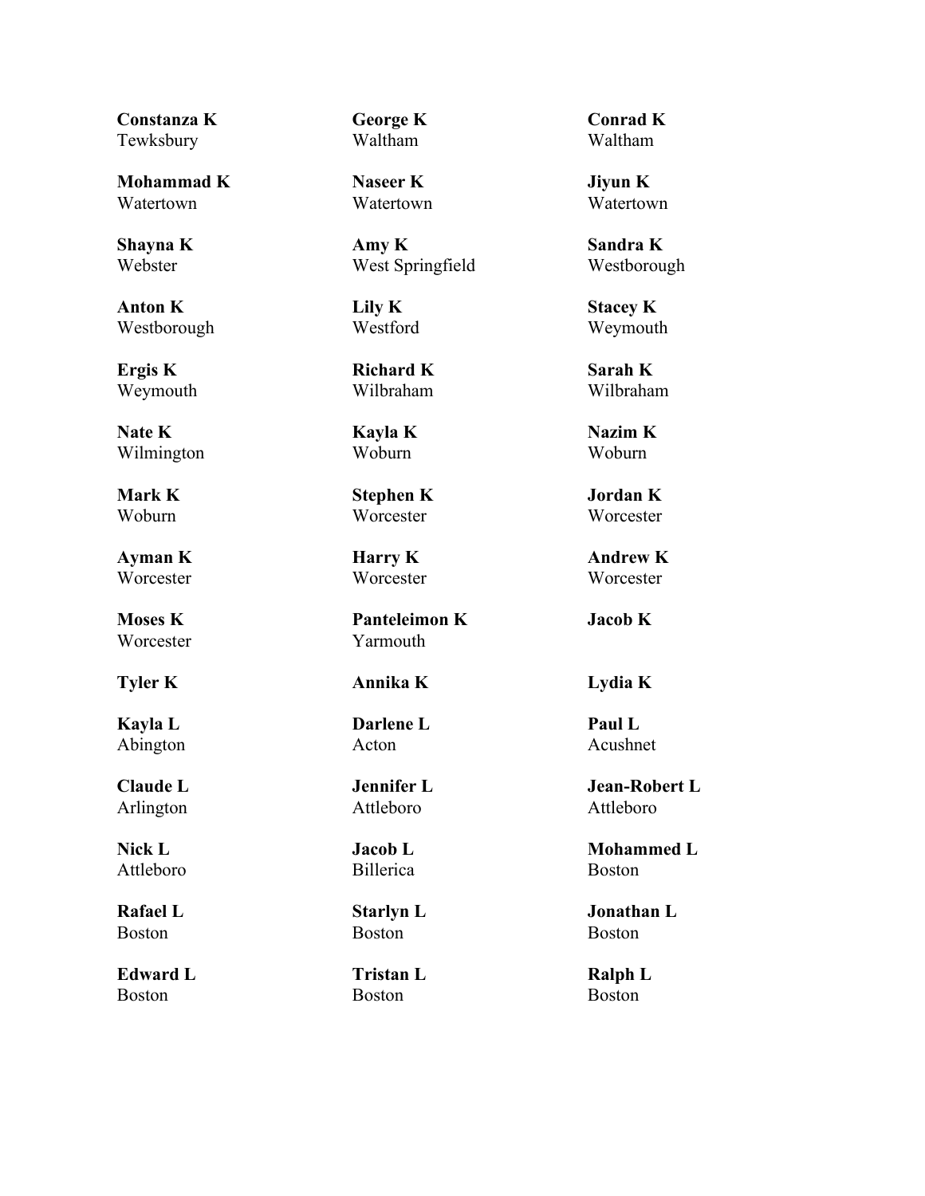**Constanza K**
Tewksbury

**George K**
Waltham

**Conrad K**
Waltham

**Mohammad K**
Watertown

**Naseer K**
Watertown

**Jiyun K**
Watertown

**Shayna K**
Webster

**Amy K**
West Springfield

**Sandra K**
Westborough

**Anton K**
Westborough

**Lily K**
Westford

**Stacey K**
Weymouth

**Ergis K**
Weymouth

**Richard K**
Wilbraham

**Sarah K**
Wilbraham

**Nate K**
Wilmington

**Kayla K**
Woburn

**Nazim K**
Woburn

**Mark K**
Woburn

**Stephen K**
Worcester

**Jordan K**
Worcester

**Ayman K**
Worcester

**Harry K**
Worcester

**Andrew K**
Worcester

**Moses K**
Worcester

**Panteleimon K**
Yarmouth

**Jacob K**

**Tyler K**

**Annika K**

**Lydia K**

**Kayla L**
Abington

**Darlene L**
Acton

**Paul L**
Acushnet

**Claude L**
Arlington

**Jennifer L**
Attleboro

**Jean-Robert L**
Attleboro

**Nick L**
Attleboro

**Jacob L**
Billerica

**Mohammed L**
Boston

**Rafael L**
Boston

**Starlyn L**
Boston

**Jonathan L**
Boston

**Edward L**
Boston

**Tristan L**
Boston

**Ralph L**
Boston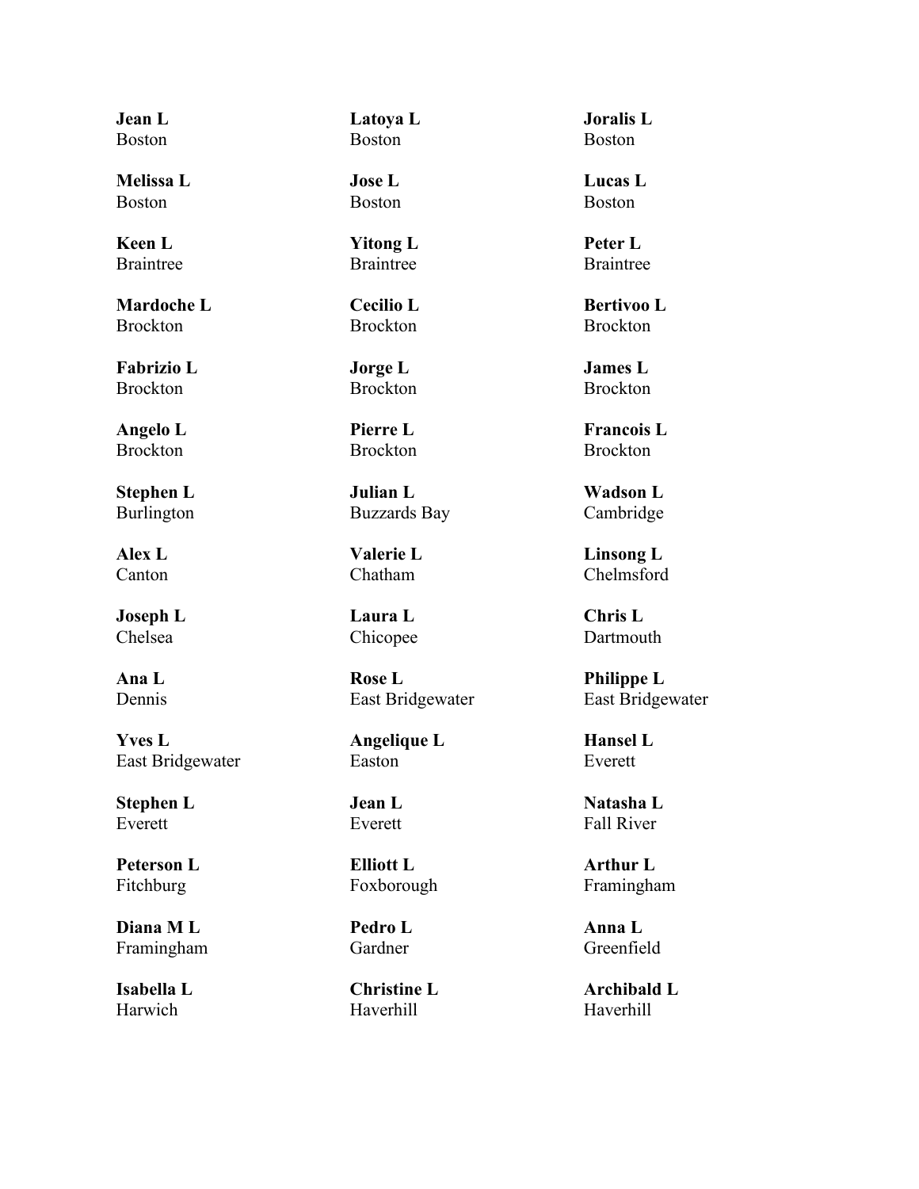**Jean L**
Boston

**Latoya L**
Boston

**Joralis L**
Boston

**Melissa L**
Boston

**Jose L**
Boston

**Lucas L**
Boston

**Keen L**
Braintree

**Yitong L**
Braintree

**Peter L**
Braintree

**Mardoche L**
Brockton

**Cecilio L**
Brockton

**Bertivoo L**
Brockton

**Fabrizio L**
Brockton

**Jorge L**
Brockton

**James L**
Brockton

**Angelo L**
Brockton

**Pierre L**
Brockton

**Francois L**
Brockton

**Stephen L**
Burlington

**Julian L**
Buzzards Bay

**Wadson L**
Cambridge

**Alex L**
Canton

**Valerie L**
Chatham

**Linsong L**
Chelmsford

**Joseph L**
Chelsea

**Laura L**
Chicopee

**Chris L**
Dartmouth

**Ana L**
Dennis

**Rose L**
East Bridgewater

**Philippe L**
East Bridgewater

**Yves L**
East Bridgewater

**Angelique L**
Easton

**Hansel L**
Everett

**Stephen L**
Everett

**Jean L**
Everett

**Natasha L**
Fall River

**Peterson L**
Fitchburg

**Elliott L**
Foxborough

**Arthur L**
Framingham

**Diana M L**
Framingham

**Pedro L**
Gardner

**Anna L**
Greenfield

**Isabella L**
Harwich

**Christine L**
Haverhill

**Archibald L**
Haverhill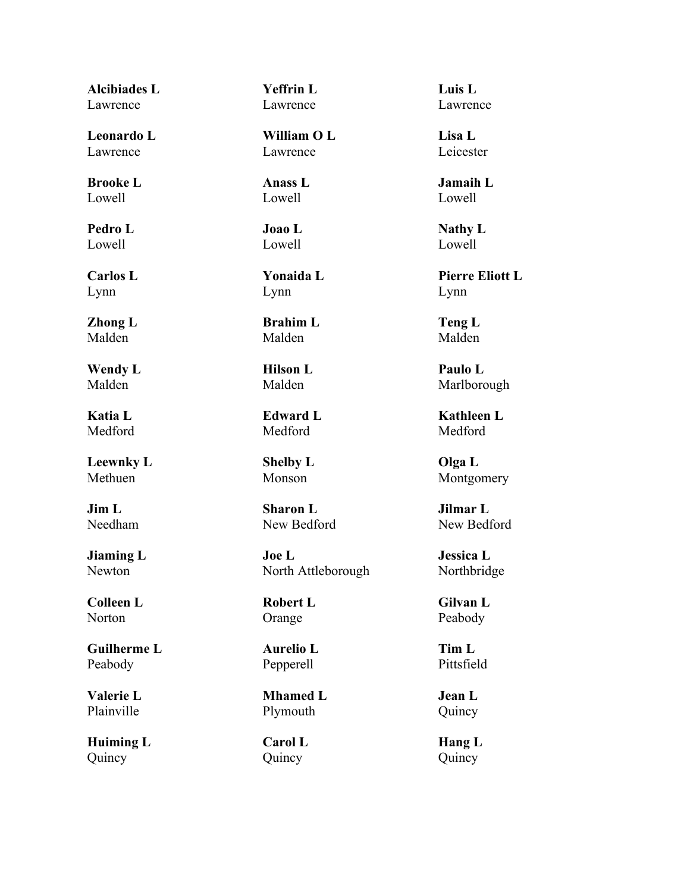**Alcibiades L**
Lawrence

**Yeffrin L**
Lawrence

**Luis L**
Lawrence

**Leonardo L**
Lawrence

**William O L**
Lawrence

**Lisa L**
Leicester

**Brooke L**
Lowell

**Anass L**
Lowell

**Jamaih L**
Lowell

**Pedro L**
Lowell

**Joao L**
Lowell

**Nathy L**
Lowell

**Carlos L**
Lynn

**Yonaida L**
Lynn

**Pierre Eliott L**
Lynn

**Zhong L**
Malden

**Brahim L**
Malden

**Teng L**
Malden

**Wendy L**
Malden

**Hilson L**
Malden

**Paulo L**
Marlborough

**Katia L**
Medford

**Edward L**
Medford

**Kathleen L**
Medford

**Leewnky L**
Methuen

**Shelby L**
Monson

**Olga L**
Montgomery

**Jim L**
Needham

**Sharon L**
New Bedford

**Jilmar L**
New Bedford

**Jiaming L**
Newton

**Joe L**
North Attleborough

**Jessica L**
Northbridge

**Colleen L**
Norton

**Robert L**
Orange

**Gilvan L**
Peabody

**Guilherme L**
Peabody

**Aurelio L**
Pepperell

**Tim L**
Pittsfield

**Valerie L**
Plainville

**Mhamed L**
Plymouth

**Jean L**
Quincy

**Huiming L**
Quincy

**Carol L**
Quincy

**Hang L**
Quincy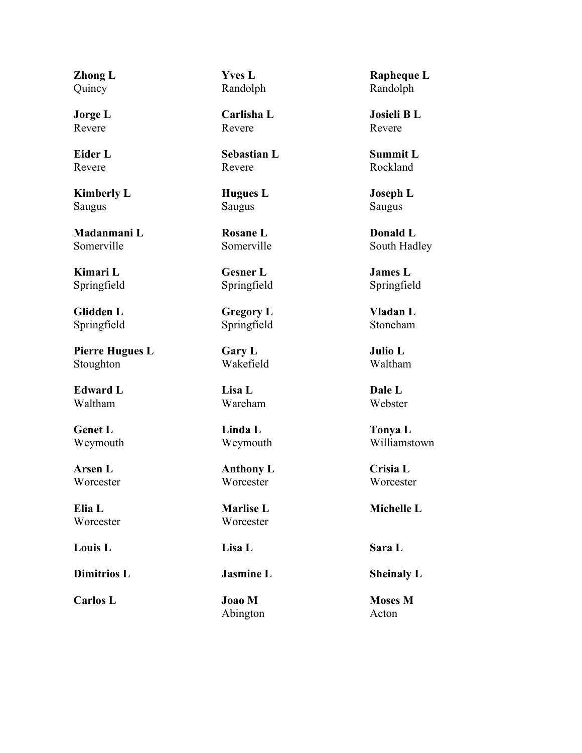**Zhong L**
Quincy

**Yves L**
Randolph

**Rapheque L**
Randolph

**Jorge L**
Revere

**Carlisha L**
Revere

**Josieli B L**
Revere

**Eider L**
Revere

**Sebastian L**
Revere

**Summit L**
Rockland

**Kimberly L**
Saugus

**Hugues L**
Saugus

**Joseph L**
Saugus

**Madanmani L**
Somerville

**Rosane L**
Somerville

**Donald L**
South Hadley

**Kimari L**
Springfield

**Gesner L**
Springfield

**James L**
Springfield

**Glidden L**
Springfield

**Gregory L**
Springfield

**Vladan L**
Stoneham

**Pierre Hugues L**
Stoughton

**Gary L**
Wakefield

**Julio L**
Waltham

**Edward L**
Waltham

**Lisa L**
Wareham

**Dale L**
Webster

**Genet L**
Weymouth

**Linda L**
Weymouth

**Tonya L**
Williamstown

**Arsen L**
Worcester

**Anthony L**
Worcester

**Crisia L**
Worcester

**Elia L**
Worcester

**Marlise L**
Worcester

**Michelle L**

**Louis L**

**Lisa L**

**Sara L**

**Dimitrios L**

**Jasmine L**

**Sheinaly L**

**Carlos L**

**Joao M**
Abington

**Moses M**
Acton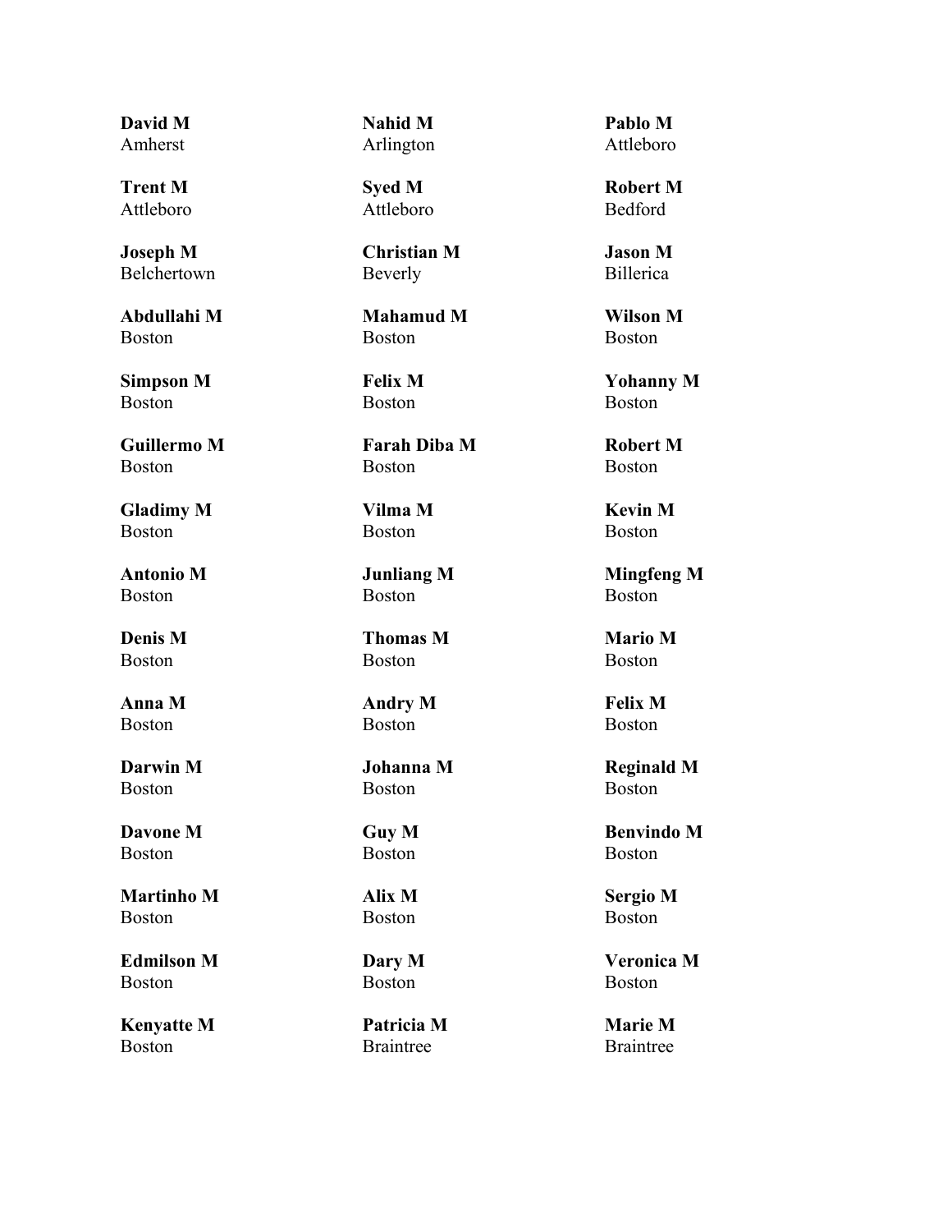**David M**
Amherst

**Nahid M**
Arlington

**Pablo M**
Attleboro

**Trent M**
Attleboro

**Syed M**
Attleboro

**Robert M**
Bedford

**Joseph M**
Belchertown

**Christian M**
Beverly

**Jason M**
Billerica

**Abdullahi M**
Boston

**Mahamud M**
Boston

**Wilson M**
Boston

**Simpson M**
Boston

**Felix M**
Boston

**Yohanny M**
Boston

**Guillermo M**
Boston

**Farah Diba M**
Boston

**Robert M**
Boston

**Gladimy M**
Boston

**Vilma M**
Boston

**Kevin M**
Boston

**Antonio M**
Boston

**Junliang M**
Boston

**Mingfeng M**
Boston

**Denis M**
Boston

**Thomas M**
Boston

**Mario M**
Boston

**Anna M**
Boston

**Andry M**
Boston

**Felix M**
Boston

**Darwin M**
Boston

**Johanna M**
Boston

**Reginald M**
Boston

**Davone M**
Boston

**Guy M**
Boston

**Benvindo M**
Boston

**Martinho M**
Boston

**Alix M**
Boston

**Sergio M**
Boston

**Edmilson M**
Boston

**Dary M**
Boston

**Veronica M**
Boston

**Kenyatte M**
Boston

**Patricia M**
Braintree

**Marie M**
Braintree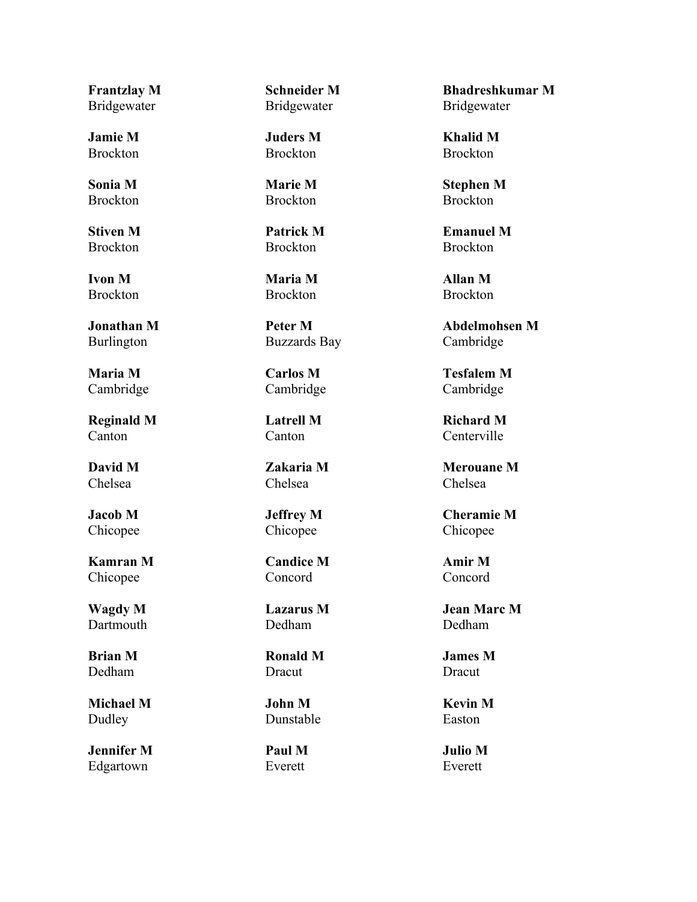**Frantzlay M**
Bridgewater

**Schneider M**
Bridgewater

**Bhadreshkumar M**
Bridgewater

**Jamie M**
Brockton

**Juders M**
Brockton

**Khalid M**
Brockton

**Sonia M**
Brockton

**Marie M**
Brockton

**Stephen M**
Brockton

**Stiven M**
Brockton

**Patrick M**
Brockton

**Emanuel M**
Brockton

**Ivon M**
Brockton

**Maria M**
Brockton

**Allan M**
Brockton

**Jonathan M**
Burlington

**Peter M**
Buzzards Bay

**Abdelmohsen M**
Cambridge

**Maria M**
Cambridge

**Carlos M**
Cambridge

**Tesfalem M**
Cambridge

**Reginald M**
Canton

**Latrell M**
Canton

**Richard M**
Centerville

**David M**
Chelsea

**Zakaria M**
Chelsea

**Merouane M**
Chelsea

**Jacob M**
Chicopee

**Jeffrey M**
Chicopee

**Cheramie M**
Chicopee

**Kamran M**
Chicopee

**Candice M**
Concord

**Amir M**
Concord

**Wagdy M**
Dartmouth

**Lazarus M**
Dedham

**Jean Marc M**
Dedham

**Brian M**
Dedham

**Ronald M**
Dracut

**James M**
Dracut

**Michael M**
Dudley

**John M**
Dunstable

**Kevin M**
Easton

**Jennifer M**
Edgartown

**Paul M**
Everett

**Julio M**
Everett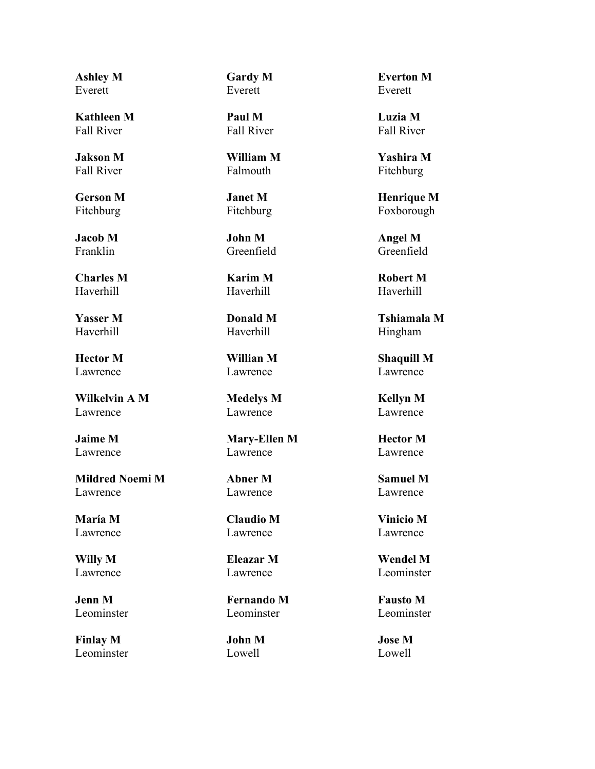**Ashley M**
Everett

**Gardy M**
Everett

**Everton M**
Everett

**Kathleen M**
Fall River

**Paul M**
Fall River

**Luzia M**
Fall River

**Jakson M**
Fall River

**William M**
Falmouth

**Yashira M**
Fitchburg

**Gerson M**
Fitchburg

**Janet M**
Fitchburg

**Henrique M**
Foxborough

**Jacob M**
Franklin

**John M**
Greenfield

**Angel M**
Greenfield

**Charles M**
Haverhill

**Karim M**
Haverhill

**Robert M**
Haverhill

**Yasser M**
Haverhill

**Donald M**
Haverhill

**Tshiamala M**
Hingham

**Hector M**
Lawrence

**Willian M**
Lawrence

**Shaquill M**
Lawrence

**Wilkelvin A M**
Lawrence

**Medelys M**
Lawrence

**Kellyn M**
Lawrence

**Jaime M**
Lawrence

**Mary-Ellen M**
Lawrence

**Hector M**
Lawrence

**Mildred Noemi M**
Lawrence

**Abner M**
Lawrence

**Samuel M**
Lawrence

**María M**
Lawrence

**Claudio M**
Lawrence

**Vinicio M**
Lawrence

**Willy M**
Lawrence

**Eleazar M**
Lawrence

**Wendel M**
Leominster

**Jenn M**
Leominster

**Fernando M**
Leominster

**Fausto M**
Leominster

**Finlay M**
Leominster

**John M**
Lowell

**Jose M**
Lowell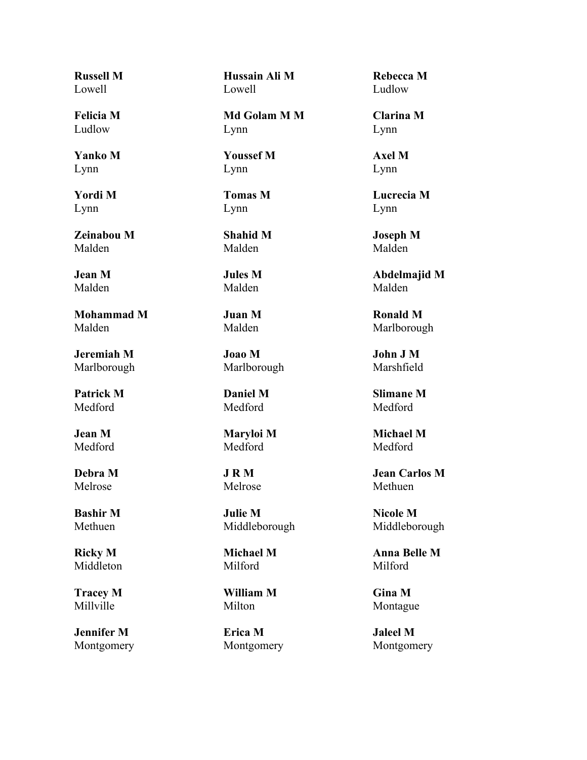**Russell M**
Lowell

**Hussain Ali M**
Lowell

**Rebecca M**
Ludlow

**Felicia M**
Ludlow

**Md Golam M M**
Lynn

**Clarina M**
Lynn

**Yanko M**
Lynn

**Youssef M**
Lynn

**Axel M**
Lynn

**Yordi M**
Lynn

**Tomas M**
Lynn

**Lucrecia M**
Lynn

**Zeinabou M**
Malden

**Shahid M**
Malden

**Joseph M**
Malden

**Jean M**
Malden

**Jules M**
Malden

**Abdelmajid M**
Malden

**Mohammad M**
Malden

**Juan M**
Malden

**Ronald M**
Marlborough

**Jeremiah M**
Marlborough

**Joao M**
Marlborough

**John J M**
Marshfield

**Patrick M**
Medford

**Daniel M**
Medford

**Slimane M**
Medford

**Jean M**
Medford

**Maryloi M**
Medford

**Michael M**
Medford

**Debra M**
Melrose

**J R M**
Melrose

**Jean Carlos M**
Methuen

**Bashir M**
Methuen

**Julie M**
Middleborough

**Nicole M**
Middleborough

**Ricky M**
Middleton

**Michael M**
Milford

**Anna Belle M**
Milford

**Tracey M**
Millville

**William M**
Milton

**Gina M**
Montague

**Jennifer M**
Montgomery

**Erica M**
Montgomery

**Jaleel M**
Montgomery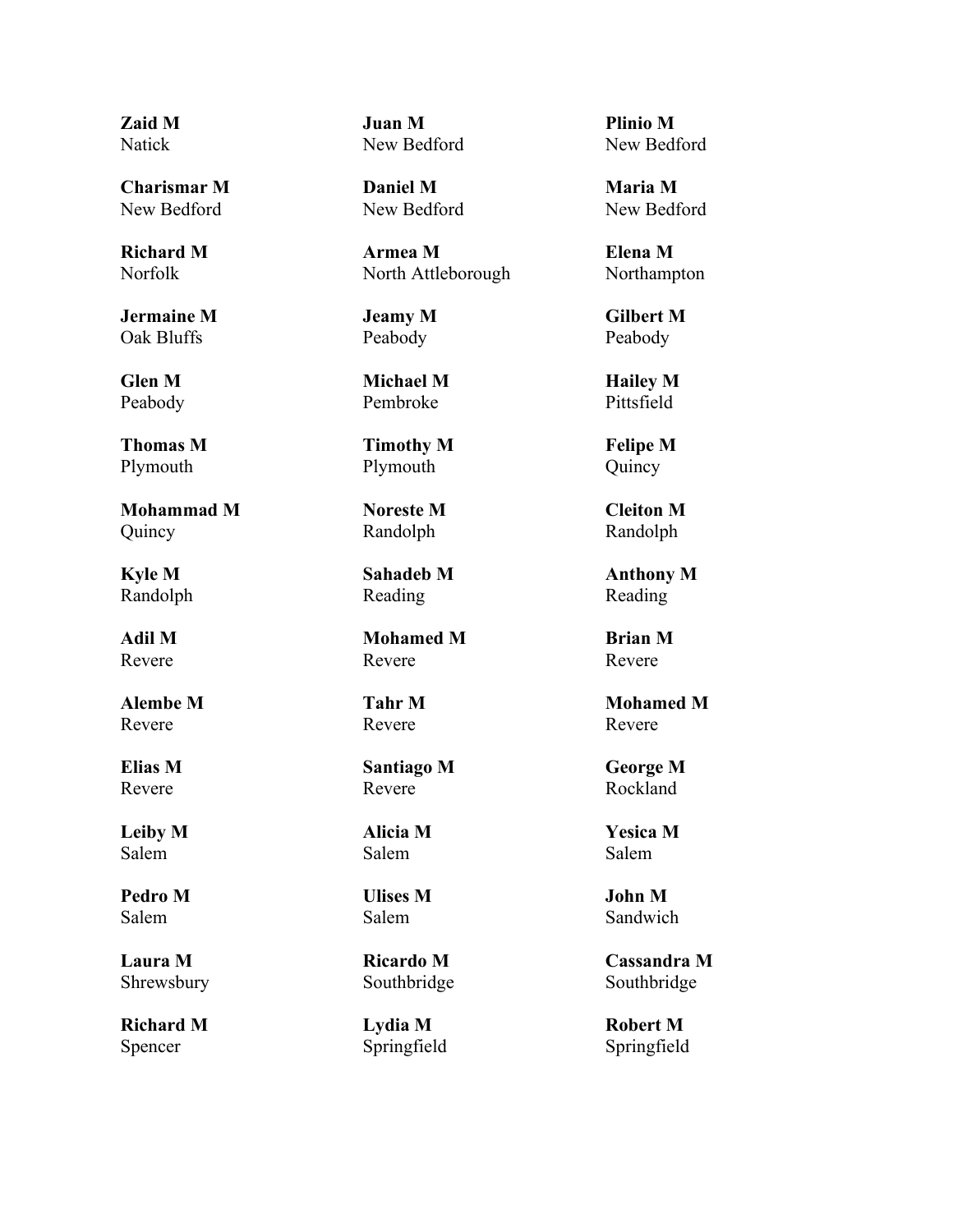**Zaid M**
Natick

**Juan M**
New Bedford

**Plinio M**
New Bedford

**Charismar M**
New Bedford

**Daniel M**
New Bedford

**Maria M**
New Bedford

**Richard M**
Norfolk

**Armea M**
North Attleborough

**Elena M**
Northampton

**Jermaine M**
Oak Bluffs

**Jeamy M**
Peabody

**Gilbert M**
Peabody

**Glen M**
Peabody

**Michael M**
Pembroke

**Hailey M**
Pittsfield

**Thomas M**
Plymouth

**Timothy M**
Plymouth

**Felipe M**
Quincy

**Mohammad M**
Quincy

**Noreste M**
Randolph

**Cleiton M**
Randolph

**Kyle M**
Randolph

**Sahadeb M**
Reading

**Anthony M**
Reading

**Adil M**
Revere

**Mohamed M**
Revere

**Brian M**
Revere

**Alembe M**
Revere

**Tahr M**
Revere

**Mohamed M**
Revere

**Elias M**
Revere

**Santiago M**
Revere

**George M**
Rockland

**Leiby M**
Salem

**Alicia M**
Salem

**Yesica M**
Salem

**Pedro M**
Salem

**Ulises M**
Salem

**John M**
Sandwich

**Laura M**
Shrewsbury

**Ricardo M**
Southbridge

**Cassandra M**
Southbridge

**Richard M**
Spencer

**Lydia M**
Springfield

**Robert M**
Springfield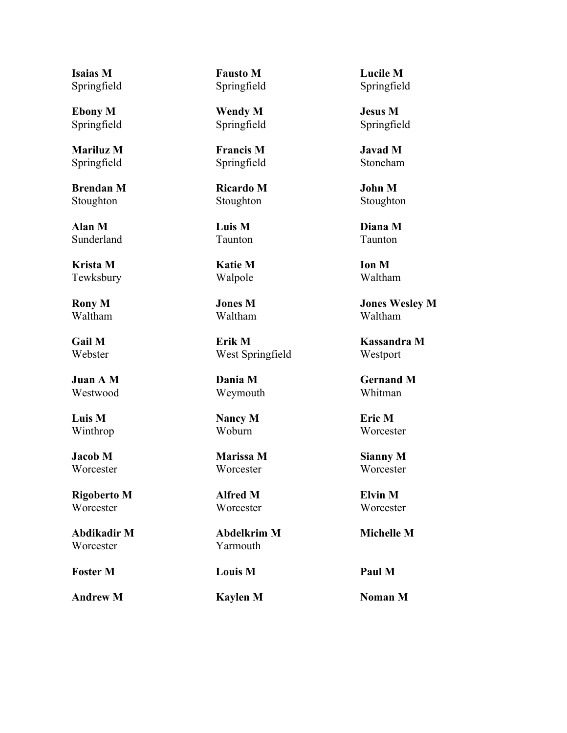**Isaias M**
Springfield

**Fausto M**
Springfield

**Lucile M**
Springfield

**Ebony M**
Springfield

**Wendy M**
Springfield

**Jesus M**
Springfield

**Mariluz M**
Springfield

**Francis M**
Springfield

**Javad M**
Stoneham

**Brendan M**
Stoughton

**Ricardo M**
Stoughton

**John M**
Stoughton

**Alan M**
Sunderland

**Luis M**
Taunton

**Diana M**
Taunton

**Krista M**
Tewksbury

**Katie M**
Walpole

**Ion M**
Waltham

**Rony M**
Waltham

**Jones M**
Waltham

**Jones Wesley M**
Waltham

**Gail M**
Webster

**Erik M**
West Springfield

**Kassandra M**
Westport

**Juan A M**
Westwood

**Dania M**
Weymouth

**Gernand M**
Whitman

**Luis M**
Winthrop

**Nancy M**
Woburn

**Eric M**
Worcester

**Jacob M**
Worcester

**Marissa M**
Worcester

**Sianny M**
Worcester

**Rigoberto M**
Worcester

**Alfred M**
Worcester

**Elvin M**
Worcester

**Abdikadir M**
Worcester

**Abdelkrim M**
Yarmouth

**Michelle M**

**Foster M**

**Louis M**

**Paul M**

**Andrew M**

**Kaylen M**

**Noman M**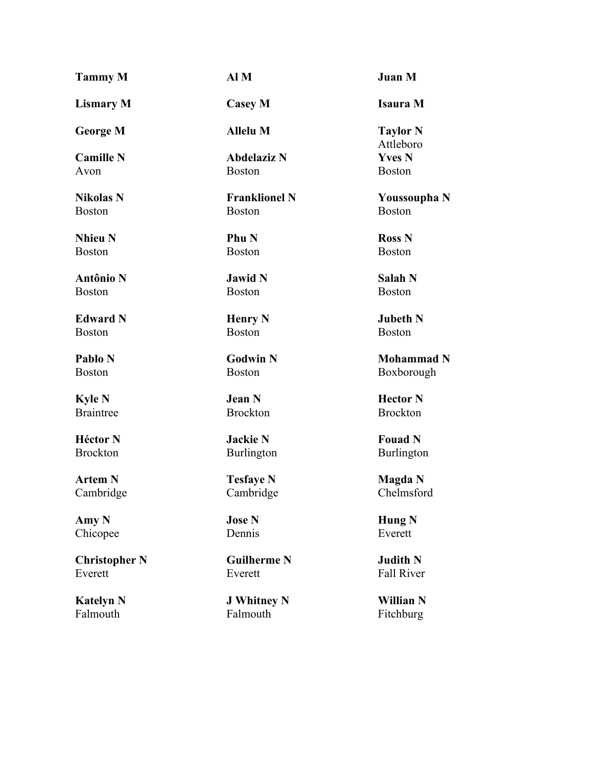**Tammy M**

**Al M**

**Juan M**

**Lismary M**

**Casey M**

**Isaura M**

**George M**

**Allelu M**

**Taylor N**
Attleboro

**Camille N**
Avon

**Abdelaziz N**
Boston

**Yves N**
Boston

**Nikolas N**
Boston

**Franklionel N**
Boston

**Youssoupha N**
Boston

**Nhieu N**
Boston

**Phu N**
Boston

**Ross N**
Boston

**Antônio N**
Boston

**Jawid N**
Boston

**Salah N**
Boston

**Edward N**
Boston

**Henry N**
Boston

**Jubeth N**
Boston

**Pablo N**
Boston

**Godwin N**
Boston

**Mohammad N**
Boxborough

**Kyle N**
Braintree

**Jean N**
Brockton

**Hector N**
Brockton

**Héctor N**
Brockton

**Jackie N**
Burlington

**Fouad N**
Burlington

**Artem N**
Cambridge

**Tesfaye N**
Cambridge

**Magda N**
Chelmsford

**Amy N**
Chicopee

**Jose N**
Dennis

**Hung N**
Everett

**Christopher N**
Everett

**Guilherme N**
Everett

**Judith N**
Fall River

**Katelyn N**
Falmouth

**J Whitney N**
Falmouth

**Willian N**
Fitchburg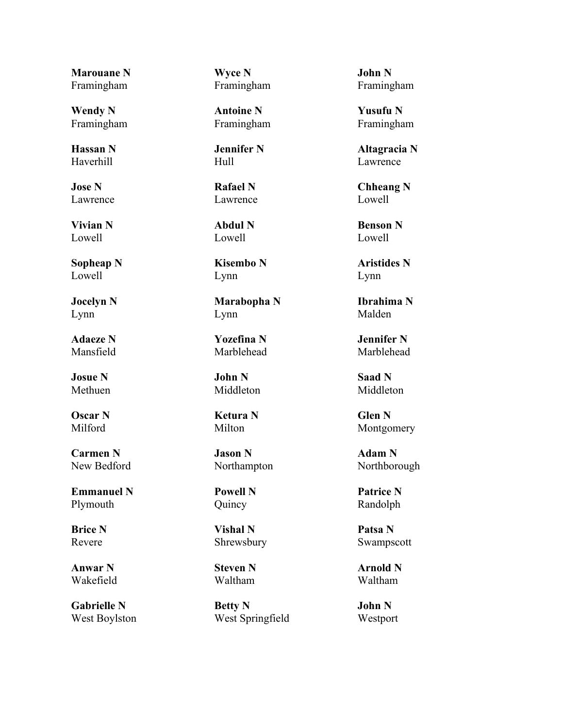**Marouane N**
Framingham

**Wyce N**
Framingham

**John N**
Framingham

**Wendy N**
Framingham

**Antoine N**
Framingham

**Yusufu N**
Framingham

**Hassan N**
Haverhill

**Jennifer N**
Hull

**Altagracia N**
Lawrence

**Jose N**
Lawrence

**Rafael N**
Lawrence

**Chheang N**
Lowell

**Vivian N**
Lowell

**Abdul N**
Lowell

**Benson N**
Lowell

**Sopheap N**
Lowell

**Kisembo N**
Lynn

**Aristides N**
Lynn

**Jocelyn N**
Lynn

**Marabopha N**
Lynn

**Ibrahima N**
Malden

**Adaeze N**
Mansfield

**Yozefina N**
Marblehead

**Jennifer N**
Marblehead

**Josue N**
Methuen

**John N**
Middleton

**Saad N**
Middleton

**Oscar N**
Milford

**Ketura N**
Milton

**Glen N**
Montgomery

**Carmen N**
New Bedford

**Jason N**
Northampton

**Adam N**
Northborough

**Emmanuel N**
Plymouth

**Powell N**
Quincy

**Patrice N**
Randolph

**Brice N**
Revere

**Vishal N**
Shrewsbury

**Patsa N**
Swampscott

**Anwar N**
Wakefield

**Steven N**
Waltham

**Arnold N**
Waltham

**Gabrielle N**
West Boylston

**Betty N**
West Springfield

**John N**
Westport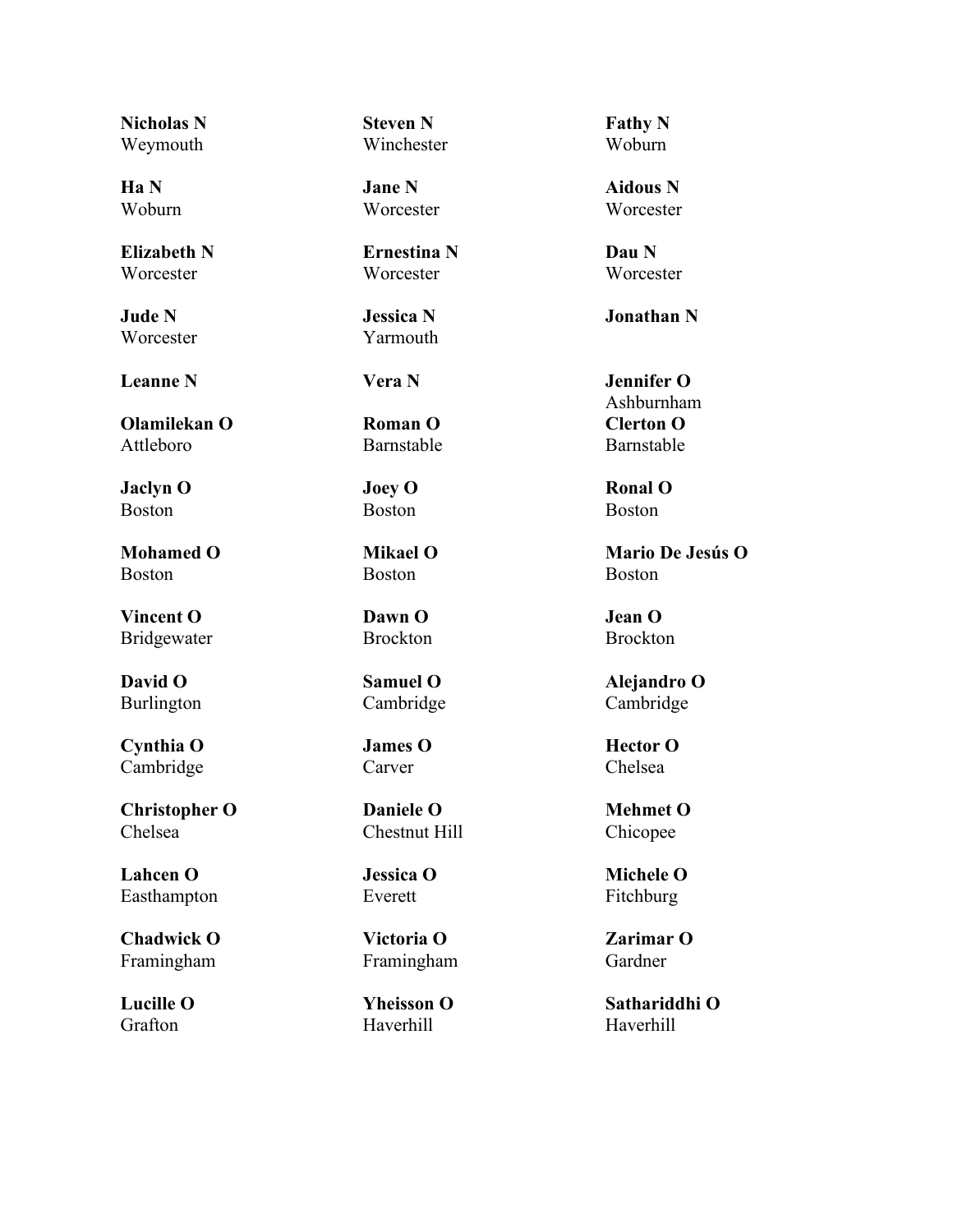**Nicholas N**
Weymouth

**Steven N**
Winchester

**Fathy N**
Woburn

**Ha N**
Woburn

**Jane N**
Worcester

**Aidous N**
Worcester

**Elizabeth N**
Worcester

**Ernestina N**
Worcester

**Dau N**
Worcester

**Jude N**
Worcester

**Jessica N**
Yarmouth

**Jonathan N**

**Leanne N**

**Vera N**

**Jennifer O**
Ashburnham

**Olamilekan O**
Attleboro

**Roman O**
Barnstable

**Clerton O**
Barnstable

**Jaclyn O**
Boston

**Joey O**
Boston

**Ronal O**
Boston

**Mohamed O**
Boston

**Mikael O**
Boston

**Mario De Jesús O**
Boston

**Vincent O**
Bridgewater

**Dawn O**
Brockton

**Jean O**
Brockton

**David O**
Burlington

**Samuel O**
Cambridge

**Alejandro O**
Cambridge

**Cynthia O**
Cambridge

**James O**
Carver

**Hector O**
Chelsea

**Christopher O**
Chelsea

**Daniele O**
Chestnut Hill

**Mehmet O**
Chicopee

**Lahcen O**
Easthampton

**Jessica O**
Everett

**Michele O**
Fitchburg

**Chadwick O**
Framingham

**Victoria O**
Framingham

**Zarimar O**
Gardner

**Lucille O**
Grafton

**Yheisson O**
Haverhill

**Sathariddhi O**
Haverhill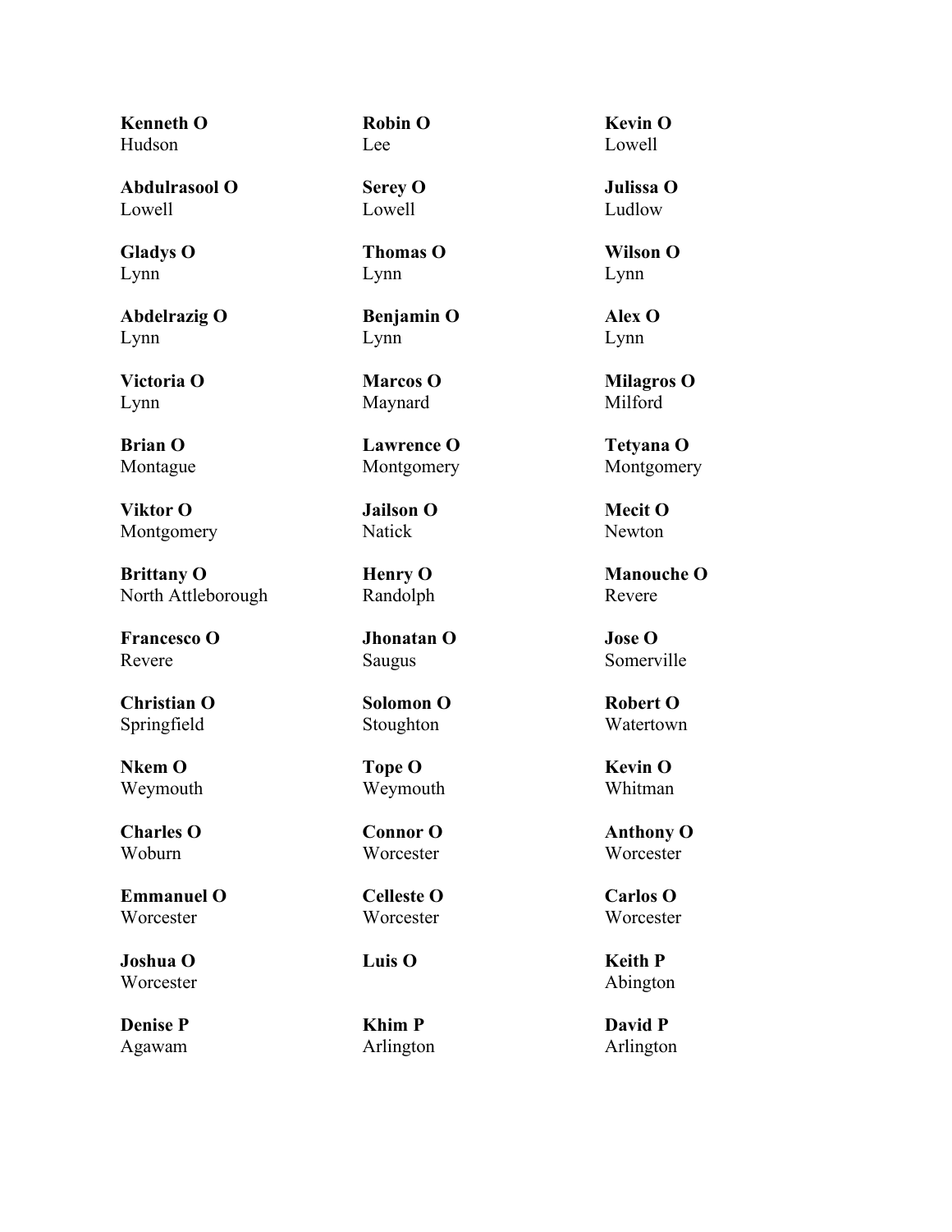**Kenneth O**
Hudson

**Robin O**
Lee

**Kevin O**
Lowell

**Abdulrasool O**
Lowell

**Serey O**
Lowell

**Julissa O**
Ludlow

**Gladys O**
Lynn

**Thomas O**
Lynn

**Wilson O**
Lynn

**Abdelrazig O**
Lynn

**Benjamin O**
Lynn

**Alex O**
Lynn

**Victoria O**
Lynn

**Marcos O**
Maynard

**Milagros O**
Milford

**Brian O**
Montague

**Lawrence O**
Montgomery

**Tetyana O**
Montgomery

**Viktor O**
Montgomery

**Jailson O**
Natick

**Mecit O**
Newton

**Brittany O**
North Attleborough

**Henry O**
Randolph

**Manouche O**
Revere

**Francesco O**
Revere

**Jhonatan O**
Saugus

**Jose O**
Somerville

**Christian O**
Springfield

**Solomon O**
Stoughton

**Robert O**
Watertown

**Nkem O**
Weymouth

**Tope O**
Weymouth

**Kevin O**
Whitman

**Charles O**
Woburn

**Connor O**
Worcester

**Anthony O**
Worcester

**Emmanuel O**
Worcester

**Celleste O**
Worcester

**Carlos O**
Worcester

**Joshua O**
Worcester

**Luis O**

**Keith P**
Abington

**Denise P**
Agawam

**Khim P**
Arlington

**David P**
Arlington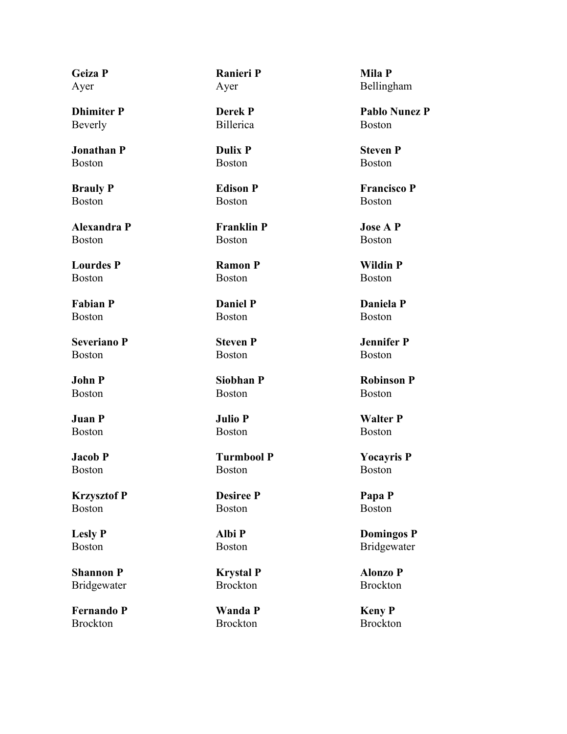**Geiza P**
Ayer

**Ranieri P**
Ayer

**Mila P**
Bellingham

**Dhimiter P**
Beverly

**Derek P**
Billerica

**Pablo Nunez P**
Boston

**Jonathan P**
Boston

**Dulix P**
Boston

**Steven P**
Boston

**Brauly P**
Boston

**Edison P**
Boston

**Francisco P**
Boston

**Alexandra P**
Boston

**Franklin P**
Boston

**Jose A P**
Boston

**Lourdes P**
Boston

**Ramon P**
Boston

**Wildin P**
Boston

**Fabian P**
Boston

**Daniel P**
Boston

**Daniela P**
Boston

**Severiano P**
Boston

**Steven P**
Boston

**Jennifer P**
Boston

**John P**
Boston

**Siobhan P**
Boston

**Robinson P**
Boston

**Juan P**
Boston

**Julio P**
Boston

**Walter P**
Boston

**Jacob P**
Boston

**Turmbool P**
Boston

**Yocayris P**
Boston

**Krzysztof P**
Boston

**Desiree P**
Boston

**Papa P**
Boston

**Lesly P**
Boston

**Albi P**
Boston

**Domingos P**
Bridgewater

**Shannon P**
Bridgewater

**Krystal P**
Brockton

**Alonzo P**
Brockton

**Fernando P**
Brockton

**Wanda P**
Brockton

**Keny P**
Brockton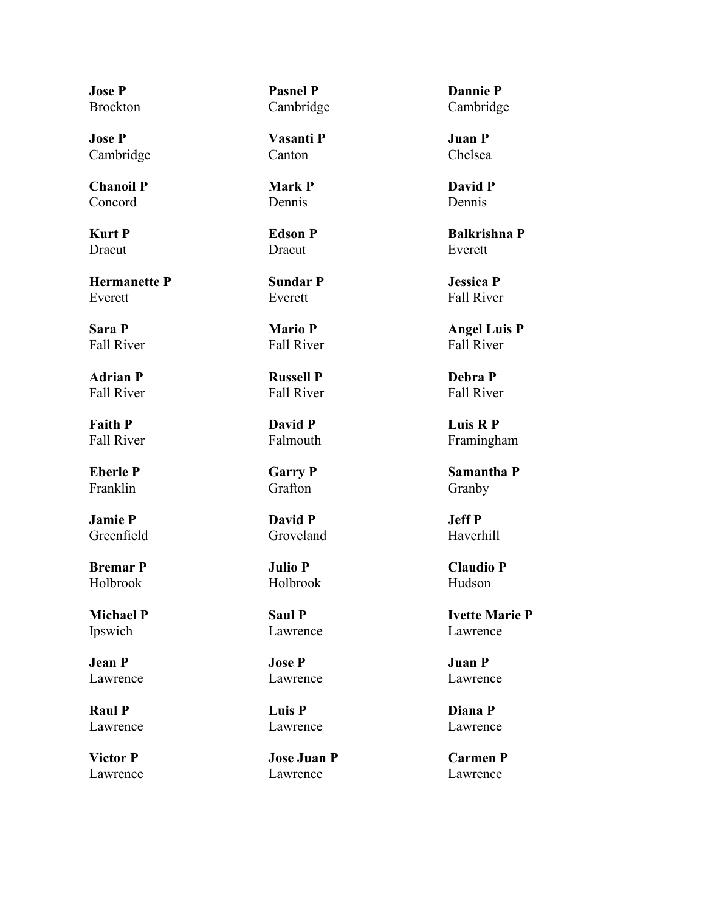**Jose P**
Brockton

**Pasnel P**
Cambridge

**Dannie P**
Cambridge

**Jose P**
Cambridge

**Vasanti P**
Canton

**Juan P**
Chelsea

**Chanoil P**
Concord

**Mark P**
Dennis

**David P**
Dennis

**Kurt P**
Dracut

**Edson P**
Dracut

**Balkrishna P**
Everett

**Hermanette P**
Everett

**Sundar P**
Everett

**Jessica P**
Fall River

**Sara P**
Fall River

**Mario P**
Fall River

**Angel Luis P**
Fall River

**Adrian P**
Fall River

**Russell P**
Fall River

**Debra P**
Fall River

**Faith P**
Fall River

**David P**
Falmouth

**Luis R P**
Framingham

**Eberle P**
Franklin

**Garry P**
Grafton

**Samantha P**
Granby

**Jamie P**
Greenfield

**David P**
Groveland

**Jeff P**
Haverhill

**Bremar P**
Holbrook

**Julio P**
Holbrook

**Claudio P**
Hudson

**Michael P**
Ipswich

**Saul P**
Lawrence

**Ivette Marie P**
Lawrence

**Jean P**
Lawrence

**Jose P**
Lawrence

**Juan P**
Lawrence

**Raul P**
Lawrence

**Luis P**
Lawrence

**Diana P**
Lawrence

**Victor P**
Lawrence

**Jose Juan P**
Lawrence

**Carmen P**
Lawrence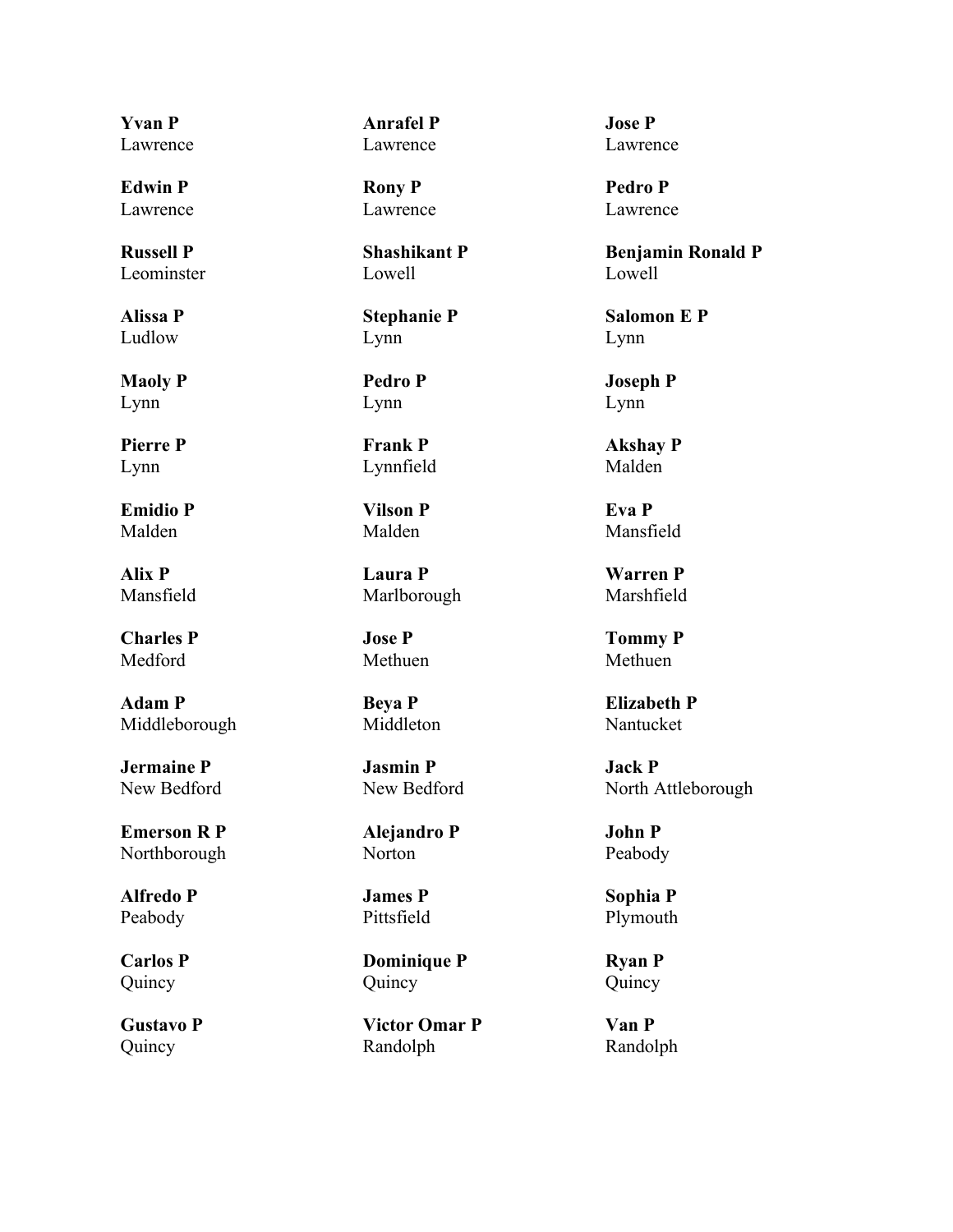**Yvan P**
Lawrence

**Anrafel P**
Lawrence

**Jose P**
Lawrence

**Edwin P**
Lawrence

**Rony P**
Lawrence

**Pedro P**
Lawrence

**Russell P**
Leominster

**Shashikant P**
Lowell

**Benjamin Ronald P**
Lowell

**Alissa P**
Ludlow

**Stephanie P**
Lynn

**Salomon E P**
Lynn

**Maoly P**
Lynn

**Pedro P**
Lynn

**Joseph P**
Lynn

**Pierre P**
Lynn

**Frank P**
Lynnfield

**Akshay P**
Malden

**Emidio P**
Malden

**Vilson P**
Malden

**Eva P**
Mansfield

**Alix P**
Mansfield

**Laura P**
Marlborough

**Warren P**
Marshfield

**Charles P**
Medford

**Jose P**
Methuen

**Tommy P**
Methuen

**Adam P**
Middleborough

**Beya P**
Middleton

**Elizabeth P**
Nantucket

**Jermaine P**
New Bedford

**Jasmin P**
New Bedford

**Jack P**
North Attleborough

**Emerson R P**
Northborough

**Alejandro P**
Norton

**John P**
Peabody

**Alfredo P**
Peabody

**James P**
Pittsfield

**Sophia P**
Plymouth

**Carlos P**
Quincy

**Dominique P**
Quincy

**Ryan P**
Quincy

**Gustavo P**
Quincy

**Victor Omar P**
Randolph

**Van P**
Randolph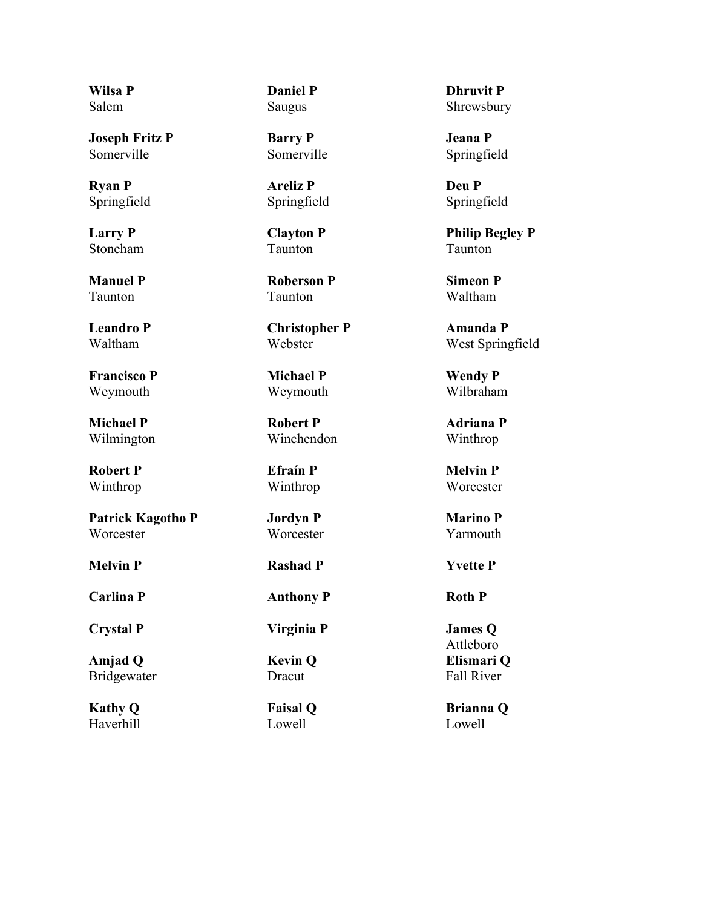**Wilsa P**
Salem

**Daniel P**
Saugus

**Dhruvit P**
Shrewsbury

**Joseph Fritz P**
Somerville

**Barry P**
Somerville

**Jeana P**
Springfield

**Ryan P**
Springfield

**Areliz P**
Springfield

**Deu P**
Springfield

**Larry P**
Stoneham

**Clayton P**
Taunton

**Philip Begley P**
Taunton

**Manuel P**
Taunton

**Roberson P**
Taunton

**Simeon P**
Waltham

**Leandro P**
Waltham

**Christopher P**
Webster

**Amanda P**
West Springfield

**Francisco P**
Weymouth

**Michael P**
Weymouth

**Wendy P**
Wilbraham

**Michael P**
Wilmington

**Robert P**
Winchendon

**Adriana P**
Winthrop

**Robert P**
Winthrop

**Efraín P**
Winthrop

**Melvin P**
Worcester

**Patrick Kagotho P**
Worcester

**Jordyn P**
Worcester

**Marino P**
Yarmouth

**Melvin P**

**Rashad P**

**Yvette P**

**Carlina P**

**Anthony P**

**Roth P**

**Crystal P**

**Virginia P**

**James Q**
Attleboro

**Amjad Q**
Bridgewater

**Kevin Q**
Dracut

**Elismari Q**
Fall River

**Kathy Q**
Haverhill

**Faisal Q**
Lowell

**Brianna Q**
Lowell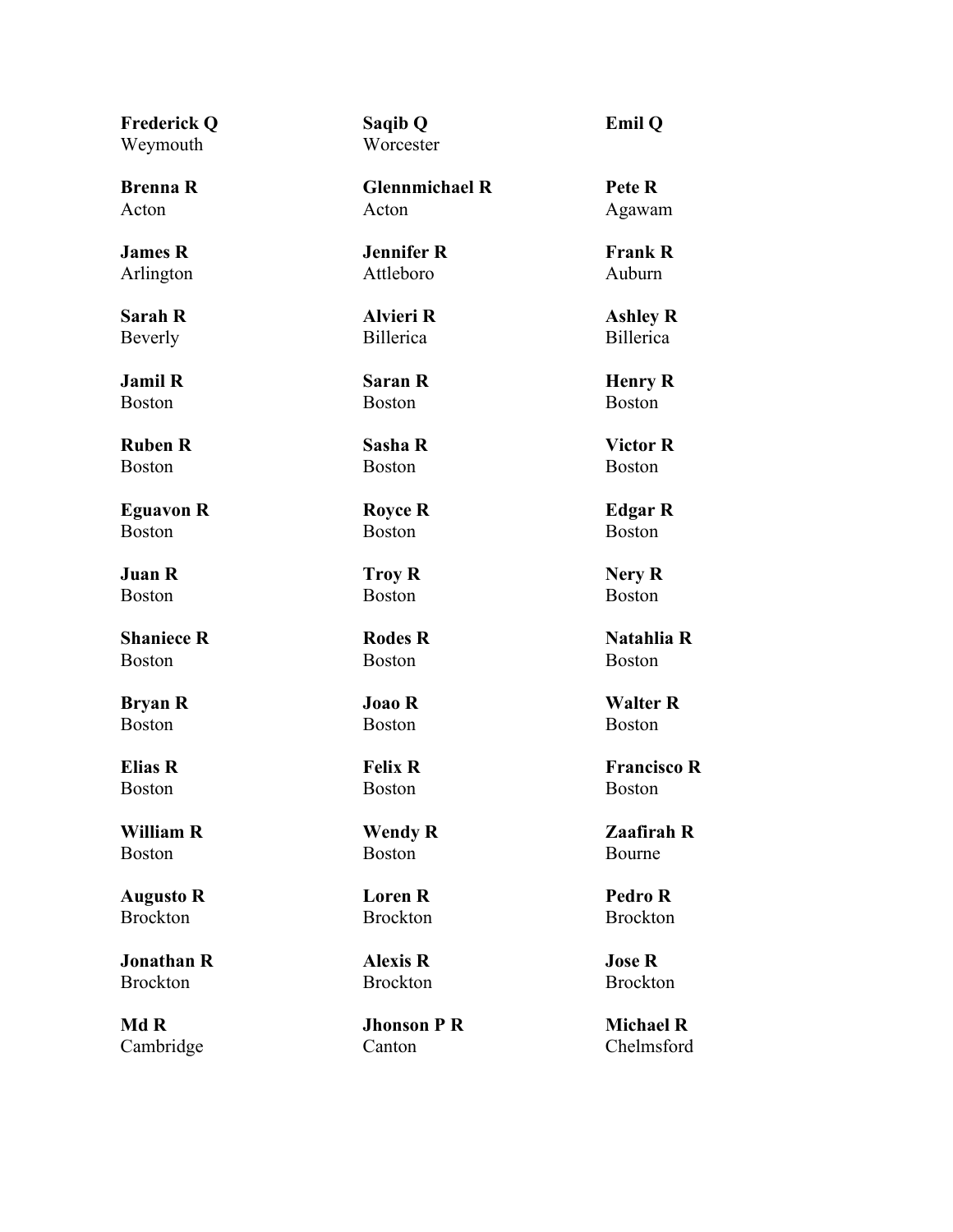**Frederick Q**
Weymouth

**Saqib Q**
Worcester

**Emil Q**

**Brenna R**
Acton

**Glennmichael R**
Acton

**Pete R**
Agawam

**James R**
Arlington

**Jennifer R**
Attleboro

**Frank R**
Auburn

**Sarah R**
Beverly

**Alvieri R**
Billerica

**Ashley R**
Billerica

**Jamil R**
Boston

**Saran R**
Boston

**Henry R**
Boston

**Ruben R**
Boston

**Sasha R**
Boston

**Victor R**
Boston

**Eguavon R**
Boston

**Royce R**
Boston

**Edgar R**
Boston

**Juan R**
Boston

**Troy R**
Boston

**Nery R**
Boston

**Shaniece R**
Boston

**Rodes R**
Boston

**Natahlia R**
Boston

**Bryan R**
Boston

**Joao R**
Boston

**Walter R**
Boston

**Elias R**
Boston

**Felix R**
Boston

**Francisco R**
Boston

**William R**
Boston

**Wendy R**
Boston

**Zaafirah R**
Bourne

**Augusto R**
Brockton

**Loren R**
Brockton

**Pedro R**
Brockton

**Jonathan R**
Brockton

**Alexis R**
Brockton

**Jose R**
Brockton

**Md R**
Cambridge

**Jhonson P R**
Canton

**Michael R**
Chelmsford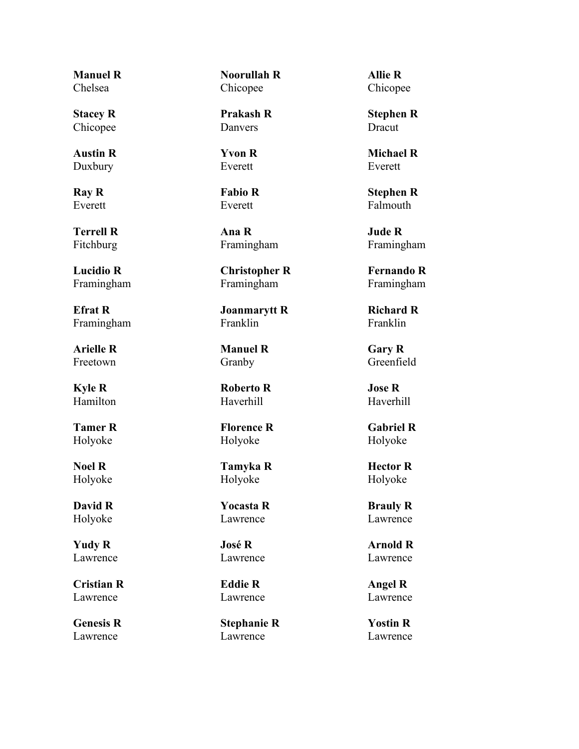**Manuel R**
Chelsea

**Noorullah R**
Chicopee

**Allie R**
Chicopee

**Stacey R**
Chicopee

**Prakash R**
Danvers

**Stephen R**
Dracut

**Austin R**
Duxbury

**Yvon R**
Everett

**Michael R**
Everett

**Ray R**
Everett

**Fabio R**
Everett

**Stephen R**
Falmouth

**Terrell R**
Fitchburg

**Ana R**
Framingham

**Jude R**
Framingham

**Lucidio R**
Framingham

**Christopher R**
Framingham

**Fernando R**
Framingham

**Efrat R**
Framingham

**Joanmarytt R**
Franklin

**Richard R**
Franklin

**Arielle R**
Freetown

**Manuel R**
Granby

**Gary R**
Greenfield

**Kyle R**
Hamilton

**Roberto R**
Haverhill

**Jose R**
Haverhill

**Tamer R**
Holyoke

**Florence R**
Holyoke

**Gabriel R**
Holyoke

**Noel R**
Holyoke

**Tamyka R**
Holyoke

**Hector R**
Holyoke

**David R**
Holyoke

**Yocasta R**
Lawrence

**Brauly R**
Lawrence

**Yudy R**
Lawrence

**José R**
Lawrence

**Arnold R**
Lawrence

**Cristian R**
Lawrence

**Eddie R**
Lawrence

**Angel R**
Lawrence

**Genesis R**
Lawrence

**Stephanie R**
Lawrence

**Yostin R**
Lawrence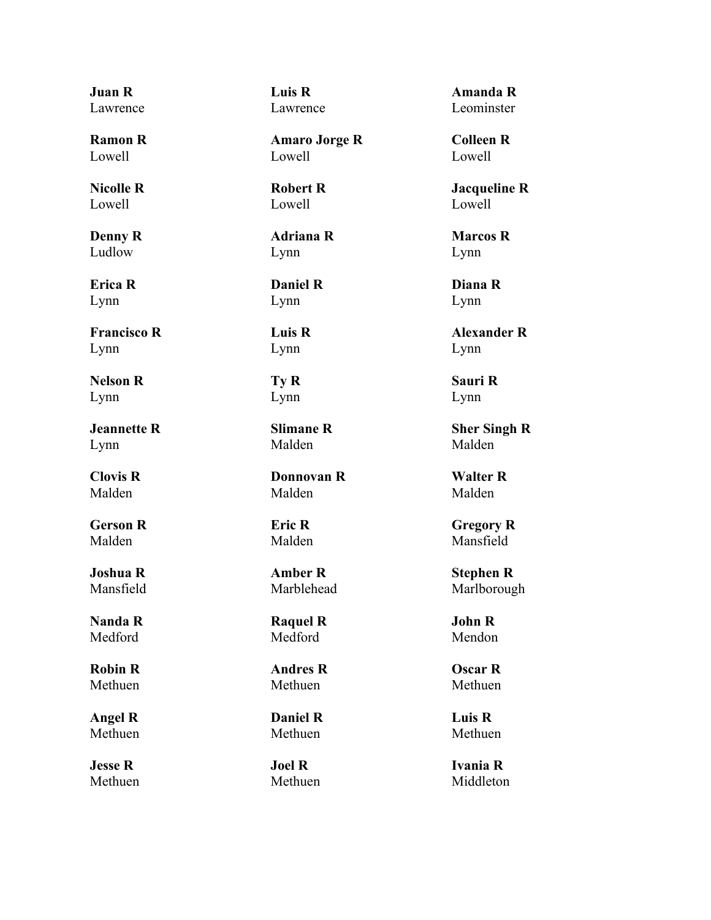**Juan R**
Lawrence

**Luis R**
Lawrence

**Amanda R**
Leominster

**Ramon R**
Lowell

**Amaro Jorge R**
Lowell

**Colleen R**
Lowell

**Nicolle R**
Lowell

**Robert R**
Lowell

**Jacqueline R**
Lowell

**Denny R**
Ludlow

**Adriana R**
Lynn

**Marcos R**
Lynn

**Erica R**
Lynn

**Daniel R**
Lynn

**Diana R**
Lynn

**Francisco R**
Lynn

**Luis R**
Lynn

**Alexander R**
Lynn

**Nelson R**
Lynn

**Ty R**
Lynn

**Sauri R**
Lynn

**Jeannette R**
Lynn

**Slimane R**
Malden

**Sher Singh R**
Malden

**Clovis R**
Malden

**Donnovan R**
Malden

**Walter R**
Malden

**Gerson R**
Malden

**Eric R**
Malden

**Gregory R**
Mansfield

**Joshua R**
Mansfield

**Amber R**
Marblehead

**Stephen R**
Marlborough

**Nanda R**
Medford

**Raquel R**
Medford

**John R**
Mendon

**Robin R**
Methuen

**Andres R**
Methuen

**Oscar R**
Methuen

**Angel R**
Methuen

**Daniel R**
Methuen

**Luis R**
Methuen

**Jesse R**
Methuen

**Joel R**
Methuen

**Ivania R**
Middleton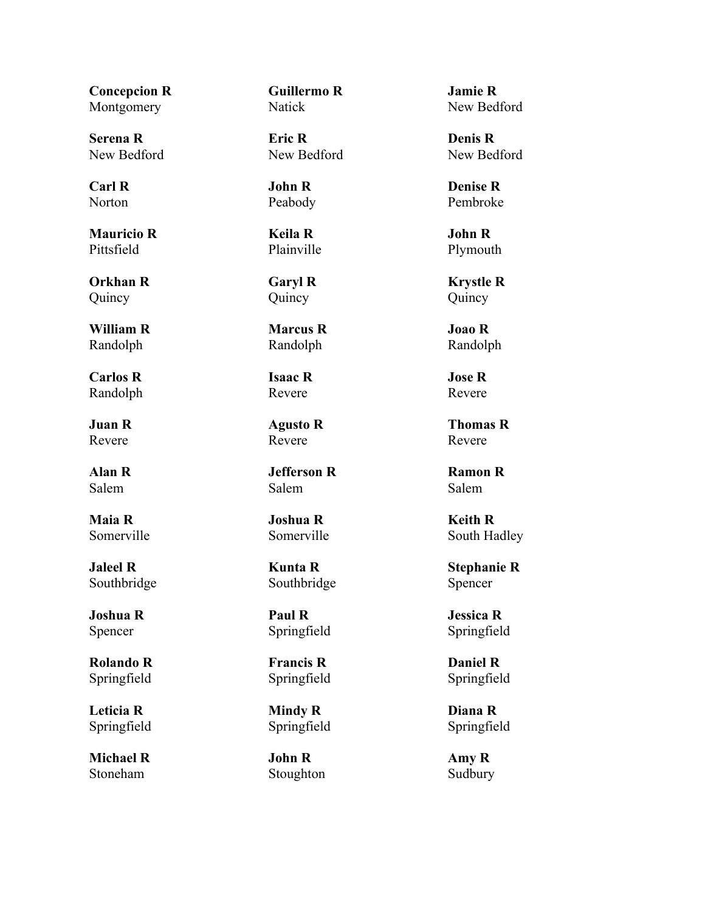**Concepcion R**
Montgomery

**Guillermo R**
Natick

**Jamie R**
New Bedford

**Serena R**
New Bedford

**Eric R**
New Bedford

**Denis R**
New Bedford

**Carl R**
Norton

**John R**
Peabody

**Denise R**
Pembroke

**Mauricio R**
Pittsfield

**Keila R**
Plainville

**John R**
Plymouth

**Orkhan R**
Quincy

**Garyl R**
Quincy

**Krystle R**
Quincy

**William R**
Randolph

**Marcus R**
Randolph

**Joao R**
Randolph

**Carlos R**
Randolph

**Isaac R**
Revere

**Jose R**
Revere

**Juan R**
Revere

**Agusto R**
Revere

**Thomas R**
Revere

**Alan R**
Salem

**Jefferson R**
Salem

**Ramon R**
Salem

**Maia R**
Somerville

**Joshua R**
Somerville

**Keith R**
South Hadley

**Jaleel R**
Southbridge

**Kunta R**
Southbridge

**Stephanie R**
Spencer

**Joshua R**
Spencer

**Paul R**
Springfield

**Jessica R**
Springfield

**Rolando R**
Springfield

**Francis R**
Springfield

**Daniel R**
Springfield

**Leticia R**
Springfield

**Mindy R**
Springfield

**Diana R**
Springfield

**Michael R**
Stoneham

**John R**
Stoughton

**Amy R**
Sudbury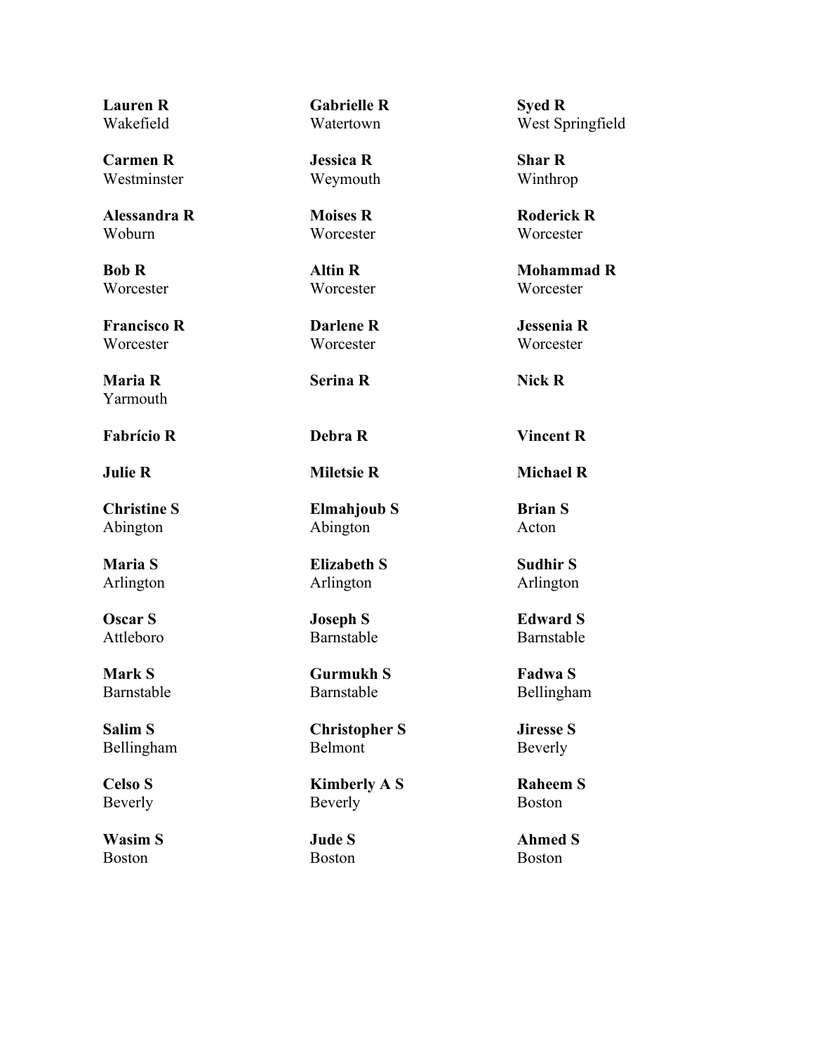**Lauren R**
Wakefield

**Gabrielle R**
Watertown

**Syed R**
West Springfield

**Carmen R**
Westminster

**Jessica R**
Weymouth

**Shar R**
Winthrop

**Alessandra R**
Woburn

**Moises R**
Worcester

**Roderick R**
Worcester

**Bob R**
Worcester

**Altin R**
Worcester

**Mohammad R**
Worcester

**Francisco R**
Worcester

**Darlene R**
Worcester

**Jessenia R**
Worcester

**Maria R**
Yarmouth

**Serina R**

**Nick R**

**Fabrício R**

**Debra R**

**Vincent R**

**Julie R**

**Miletsie R**

**Michael R**

**Christine S**
Abington

**Elmahjoub S**
Abington

**Brian S**
Acton

**Maria S**
Arlington

**Elizabeth S**
Arlington

**Sudhir S**
Arlington

**Oscar S**
Attleboro

**Joseph S**
Barnstable

**Edward S**
Barnstable

**Mark S**
Barnstable

**Gurmukh S**
Barnstable

**Fadwa S**
Bellingham

**Salim S**
Bellingham

**Christopher S**
Belmont

**Jiresse S**
Beverly

**Celso S**
Beverly

**Kimberly A S**
Beverly

**Raheem S**
Boston

**Wasim S**
Boston

**Jude S**
Boston

**Ahmed S**
Boston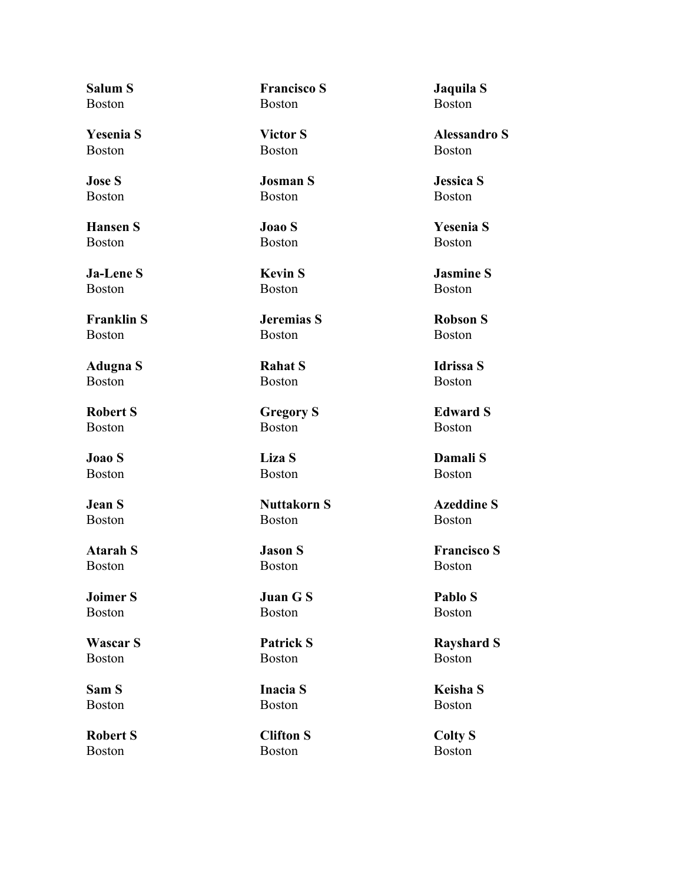**Salum S**
Boston

**Yesenia S**
Boston

**Jose S**
Boston

**Hansen S**
Boston

**Ja-Lene S**
Boston

**Franklin S**
Boston

**Adugna S**
Boston

**Robert S**
Boston

**Joao S**
Boston

**Jean S**
Boston

**Atarah S**
Boston

**Joimer S**
Boston

**Wascar S**
Boston

**Sam S**
Boston

**Robert S**
Boston

**Francisco S**
Boston

**Victor S**
Boston

**Josman S**
Boston

**Joao S**
Boston

**Kevin S**
Boston

**Jeremias S**
Boston

**Rahat S**
Boston

**Gregory S**
Boston

**Liza S**
Boston

**Nuttakorn S**
Boston

**Jason S**
Boston

**Juan G S**
Boston

**Patrick S**
Boston

**Inacia S**
Boston

**Clifton S**
Boston

**Jaquila S**
Boston

**Alessandro S**
Boston

**Jessica S**
Boston

**Yesenia S**
Boston

**Jasmine S**
Boston

**Robson S**
Boston

**Idrissa S**
Boston

**Edward S**
Boston

**Damali S**
Boston

**Azeddine S**
Boston

**Francisco S**
Boston

**Pablo S**
Boston

**Rayshard S**
Boston

**Keisha S**
Boston

**Colty S**
Boston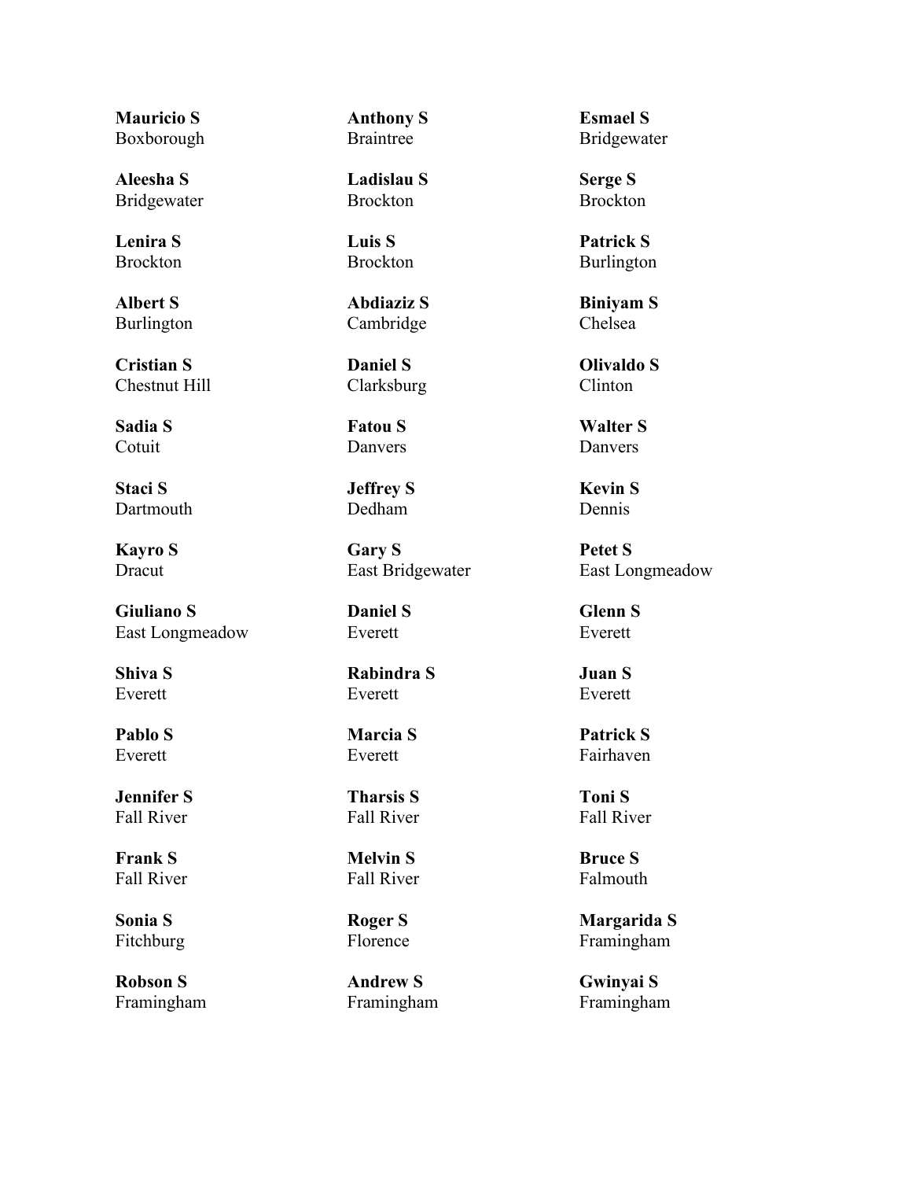**Mauricio S**
Boxborough

**Anthony S**
Braintree

**Esmael S**
Bridgewater

**Aleesha S**
Bridgewater

**Ladislau S**
Brockton

**Serge S**
Brockton

**Lenira S**
Brockton

**Luis S**
Brockton

**Patrick S**
Burlington

**Albert S**
Burlington

**Abdiaziz S**
Cambridge

**Biniyam S**
Chelsea

**Cristian S**
Chestnut Hill

**Daniel S**
Clarksburg

**Olivaldo S**
Clinton

**Sadia S**
Cotuit

**Fatou S**
Danvers

**Walter S**
Danvers

**Staci S**
Dartmouth

**Jeffrey S**
Dedham

**Kevin S**
Dennis

**Kayro S**
Dracut

**Gary S**
East Bridgewater

**Petet S**
East Longmeadow

**Giuliano S**
East Longmeadow

**Daniel S**
Everett

**Glenn S**
Everett

**Shiva S**
Everett

**Rabindra S**
Everett

**Juan S**
Everett

**Pablo S**
Everett

**Marcia S**
Everett

**Patrick S**
Fairhaven

**Jennifer S**
Fall River

**Tharsis S**
Fall River

**Toni S**
Fall River

**Frank S**
Fall River

**Melvin S**
Fall River

**Bruce S**
Falmouth

**Sonia S**
Fitchburg

**Roger S**
Florence

**Margarida S**
Framingham

**Robson S**
Framingham

**Andrew S**
Framingham

**Gwinyai S**
Framingham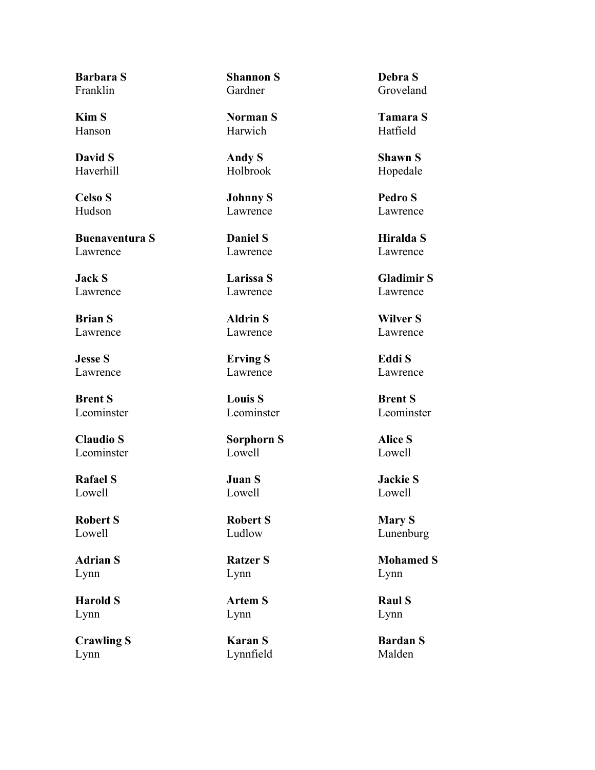**Barbara S**
Franklin

**Shannon S**
Gardner

**Debra S**
Groveland

**Kim S**
Hanson

**Norman S**
Harwich

**Tamara S**
Hatfield

**David S**
Haverhill

**Andy S**
Holbrook

**Shawn S**
Hopedale

**Celso S**
Hudson

**Johnny S**
Lawrence

**Pedro S**
Lawrence

**Buenaventura S**
Lawrence

**Daniel S**
Lawrence

**Hiralda S**
Lawrence

**Jack S**
Lawrence

**Larissa S**
Lawrence

**Gladimir S**
Lawrence

**Brian S**
Lawrence

**Aldrin S**
Lawrence

**Wilver S**
Lawrence

**Jesse S**
Lawrence

**Erving S**
Lawrence

**Eddi S**
Lawrence

**Brent S**
Leominster

**Louis S**
Leominster

**Brent S**
Leominster

**Claudio S**
Leominster

**Sorphorn S**
Lowell

**Alice S**
Lowell

**Rafael S**
Lowell

**Juan S**
Lowell

**Jackie S**
Lowell

**Robert S**
Lowell

**Robert S**
Ludlow

**Mary S**
Lunenburg

**Adrian S**
Lynn

**Ratzer S**
Lynn

**Mohamed S**
Lynn

**Harold S**
Lynn

**Artem S**
Lynn

**Raul S**
Lynn

**Crawling S**
Lynn

**Karan S**
Lynnfield

**Bardan S**
Malden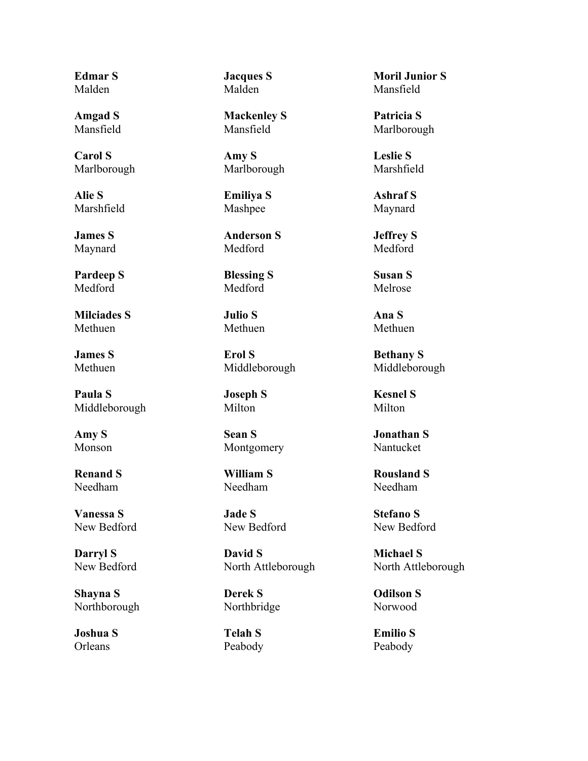**Edmar S**
Malden

**Jacques S**
Malden

**Moril Junior S**
Mansfield

**Amgad S**
Mansfield

**Mackenley S**
Mansfield

**Patricia S**
Marlborough

**Carol S**
Marlborough

**Amy S**
Marlborough

**Leslie S**
Marshfield

**Alie S**
Marshfield

**Emiliya S**
Mashpee

**Ashraf S**
Maynard

**James S**
Maynard

**Anderson S**
Medford

**Jeffrey S**
Medford

**Pardeep S**
Medford

**Blessing S**
Medford

**Susan S**
Melrose

**Milciades S**
Methuen

**Julio S**
Methuen

**Ana S**
Methuen

**James S**
Methuen

**Erol S**
Middleborough

**Bethany S**
Middleborough

**Paula S**
Middleborough

**Joseph S**
Milton

**Kesnel S**
Milton

**Amy S**
Monson

**Sean S**
Montgomery

**Jonathan S**
Nantucket

**Renand S**
Needham

**William S**
Needham

**Rousland S**
Needham

**Vanessa S**
New Bedford

**Jade S**
New Bedford

**Stefano S**
New Bedford

**Darryl S**
New Bedford

**David S**
North Attleborough

**Michael S**
North Attleborough

**Shayna S**
Northborough

**Derek S**
Northbridge

**Odilson S**
Norwood

**Joshua S**
Orleans

**Telah S**
Peabody

**Emilio S**
Peabody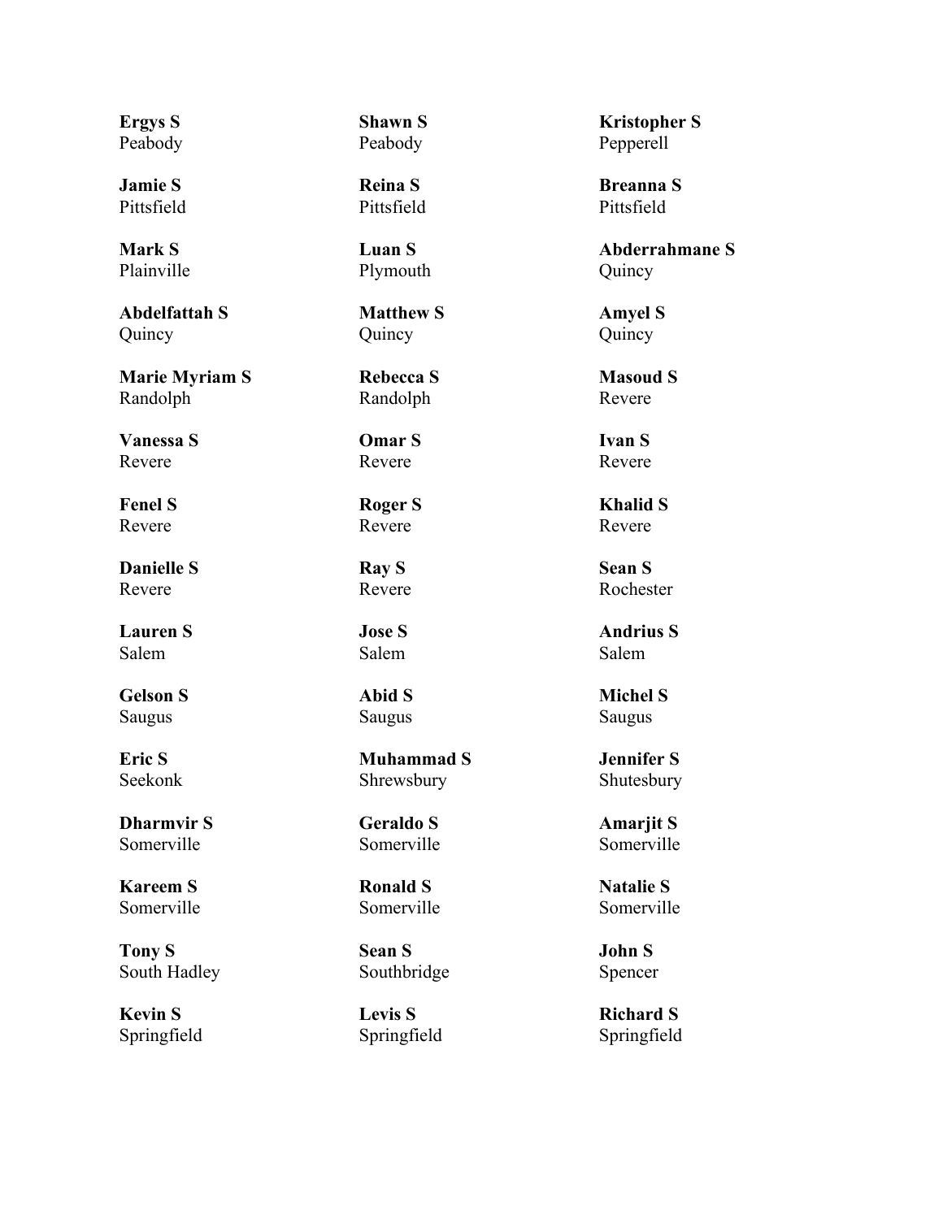**Ergys S**
Peabody

**Shawn S**
Peabody

**Kristopher S**
Pepperell

**Jamie S**
Pittsfield

**Reina S**
Pittsfield

**Breanna S**
Pittsfield

**Mark S**
Plainville

**Luan S**
Plymouth

**Abderrahmane S**
Quincy

**Abdelfattah S**
Quincy

**Matthew S**
Quincy

**Amyel S**
Quincy

**Marie Myriam S**
Randolph

**Rebecca S**
Randolph

**Masoud S**
Revere

**Vanessa S**
Revere

**Omar S**
Revere

**Ivan S**
Revere

**Fenel S**
Revere

**Roger S**
Revere

**Khalid S**
Revere

**Danielle S**
Revere

**Ray S**
Revere

**Sean S**
Rochester

**Lauren S**
Salem

**Jose S**
Salem

**Andrius S**
Salem

**Gelson S**
Saugus

**Abid S**
Saugus

**Michel S**
Saugus

**Eric S**
Seekonk

**Muhammad S**
Shrewsbury

**Jennifer S**
Shutesbury

**Dharmvir S**
Somerville

**Geraldo S**
Somerville

**Amarjit S**
Somerville

**Kareem S**
Somerville

**Ronald S**
Somerville

**Natalie S**
Somerville

**Tony S**
South Hadley

**Sean S**
Southbridge

**John S**
Spencer

**Kevin S**
Springfield

**Levis S**
Springfield

**Richard S**
Springfield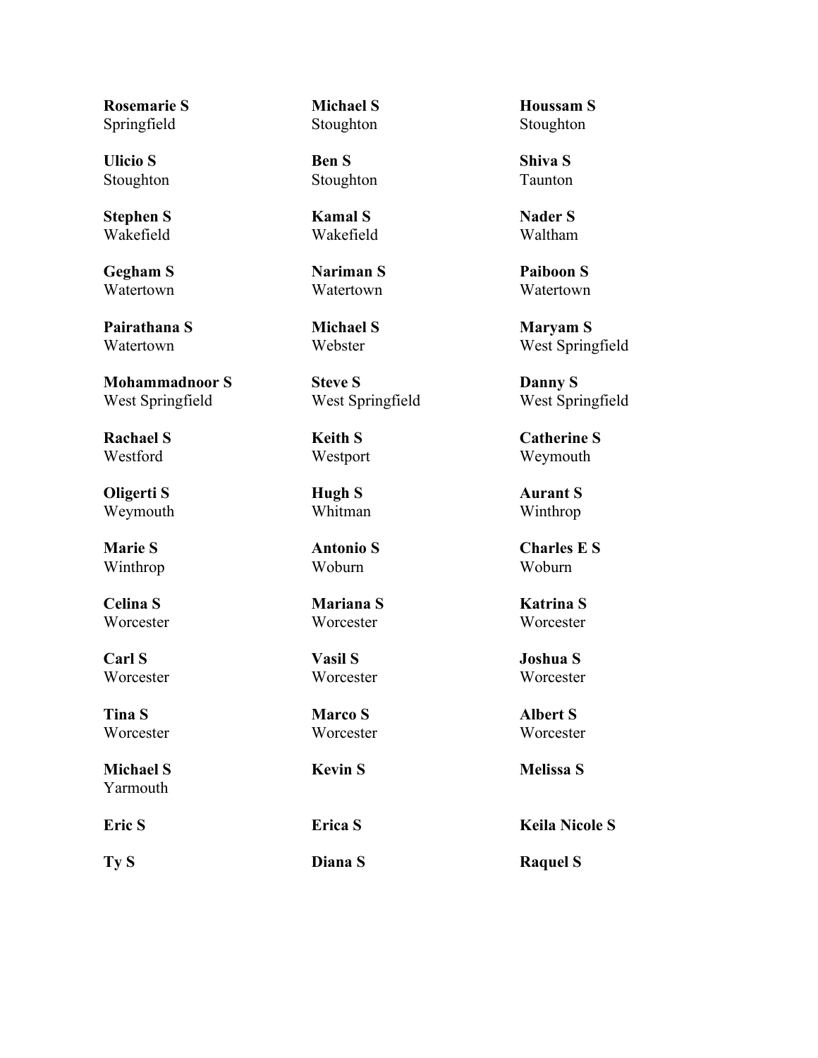**Rosemarie S**
Springfield

**Michael S**
Stoughton

**Houssam S**
Stoughton

**Ulicio S**
Stoughton

**Ben S**
Stoughton

**Shiva S**
Taunton

**Stephen S**
Wakefield

**Kamal S**
Wakefield

**Nader S**
Waltham

**Gegham S**
Watertown

**Nariman S**
Watertown

**Paiboon S**
Watertown

**Pairathana S**
Watertown

**Michael S**
Webster

**Maryam S**
West Springfield

**Mohammadnoor S**
West Springfield

**Steve S**
West Springfield

**Danny S**
West Springfield

**Rachael S**
Westford

**Keith S**
Westport

**Catherine S**
Weymouth

**Oligerti S**
Weymouth

**Hugh S**
Whitman

**Aurant S**
Winthrop

**Marie S**
Winthrop

**Antonio S**
Woburn

**Charles E S**
Woburn

**Celina S**
Worcester

**Mariana S**
Worcester

**Katrina S**
Worcester

**Carl S**
Worcester

**Vasil S**
Worcester

**Joshua S**
Worcester

**Tina S**
Worcester

**Marco S**
Worcester

**Albert S**
Worcester

**Michael S**
Yarmouth

**Kevin S**

**Melissa S**

**Eric S**

**Erica S**

**Keila Nicole S**

**Ty S**

**Diana S**

**Raquel S**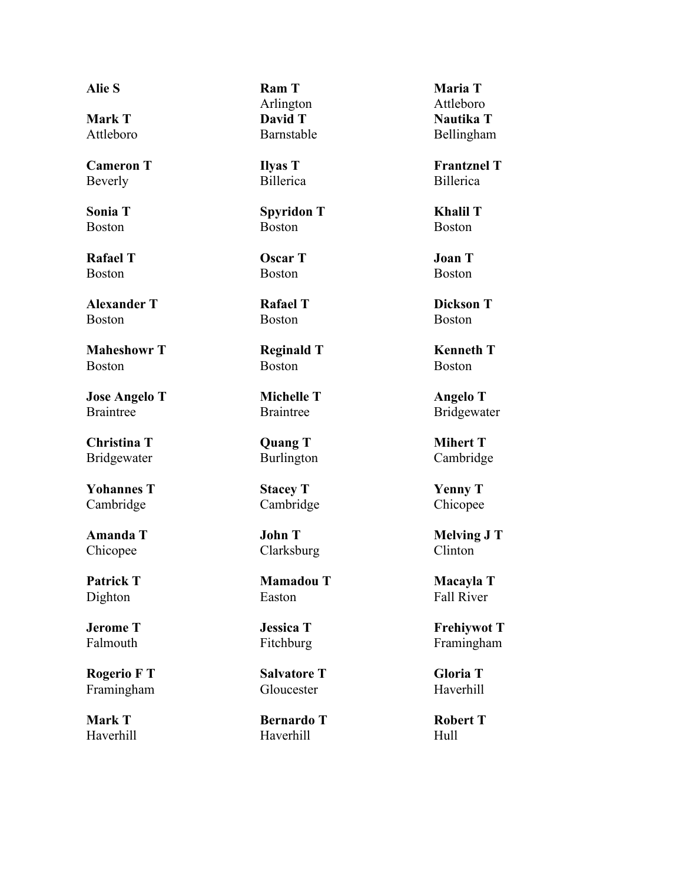**Alie S**

**Ram T**
Arlington

**Maria T**
Attleboro

**Mark T**
Attleboro

**David T**
Barnstable

**Nautika T**
Bellingham

**Cameron T**
Beverly

**Ilyas T**
Billerica

**Frantznel T**
Billerica

**Sonia T**
Boston

**Spyridon T**
Boston

**Khalil T**
Boston

**Rafael T**
Boston

**Oscar T**
Boston

**Joan T**
Boston

**Alexander T**
Boston

**Rafael T**
Boston

**Dickson T**
Boston

**Maheshowr T**
Boston

**Reginald T**
Boston

**Kenneth T**
Boston

**Jose Angelo T**
Braintree

**Michelle T**
Braintree

**Angelo T**
Bridgewater

**Christina T**
Bridgewater

**Quang T**
Burlington

**Mihert T**
Cambridge

**Yohannes T**
Cambridge

**Stacey T**
Cambridge

**Yenny T**
Chicopee

**Amanda T**
Chicopee

**John T**
Clarksburg

**Melving J T**
Clinton

**Patrick T**
Dighton

**Mamadou T**
Easton

**Macayla T**
Fall River

**Jerome T**
Falmouth

**Jessica T**
Fitchburg

**Frehiywot T**
Framingham

**Rogerio F T**
Framingham

**Salvatore T**
Gloucester

**Gloria T**
Haverhill

**Mark T**
Haverhill

**Bernardo T**
Haverhill

**Robert T**
Hull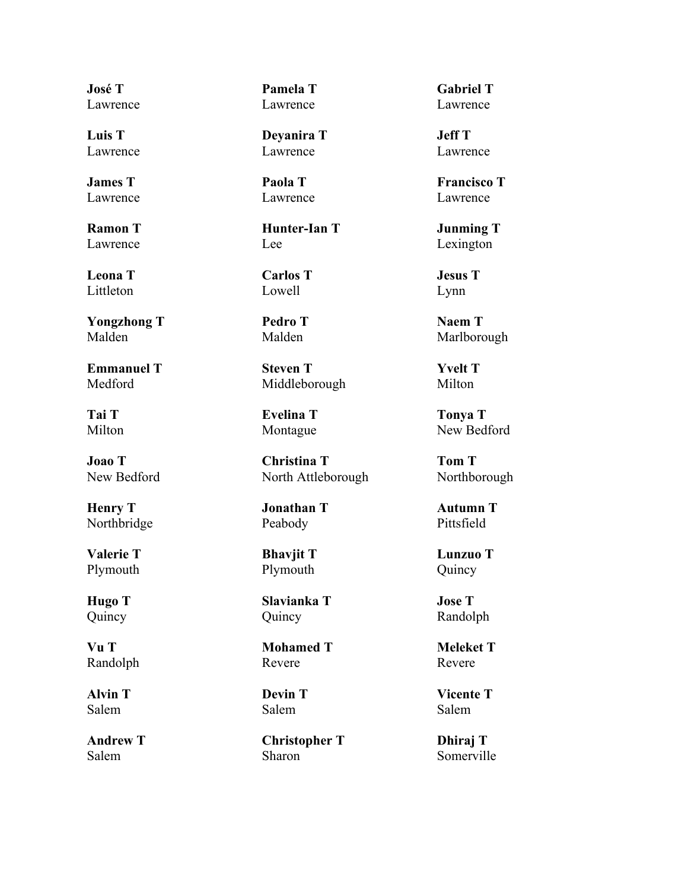**José T**
Lawrence

**Pamela T**
Lawrence

**Gabriel T**
Lawrence

**Luis T**
Lawrence

**Deyanira T**
Lawrence

**Jeff T**
Lawrence

**James T**
Lawrence

**Paola T**
Lawrence

**Francisco T**
Lawrence

**Ramon T**
Lawrence

**Hunter-Ian T**
Lee

**Junming T**
Lexington

**Leona T**
Littleton

**Carlos T**
Lowell

**Jesus T**
Lynn

**Yongzhong T**
Malden

**Pedro T**
Malden

**Naem T**
Marlborough

**Emmanuel T**
Medford

**Steven T**
Middleborough

**Yvelt T**
Milton

**Tai T**
Milton

**Evelina T**
Montague

**Tonya T**
New Bedford

**Joao T**
New Bedford

**Christina T**
North Attleborough

**Tom T**
Northborough

**Henry T**
Northbridge

**Jonathan T**
Peabody

**Autumn T**
Pittsfield

**Valerie T**
Plymouth

**Bhavjit T**
Plymouth

**Lunzuo T**
Quincy

**Hugo T**
Quincy

**Slavianka T**
Quincy

**Jose T**
Randolph

**Vu T**
Randolph

**Mohamed T**
Revere

**Meleket T**
Revere

**Alvin T**
Salem

**Devin T**
Salem

**Vicente T**
Salem

**Andrew T**
Salem

**Christopher T**
Sharon

**Dhiraj T**
Somerville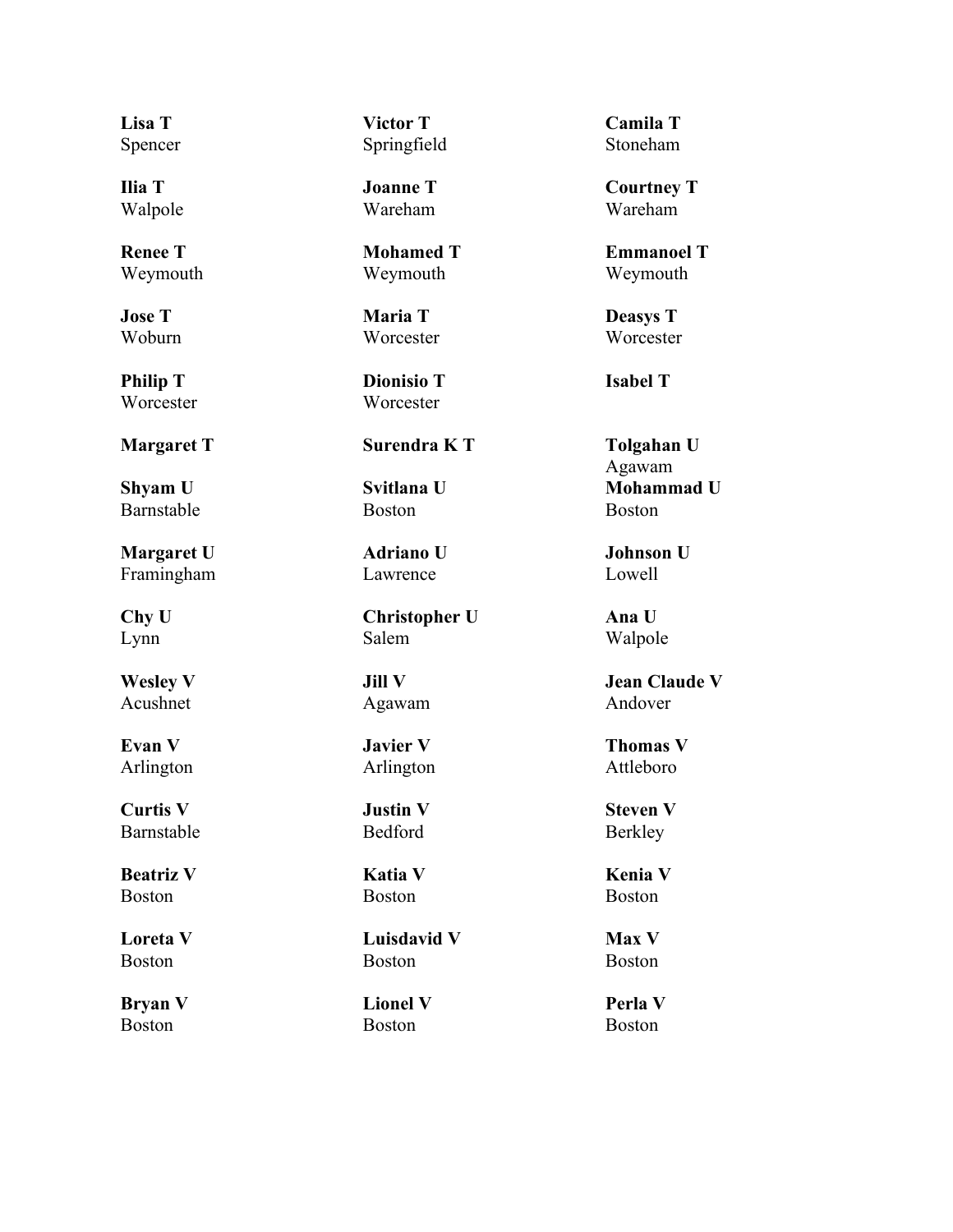**Lisa T**
Spencer

**Victor T**
Springfield

**Camila T**
Stoneham

**Ilia T**
Walpole

**Joanne T**
Wareham

**Courtney T**
Wareham

**Renee T**
Weymouth

**Mohamed T**
Weymouth

**Emmanoel T**
Weymouth

**Jose T**
Woburn

**Maria T**
Worcester

**Deasys T**
Worcester

**Philip T**
Worcester

**Dionisio T**
Worcester

**Isabel T**

**Margaret T**

**Surendra K T**

**Tolgahan U**
Agawam

**Shyam U**
Barnstable

**Svitlana U**
Boston

**Mohammad U**
Boston

**Margaret U**
Framingham

**Adriano U**
Lawrence

**Johnson U**
Lowell

**Chy U**
Lynn

**Christopher U**
Salem

**Ana U**
Walpole

**Wesley V**
Acushnet

**Jill V**
Agawam

**Jean Claude V**
Andover

**Evan V**
Arlington

**Javier V**
Arlington

**Thomas V**
Attleboro

**Curtis V**
Barnstable

**Justin V**
Bedford

**Steven V**
Berkley

**Beatriz V**
Boston

**Katia V**
Boston

**Kenia V**
Boston

**Loreta V**
Boston

**Luisdavid V**
Boston

**Max V**
Boston

**Bryan V**
Boston

**Lionel V**
Boston

**Perla V**
Boston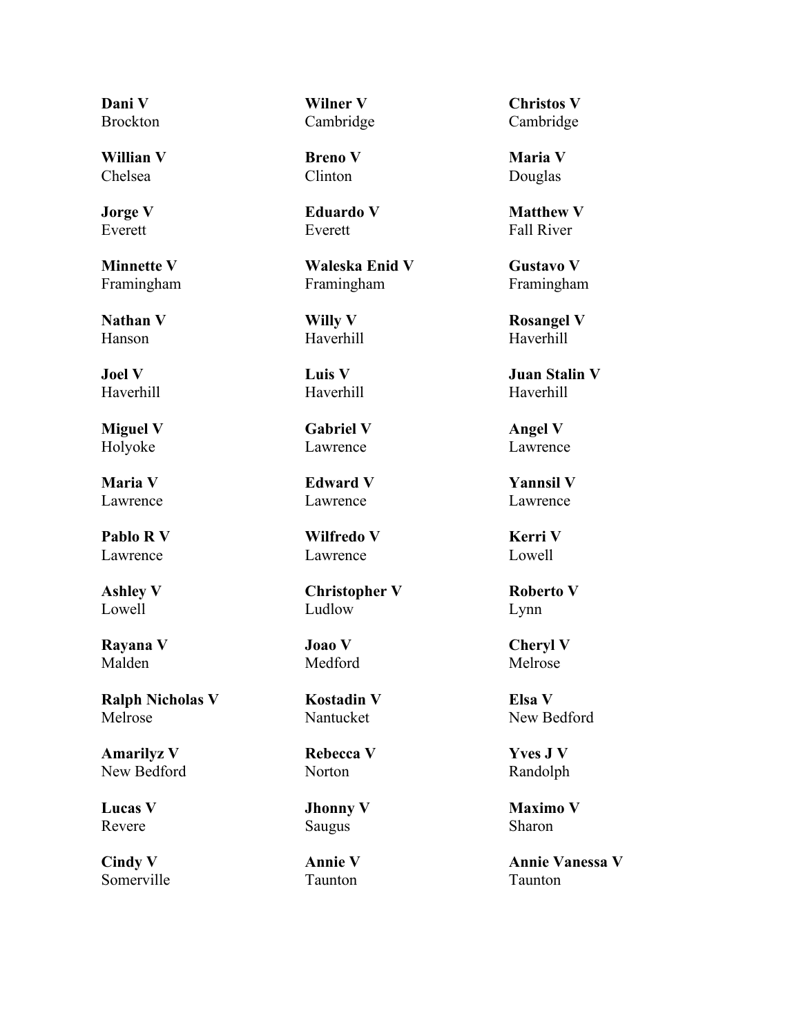**Dani V**
Brockton

**Wilner V**
Cambridge

**Christos V**
Cambridge

**Willian V**
Chelsea

**Breno V**
Clinton

**Maria V**
Douglas

**Jorge V**
Everett

**Eduardo V**
Everett

**Matthew V**
Fall River

**Minnette V**
Framingham

**Waleska Enid V**
Framingham

**Gustavo V**
Framingham

**Nathan V**
Hanson

**Willy V**
Haverhill

**Rosangel V**
Haverhill

**Joel V**
Haverhill

**Luis V**
Haverhill

**Juan Stalin V**
Haverhill

**Miguel V**
Holyoke

**Gabriel V**
Lawrence

**Angel V**
Lawrence

**Maria V**
Lawrence

**Edward V**
Lawrence

**Yannsil V**
Lawrence

**Pablo R V**
Lawrence

**Wilfredo V**
Lawrence

**Kerri V**
Lowell

**Ashley V**
Lowell

**Christopher V**
Ludlow

**Roberto V**
Lynn

**Rayana V**
Malden

**Joao V**
Medford

**Cheryl V**
Melrose

**Ralph Nicholas V**
Melrose

**Kostadin V**
Nantucket

**Elsa V**
New Bedford

**Amarilyz V**
New Bedford

**Rebecca V**
Norton

**Yves J V**
Randolph

**Lucas V**
Revere

**Jhonny V**
Saugus

**Maximo V**
Sharon

**Cindy V**
Somerville

**Annie V**
Taunton

**Annie Vanessa V**
Taunton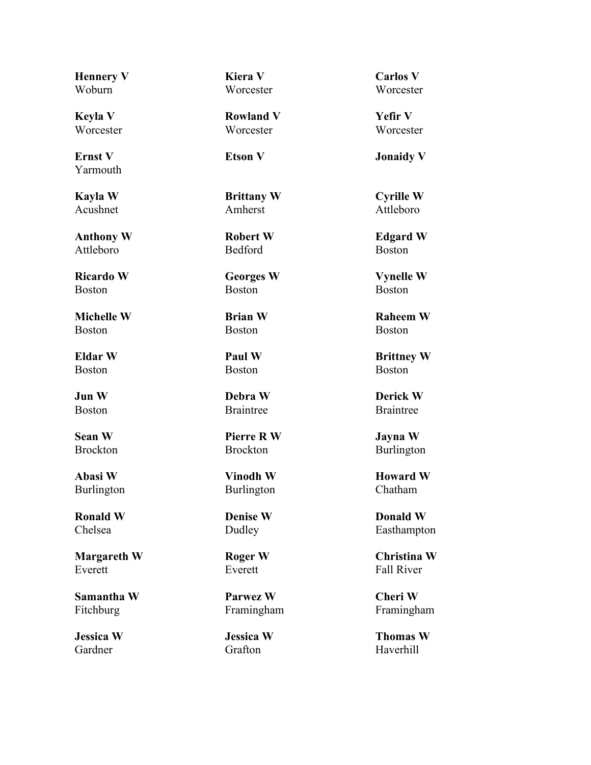**Hennery V**
Woburn

**Kiera V**
Worcester

**Carlos V**
Worcester

**Keyla V**
Worcester

**Rowland V**
Worcester

**Yefir V**
Worcester

**Ernst V**
Yarmouth

**Etson V**

**Jonaidy V**

**Kayla W**
Acushnet

**Brittany W**
Amherst

**Cyrille W**
Attleboro

**Anthony W**
Attleboro

**Robert W**
Bedford

**Edgard W**
Boston

**Ricardo W**
Boston

**Georges W**
Boston

**Vynelle W**
Boston

**Michelle W**
Boston

**Brian W**
Boston

**Raheem W**
Boston

**Eldar W**
Boston

**Paul W**
Boston

**Brittney W**
Boston

**Jun W**
Boston

**Debra W**
Braintree

**Derick W**
Braintree

**Sean W**
Brockton

**Pierre R W**
Brockton

**Jayna W**
Burlington

**Abasi W**
Burlington

**Vinodh W**
Burlington

**Howard W**
Chatham

**Ronald W**
Chelsea

**Denise W**
Dudley

**Donald W**
Easthampton

**Margareth W**
Everett

**Roger W**
Everett

**Christina W**
Fall River

**Samantha W**
Fitchburg

**Parwez W**
Framingham

**Cheri W**
Framingham

**Jessica W**
Gardner

**Jessica W**
Grafton

**Thomas W**
Haverhill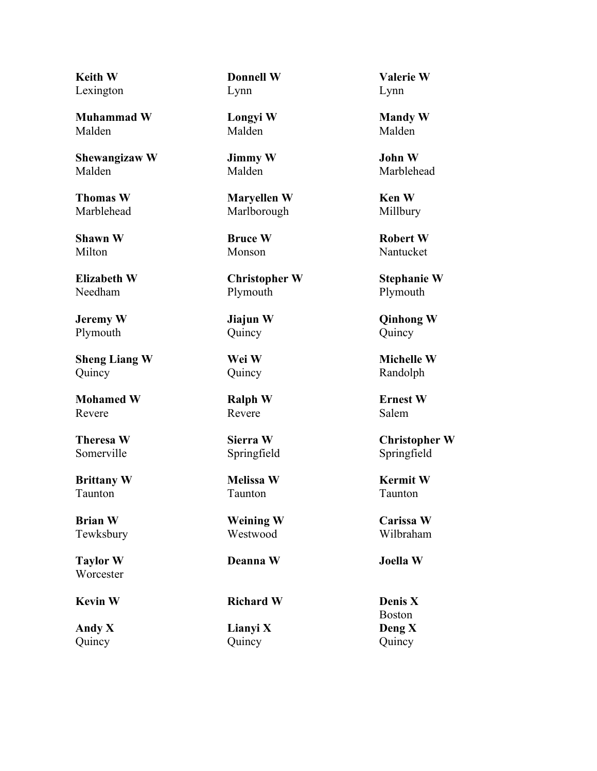**Keith W**
Lexington

**Donnell W**
Lynn

**Valerie W**
Lynn

**Muhammad W**
Malden

**Longyi W**
Malden

**Mandy W**
Malden

**Shewangizaw W**
Malden

**Jimmy W**
Malden

**John W**
Marblehead

**Thomas W**
Marblehead

**Maryellen W**
Marlborough

**Ken W**
Millbury

**Shawn W**
Milton

**Bruce W**
Monson

**Robert W**
Nantucket

**Elizabeth W**
Needham

**Christopher W**
Plymouth

**Stephanie W**
Plymouth

**Jeremy W**
Plymouth

**Jiajun W**
Quincy

**Qinhong W**
Quincy

**Sheng Liang W**
Quincy

**Wei W**
Quincy

**Michelle W**
Randolph

**Mohamed W**
Revere

**Ralph W**
Revere

**Ernest W**
Salem

**Theresa W**
Somerville

**Sierra W**
Springfield

**Christopher W**
Springfield

**Brittany W**
Taunton

**Melissa W**
Taunton

**Kermit W**
Taunton

**Brian W**
Tewksbury

**Weining W**
Westwood

**Carissa W**
Wilbraham

**Taylor W**
Worcester

**Deanna W**

**Joella W**

**Kevin W**

**Richard W**

**Denis X**
Boston

**Andy X**
Quincy

**Lianyi X**
Quincy

**Deng X**
Quincy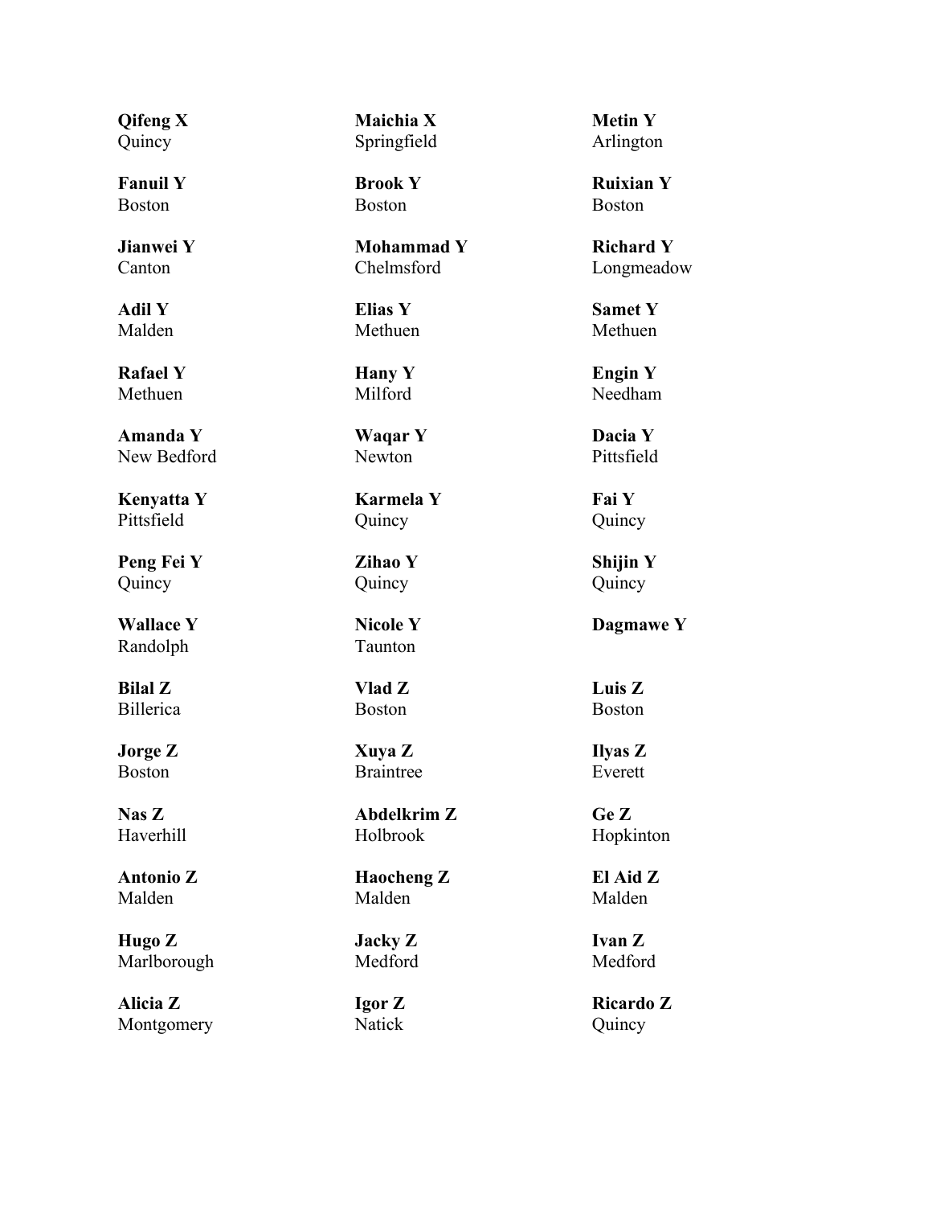**Qifeng X**
Quincy

**Maichia X**
Springfield

**Metin Y**
Arlington

**Fanuil Y**
Boston

**Brook Y**
Boston

**Ruixian Y**
Boston

**Jianwei Y**
Canton

**Mohammad Y**
Chelmsford

**Richard Y**
Longmeadow

**Adil Y**
Malden

**Elias Y**
Methuen

**Samet Y**
Methuen

**Rafael Y**
Methuen

**Hany Y**
Milford

**Engin Y**
Needham

**Amanda Y**
New Bedford

**Waqar Y**
Newton

**Dacia Y**
Pittsfield

**Kenyatta Y**
Pittsfield

**Karmela Y**
Quincy

**Fai Y**
Quincy

**Peng Fei Y**
Quincy

**Zihao Y**
Quincy

**Shijin Y**
Quincy

**Wallace Y**
Randolph

**Nicole Y**
Taunton

**Dagmawe Y**

**Bilal Z**
Billerica

**Vlad Z**
Boston

**Luis Z**
Boston

**Jorge Z**
Boston

**Xuya Z**
Braintree

**Ilyas Z**
Everett

**Nas Z**
Haverhill

**Abdelkrim Z**
Holbrook

**Ge Z**
Hopkinton

**Antonio Z**
Malden

**Haocheng Z**
Malden

**El Aid Z**
Malden

**Hugo Z**
Marlborough

**Jacky Z**
Medford

**Ivan Z**
Medford

**Alicia Z**
Montgomery

**Igor Z**
Natick

**Ricardo Z**
Quincy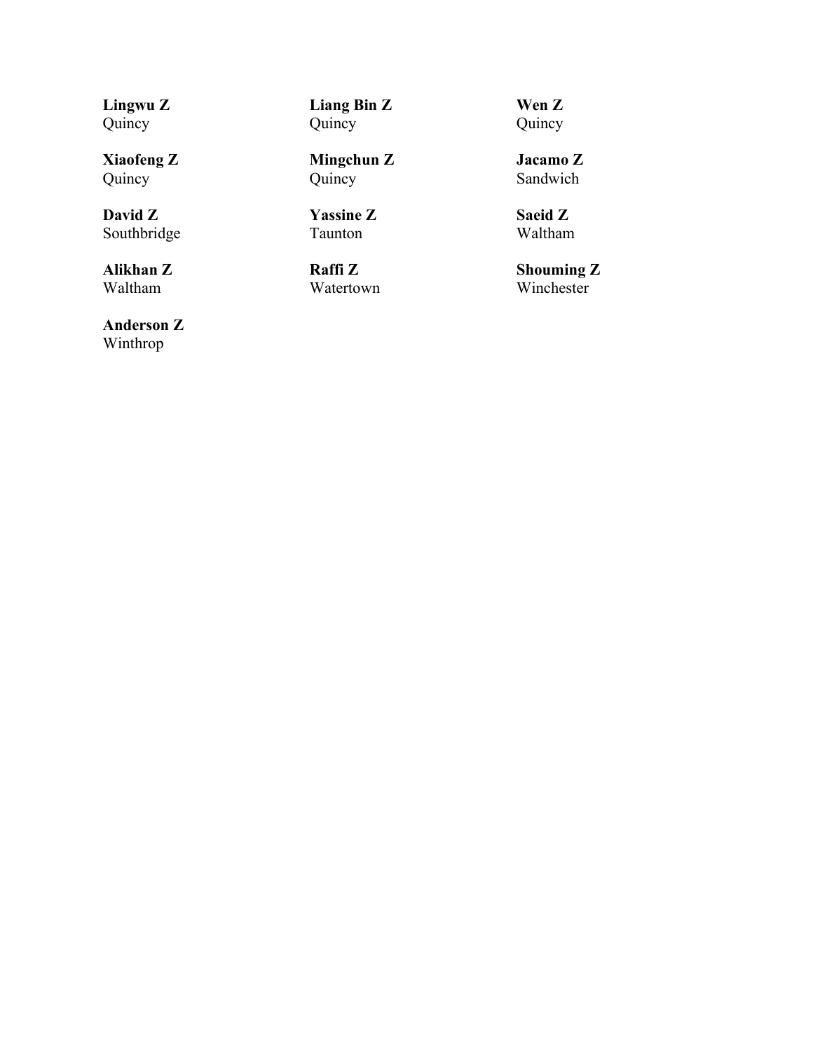**Lingwu Z**
Quincy

**Liang Bin Z**
Quincy

**Wen Z**
Quincy

**Xiaofeng Z**
Quincy

**Mingchun Z**
Quincy

**Jacamo Z**
Sandwich

**David Z**
Southbridge

**Yassine Z**
Taunton

**Saeid Z**
Waltham

**Alikhan Z**
Waltham

**Raffi Z**
Watertown

**Shouming Z**
Winchester

**Anderson Z**
Winthrop